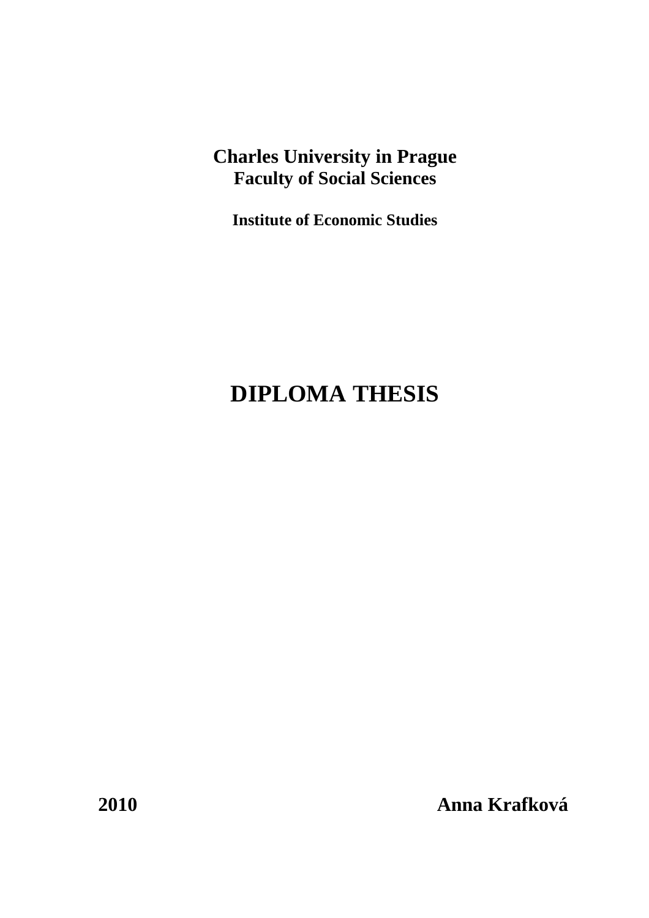**Charles University in Prague**
**Faculty of Social Sciences**

**Institute of Economic Studies**

# DIPLOMA THESIS

**2010** **Anna Krafková**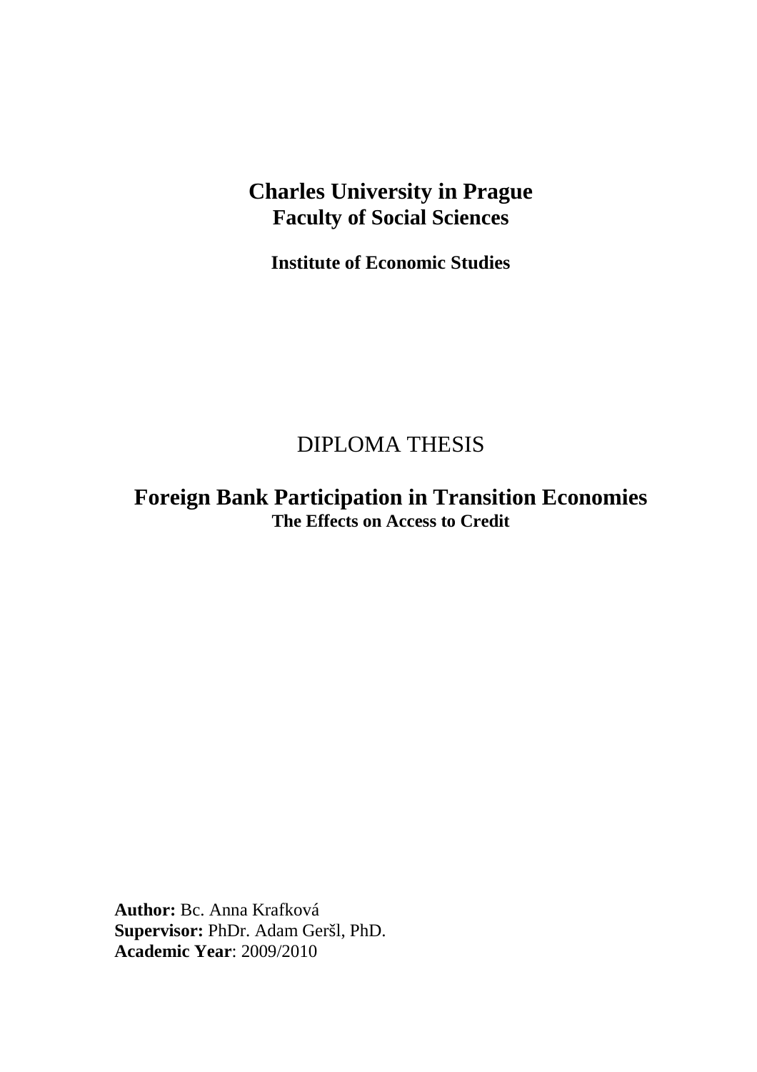**Charles University in Prague**
**Faculty of Social Sciences**

**Institute of Economic Studies**

DIPLOMA THESIS

# Foreign Bank Participation in Transition Economies

**The Effects on Access to Credit**

**Author:** Bc. Anna Krafková
**Supervisor:** PhDr. Adam Geršl, PhD.
**Academic Year**: 2009/2010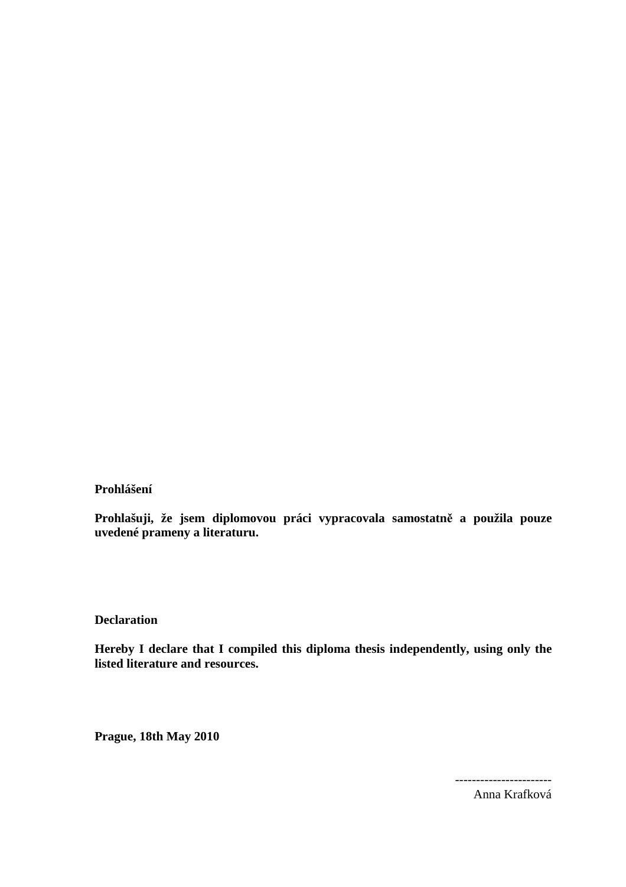**Prohlášení**

**Prohlašuji, že jsem diplomovou práci vypracovala samostatně a použila pouze uvedené prameny a literaturu.**

**Declaration**

**Hereby I declare that I compiled this diploma thesis independently, using only the listed literature and resources.**

**Prague, 18th May 2010**

----------------------
Anna Krafková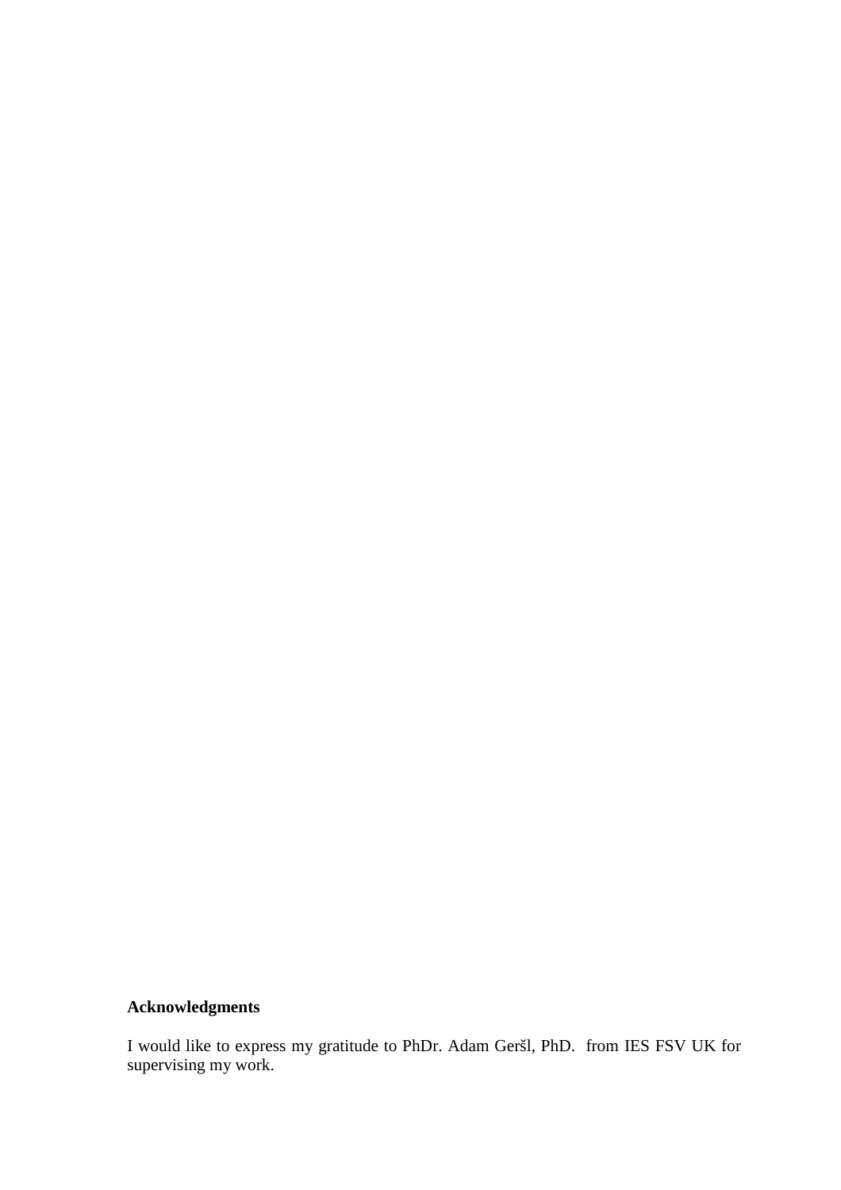**Acknowledgments**

I would like to express my gratitude to PhDr. Adam Geršl, PhD. from IES FSV UK for supervising my work.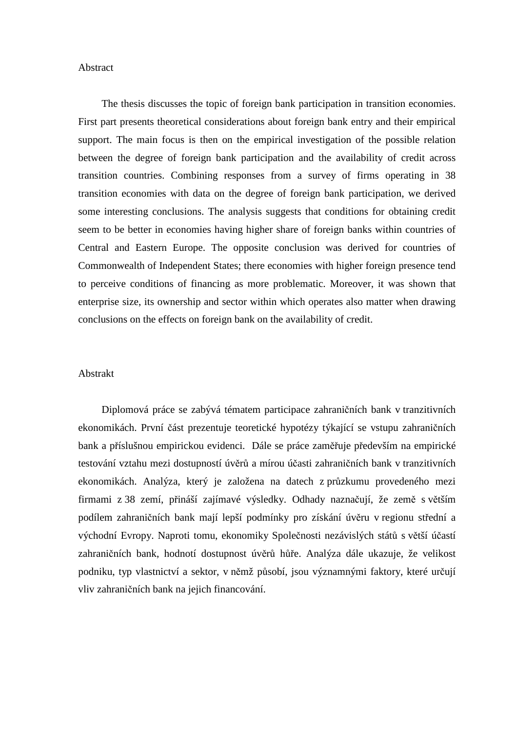## Abstract

The thesis discusses the topic of foreign bank participation in transition economies. First part presents theoretical considerations about foreign bank entry and their empirical support. The main focus is then on the empirical investigation of the possible relation between the degree of foreign bank participation and the availability of credit across transition countries. Combining responses from a survey of firms operating in 38 transition economies with data on the degree of foreign bank participation, we derived some interesting conclusions. The analysis suggests that conditions for obtaining credit seem to be better in economies having higher share of foreign banks within countries of Central and Eastern Europe. The opposite conclusion was derived for countries of Commonwealth of Independent States; there economies with higher foreign presence tend to perceive conditions of financing as more problematic. Moreover, it was shown that enterprise size, its ownership and sector within which operates also matter when drawing conclusions on the effects on foreign bank on the availability of credit.

## Abstrakt

Diplomová práce se zabývá tématem participace zahraničních bank v tranzitivních ekonomikách. První část prezentuje teoretické hypotézy týkající se vstupu zahraničních bank a příslušnou empirickou evidenci. Dále se práce zaměřuje především na empirické testování vztahu mezi dostupností úvěrů a mírou účasti zahraničních bank v tranzitivních ekonomikách. Analýza, který je založena na datech z průzkumu provedeného mezi firmami z 38 zemí, přináší zajímavé výsledky. Odhady naznačují, že země s větším podílem zahraničních bank mají lepší podmínky pro získání úvěru v regionu střední a východní Evropy. Naproti tomu, ekonomiky Společnosti nezávislých států s větší účastí zahraničních bank, hodnotí dostupnost úvěrů hůře. Analýza dále ukazuje, že velikost podniku, typ vlastnictví a sektor, v němž působí, jsou významnými faktory, které určují vliv zahraničních bank na jejich financování.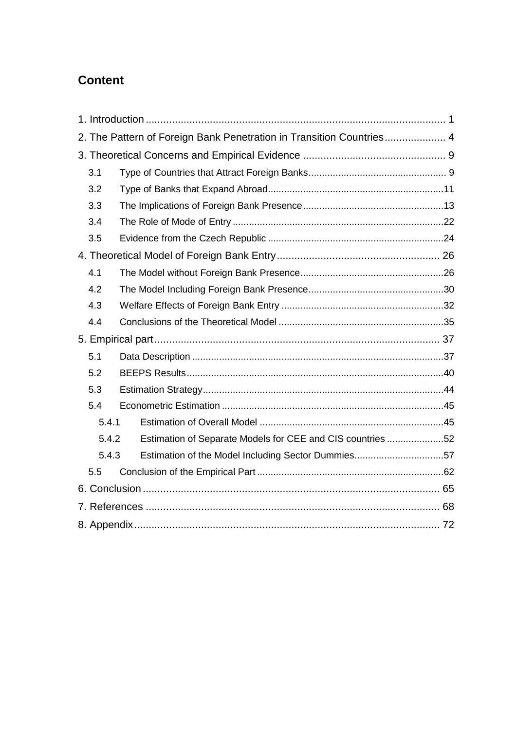## Content

1. Introduction ........................................................................................................ 1
2. The Pattern of Foreign Bank Penetration in Transition Countries ..................... 4
3. Theoretical Concerns and Empirical Evidence ................................................. 9
   - 3.1 Type of Countries that Attract Foreign Banks ................................................... 9
   - 3.2 Type of Banks that Expand Abroad ................................................................. 11
   - 3.3 The Implications of Foreign Bank Presence ..................................................... 13
   - 3.4 The Role of Mode of Entry .............................................................................. 22
   - 3.5 Evidence from the Czech Republic ................................................................. 24
4. Theoretical Model of Foreign Bank Entry ......................................................... 26
   - 4.1 The Model without Foreign Bank Presence ..................................................... 26
   - 4.2 The Model Including Foreign Bank Presence .................................................. 30
   - 4.3 Welfare Effects of Foreign Bank Entry ............................................................ 32
   - 4.4 Conclusions of the Theoretical Model ............................................................. 35
5. Empirical part ................................................................................................... 37
   - 5.1 Data Description ............................................................................................. 37
   - 5.2 BEEPS Results ............................................................................................... 40
   - 5.3 Estimation Strategy ......................................................................................... 44
   - 5.4 Econometric Estimation .................................................................................. 45
     - 5.4.1 Estimation of Overall Model .................................................................... 45
     - 5.4.2 Estimation of Separate Models for CEE and CIS countries ..................... 52
     - 5.4.3 Estimation of the Model Including Sector Dummies ................................. 57
   - 5.5 Conclusion of the Empirical Part ..................................................................... 62
6. Conclusion ....................................................................................................... 65
7. References ...................................................................................................... 68
8. Appendix ......................................................................................................... 72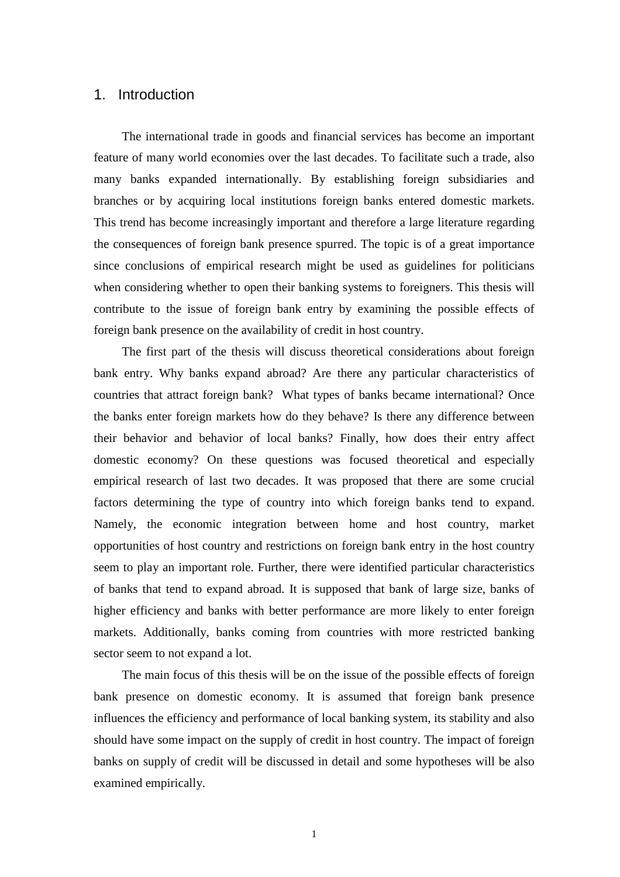# 1. Introduction

The international trade in goods and financial services has become an important feature of many world economies over the last decades. To facilitate such a trade, also many banks expanded internationally. By establishing foreign subsidiaries and branches or by acquiring local institutions foreign banks entered domestic markets. This trend has become increasingly important and therefore a large literature regarding the consequences of foreign bank presence spurred. The topic is of a great importance since conclusions of empirical research might be used as guidelines for politicians when considering whether to open their banking systems to foreigners. This thesis will contribute to the issue of foreign bank entry by examining the possible effects of foreign bank presence on the availability of credit in host country.

The first part of the thesis will discuss theoretical considerations about foreign bank entry. Why banks expand abroad? Are there any particular characteristics of countries that attract foreign bank? What types of banks became international? Once the banks enter foreign markets how do they behave? Is there any difference between their behavior and behavior of local banks? Finally, how does their entry affect domestic economy? On these questions was focused theoretical and especially empirical research of last two decades. It was proposed that there are some crucial factors determining the type of country into which foreign banks tend to expand. Namely, the economic integration between home and host country, market opportunities of host country and restrictions on foreign bank entry in the host country seem to play an important role. Further, there were identified particular characteristics of banks that tend to expand abroad. It is supposed that bank of large size, banks of higher efficiency and banks with better performance are more likely to enter foreign markets. Additionally, banks coming from countries with more restricted banking sector seem to not expand a lot.

The main focus of this thesis will be on the issue of the possible effects of foreign bank presence on domestic economy. It is assumed that foreign bank presence influences the efficiency and performance of local banking system, its stability and also should have some impact on the supply of credit in host country. The impact of foreign banks on supply of credit will be discussed in detail and some hypotheses will be also examined empirically.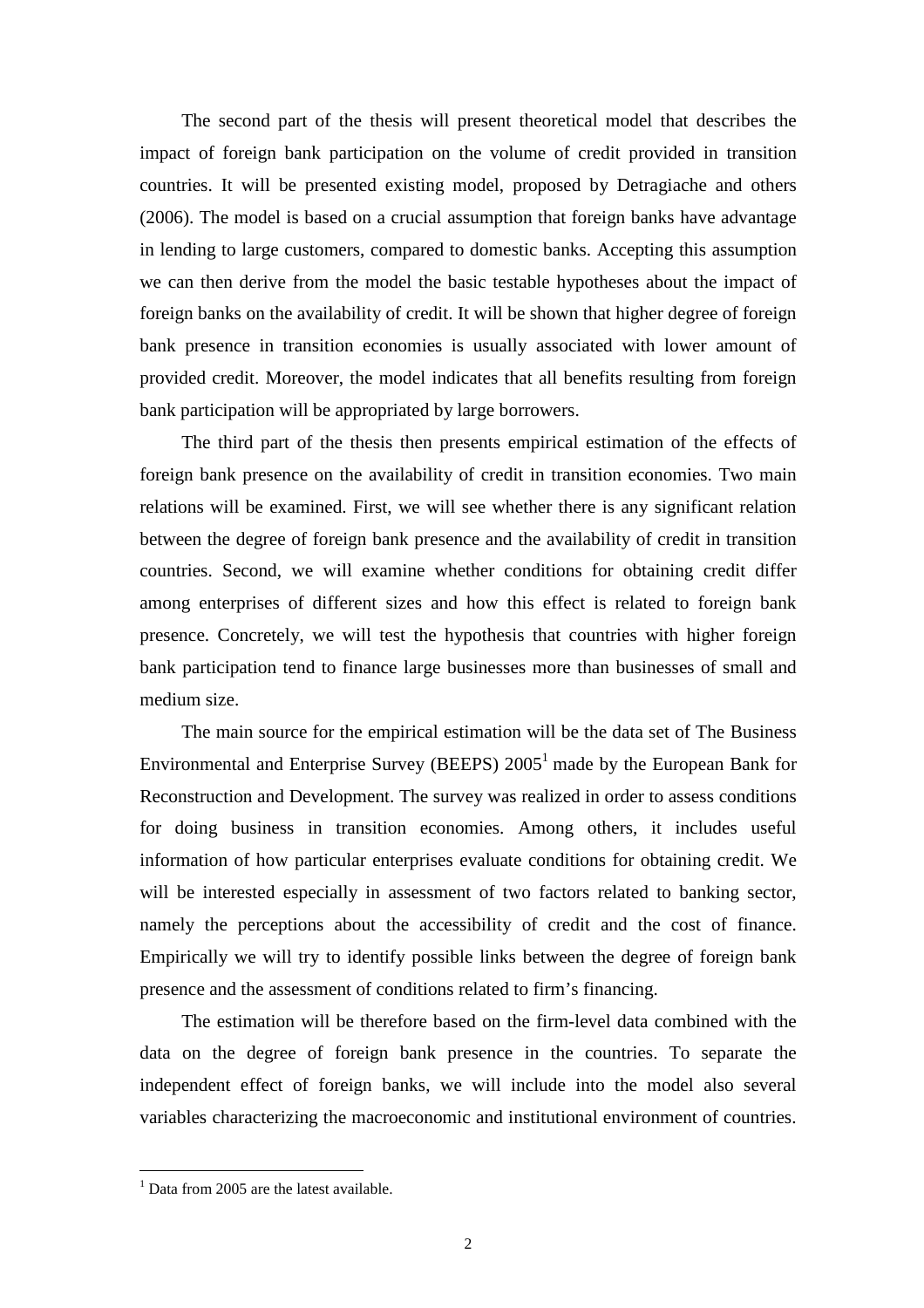The second part of the thesis will present theoretical model that describes the impact of foreign bank participation on the volume of credit provided in transition countries. It will be presented existing model, proposed by Detragiache and others (2006). The model is based on a crucial assumption that foreign banks have advantage in lending to large customers, compared to domestic banks. Accepting this assumption we can then derive from the model the basic testable hypotheses about the impact of foreign banks on the availability of credit. It will be shown that higher degree of foreign bank presence in transition economies is usually associated with lower amount of provided credit. Moreover, the model indicates that all benefits resulting from foreign bank participation will be appropriated by large borrowers.

The third part of the thesis then presents empirical estimation of the effects of foreign bank presence on the availability of credit in transition economies. Two main relations will be examined. First, we will see whether there is any significant relation between the degree of foreign bank presence and the availability of credit in transition countries. Second, we will examine whether conditions for obtaining credit differ among enterprises of different sizes and how this effect is related to foreign bank presence. Concretely, we will test the hypothesis that countries with higher foreign bank participation tend to finance large businesses more than businesses of small and medium size.

The main source for the empirical estimation will be the data set of The Business Environmental and Enterprise Survey (BEEPS) 2005[1] made by the European Bank for Reconstruction and Development. The survey was realized in order to assess conditions for doing business in transition economies. Among others, it includes useful information of how particular enterprises evaluate conditions for obtaining credit. We will be interested especially in assessment of two factors related to banking sector, namely the perceptions about the accessibility of credit and the cost of finance. Empirically we will try to identify possible links between the degree of foreign bank presence and the assessment of conditions related to firm's financing.

The estimation will be therefore based on the firm-level data combined with the data on the degree of foreign bank presence in the countries. To separate the independent effect of foreign banks, we will include into the model also several variables characterizing the macroeconomic and institutional environment of countries.

[1] Data from 2005 are the latest available.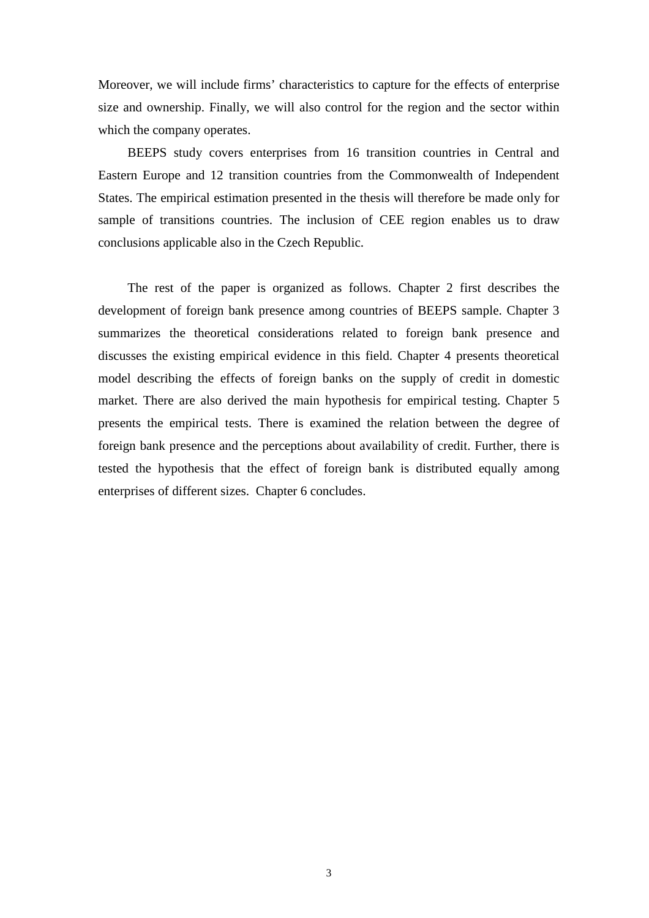Moreover, we will include firms' characteristics to capture for the effects of enterprise size and ownership. Finally, we will also control for the region and the sector within which the company operates.

BEEPS study covers enterprises from 16 transition countries in Central and Eastern Europe and 12 transition countries from the Commonwealth of Independent States. The empirical estimation presented in the thesis will therefore be made only for sample of transitions countries. The inclusion of CEE region enables us to draw conclusions applicable also in the Czech Republic.

The rest of the paper is organized as follows. Chapter 2 first describes the development of foreign bank presence among countries of BEEPS sample. Chapter 3 summarizes the theoretical considerations related to foreign bank presence and discusses the existing empirical evidence in this field. Chapter 4 presents theoretical model describing the effects of foreign banks on the supply of credit in domestic market. There are also derived the main hypothesis for empirical testing. Chapter 5 presents the empirical tests. There is examined the relation between the degree of foreign bank presence and the perceptions about availability of credit. Further, there is tested the hypothesis that the effect of foreign bank is distributed equally among enterprises of different sizes. Chapter 6 concludes.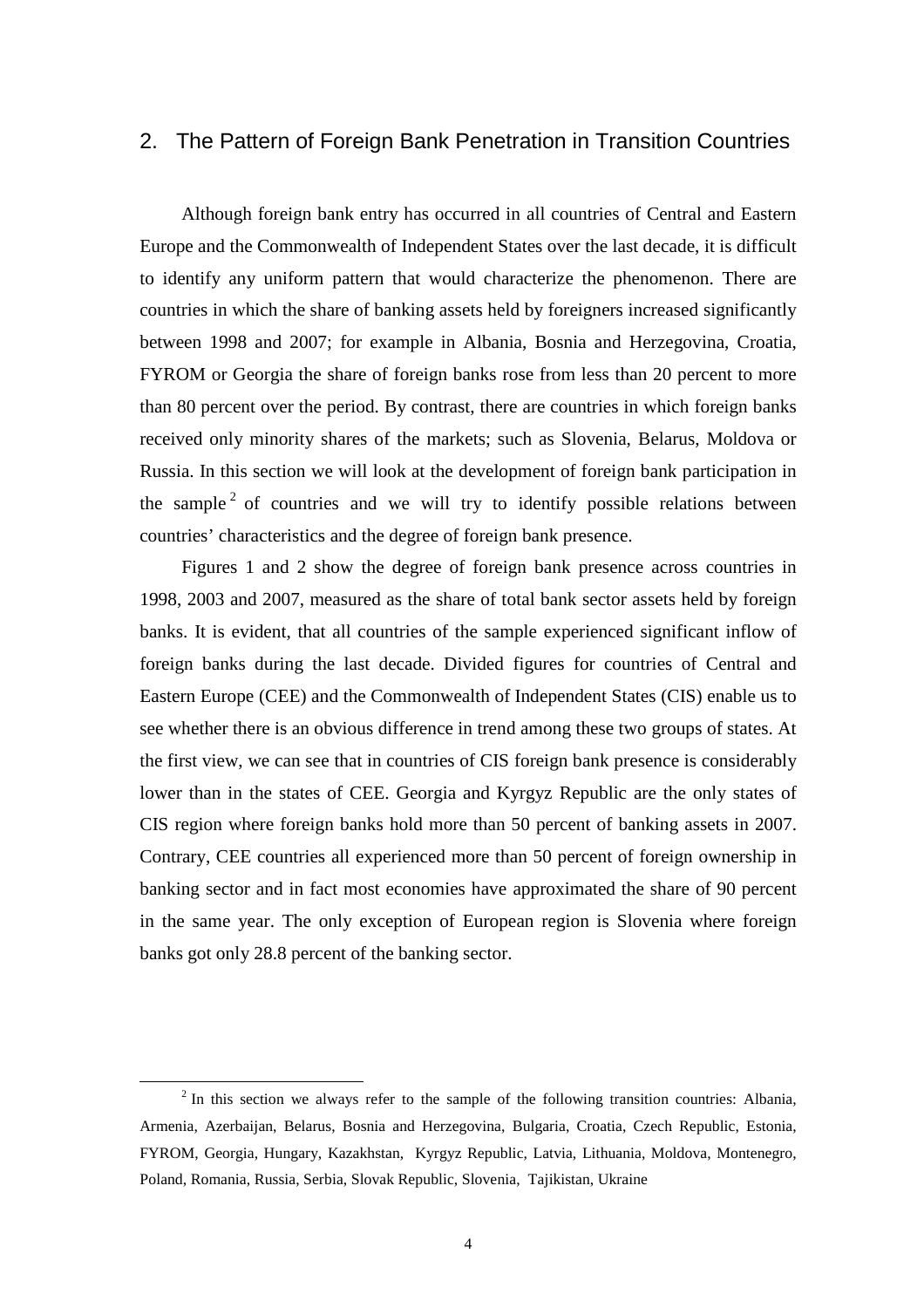## 2. The Pattern of Foreign Bank Penetration in Transition Countries

Although foreign bank entry has occurred in all countries of Central and Eastern Europe and the Commonwealth of Independent States over the last decade, it is difficult to identify any uniform pattern that would characterize the phenomenon. There are countries in which the share of banking assets held by foreigners increased significantly between 1998 and 2007; for example in Albania, Bosnia and Herzegovina, Croatia, FYROM or Georgia the share of foreign banks rose from less than 20 percent to more than 80 percent over the period. By contrast, there are countries in which foreign banks received only minority shares of the markets; such as Slovenia, Belarus, Moldova or Russia. In this section we will look at the development of foreign bank participation in the sample[2] of countries and we will try to identify possible relations between countries' characteristics and the degree of foreign bank presence.

Figures 1 and 2 show the degree of foreign bank presence across countries in 1998, 2003 and 2007, measured as the share of total bank sector assets held by foreign banks. It is evident, that all countries of the sample experienced significant inflow of foreign banks during the last decade. Divided figures for countries of Central and Eastern Europe (CEE) and the Commonwealth of Independent States (CIS) enable us to see whether there is an obvious difference in trend among these two groups of states. At the first view, we can see that in countries of CIS foreign bank presence is considerably lower than in the states of CEE. Georgia and Kyrgyz Republic are the only states of CIS region where foreign banks hold more than 50 percent of banking assets in 2007. Contrary, CEE countries all experienced more than 50 percent of foreign ownership in banking sector and in fact most economies have approximated the share of 90 percent in the same year. The only exception of European region is Slovenia where foreign banks got only 28.8 percent of the banking sector.

[2] In this section we always refer to the sample of the following transition countries: Albania, Armenia, Azerbaijan, Belarus, Bosnia and Herzegovina, Bulgaria, Croatia, Czech Republic, Estonia, FYROM, Georgia, Hungary, Kazakhstan, Kyrgyz Republic, Latvia, Lithuania, Moldova, Montenegro, Poland, Romania, Russia, Serbia, Slovak Republic, Slovenia, Tajikistan, Ukraine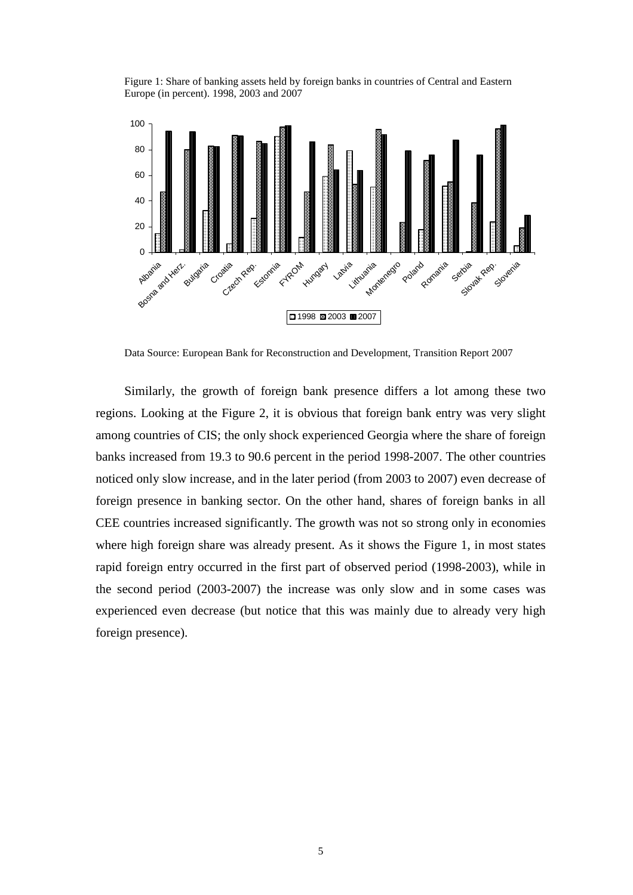Figure 1: Share of banking assets held by foreign banks in countries of Central and Eastern Europe (in percent). 1998, 2003 and 2007

Data Source: European Bank for Reconstruction and Development, Transition Report 2007

Similarly, the growth of foreign bank presence differs a lot among these two regions. Looking at the Figure 2, it is obvious that foreign bank entry was very slight among countries of CIS; the only shock experienced Georgia where the share of foreign banks increased from 19.3 to 90.6 percent in the period 1998-2007. The other countries noticed only slow increase, and in the later period (from 2003 to 2007) even decrease of foreign presence in banking sector. On the other hand, shares of foreign banks in all CEE countries increased significantly. The growth was not so strong only in economies where high foreign share was already present. As it shows the Figure 1, in most states rapid foreign entry occurred in the first part of observed period (1998-2003), while in the second period (2003-2007) the increase was only slow and in some cases was experienced even decrease (but notice that this was mainly due to already very high foreign presence).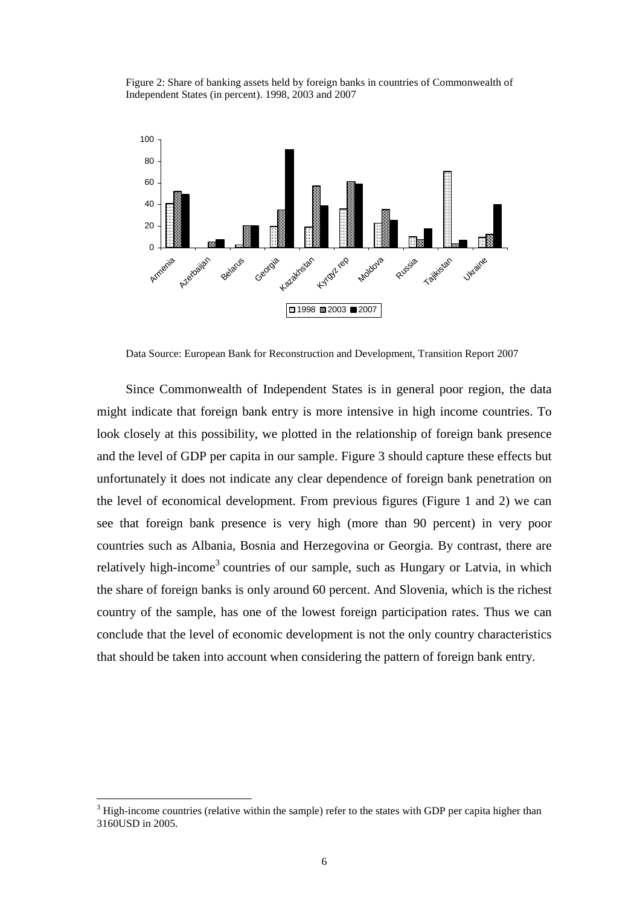Figure 2: Share of banking assets held by foreign banks in countries of Commonwealth of Independent States (in percent). 1998, 2003 and 2007

Data Source: European Bank for Reconstruction and Development, Transition Report 2007

Since Commonwealth of Independent States is in general poor region, the data might indicate that foreign bank entry is more intensive in high income countries. To look closely at this possibility, we plotted in the relationship of foreign bank presence and the level of GDP per capita in our sample. Figure 3 should capture these effects but unfortunately it does not indicate any clear dependence of foreign bank penetration on the level of economical development. From previous figures (Figure 1 and 2) we can see that foreign bank presence is very high (more than 90 percent) in very poor countries such as Albania, Bosnia and Herzegovina or Georgia. By contrast, there are relatively high-income[3] countries of our sample, such as Hungary or Latvia, in which the share of foreign banks is only around 60 percent. And Slovenia, which is the richest country of the sample, has one of the lowest foreign participation rates. Thus we can conclude that the level of economic development is not the only country characteristics that should be taken into account when considering the pattern of foreign bank entry.

[3] High-income countries (relative within the sample) refer to the states with GDP per capita higher than 3160USD in 2005.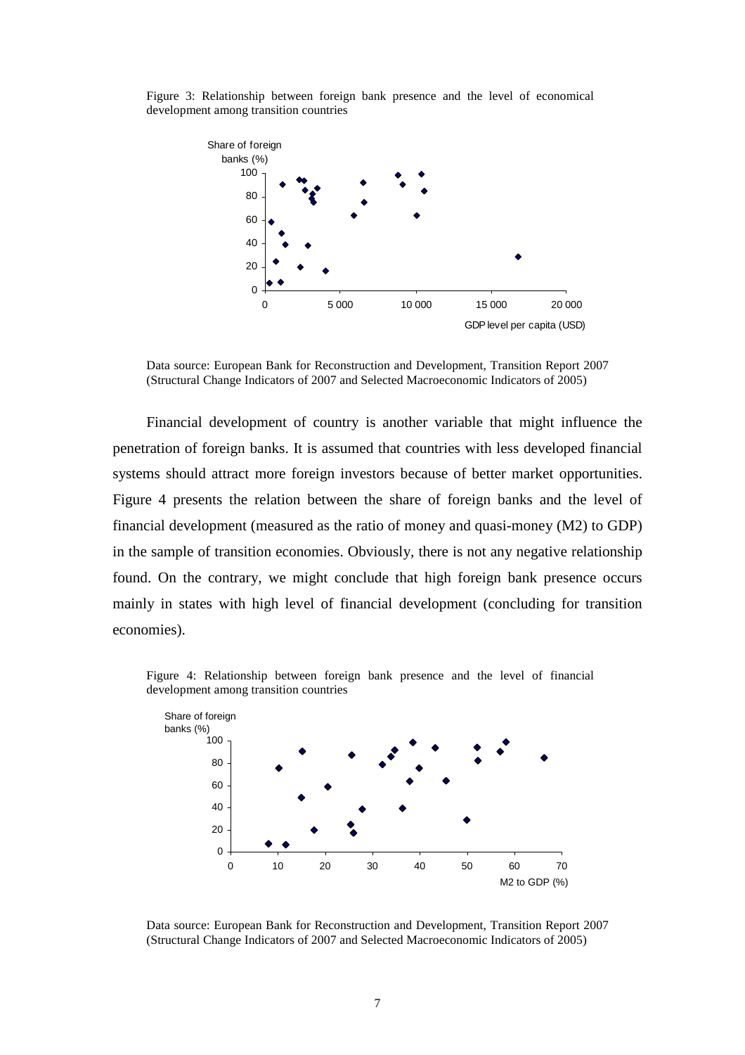Figure 3: Relationship between foreign bank presence and the level of economical development among transition countries

Data source: European Bank for Reconstruction and Development, Transition Report 2007 (Structural Change Indicators of 2007 and Selected Macroeconomic Indicators of 2005)

Financial development of country is another variable that might influence the penetration of foreign banks. It is assumed that countries with less developed financial systems should attract more foreign investors because of better market opportunities. Figure 4 presents the relation between the share of foreign banks and the level of financial development (measured as the ratio of money and quasi-money (M2) to GDP) in the sample of transition economies. Obviously, there is not any negative relationship found. On the contrary, we might conclude that high foreign bank presence occurs mainly in states with high level of financial development (concluding for transition economies).

Figure 4: Relationship between foreign bank presence and the level of financial development among transition countries

Data source: European Bank for Reconstruction and Development, Transition Report 2007 (Structural Change Indicators of 2007 and Selected Macroeconomic Indicators of 2005)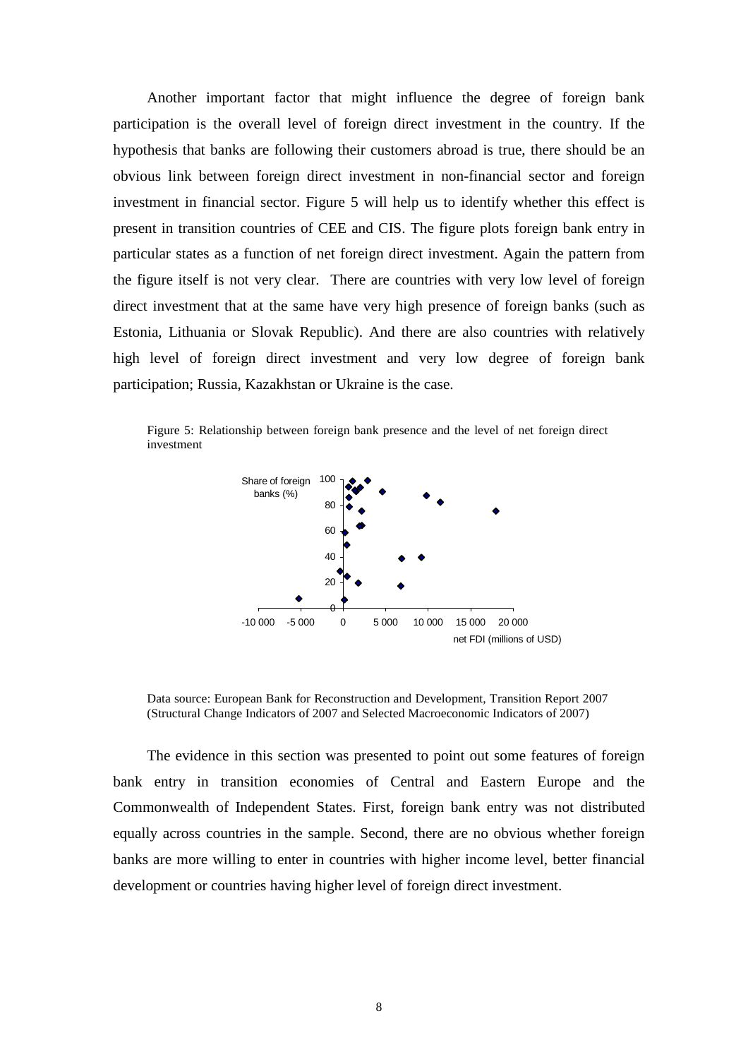Another important factor that might influence the degree of foreign bank participation is the overall level of foreign direct investment in the country. If the hypothesis that banks are following their customers abroad is true, there should be an obvious link between foreign direct investment in non-financial sector and foreign investment in financial sector. Figure 5 will help us to identify whether this effect is present in transition countries of CEE and CIS. The figure plots foreign bank entry in particular states as a function of net foreign direct investment. Again the pattern from the figure itself is not very clear. There are countries with very low level of foreign direct investment that at the same have very high presence of foreign banks (such as Estonia, Lithuania or Slovak Republic). And there are also countries with relatively high level of foreign direct investment and very low degree of foreign bank participation; Russia, Kazakhstan or Ukraine is the case.

Figure 5: Relationship between foreign bank presence and the level of net foreign direct investment

Data source: European Bank for Reconstruction and Development, Transition Report 2007 (Structural Change Indicators of 2007 and Selected Macroeconomic Indicators of 2007)

The evidence in this section was presented to point out some features of foreign bank entry in transition economies of Central and Eastern Europe and the Commonwealth of Independent States. First, foreign bank entry was not distributed equally across countries in the sample. Second, there are no obvious whether foreign banks are more willing to enter in countries with higher income level, better financial development or countries having higher level of foreign direct investment.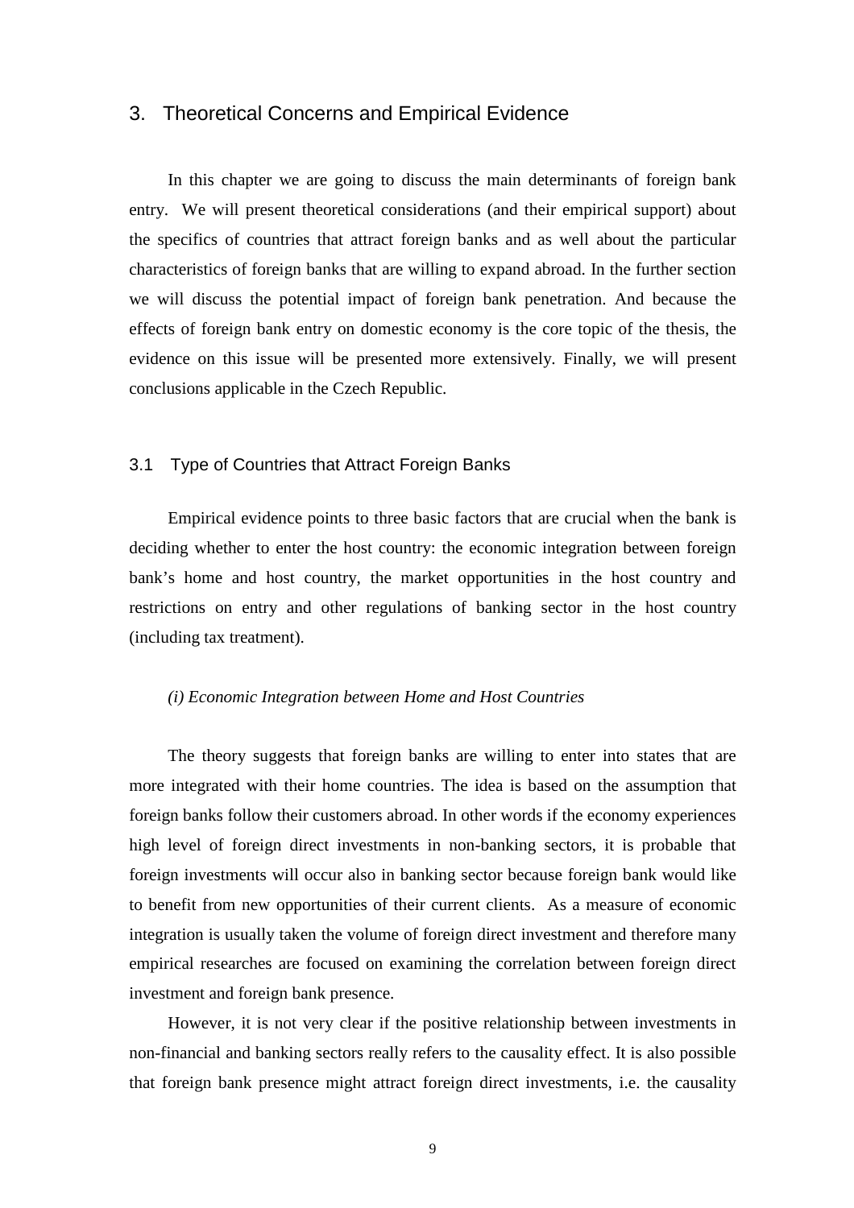# 3. Theoretical Concerns and Empirical Evidence

In this chapter we are going to discuss the main determinants of foreign bank entry. We will present theoretical considerations (and their empirical support) about the specifics of countries that attract foreign banks and as well about the particular characteristics of foreign banks that are willing to expand abroad. In the further section we will discuss the potential impact of foreign bank penetration. And because the effects of foreign bank entry on domestic economy is the core topic of the thesis, the evidence on this issue will be presented more extensively. Finally, we will present conclusions applicable in the Czech Republic.

## 3.1 Type of Countries that Attract Foreign Banks

Empirical evidence points to three basic factors that are crucial when the bank is deciding whether to enter the host country: the economic integration between foreign bank's home and host country, the market opportunities in the host country and restrictions on entry and other regulations of banking sector in the host country (including tax treatment).

*(i) Economic Integration between Home and Host Countries*

The theory suggests that foreign banks are willing to enter into states that are more integrated with their home countries. The idea is based on the assumption that foreign banks follow their customers abroad. In other words if the economy experiences high level of foreign direct investments in non-banking sectors, it is probable that foreign investments will occur also in banking sector because foreign bank would like to benefit from new opportunities of their current clients. As a measure of economic integration is usually taken the volume of foreign direct investment and therefore many empirical researches are focused on examining the correlation between foreign direct investment and foreign bank presence.

However, it is not very clear if the positive relationship between investments in non-financial and banking sectors really refers to the causality effect. It is also possible that foreign bank presence might attract foreign direct investments, i.e. the causality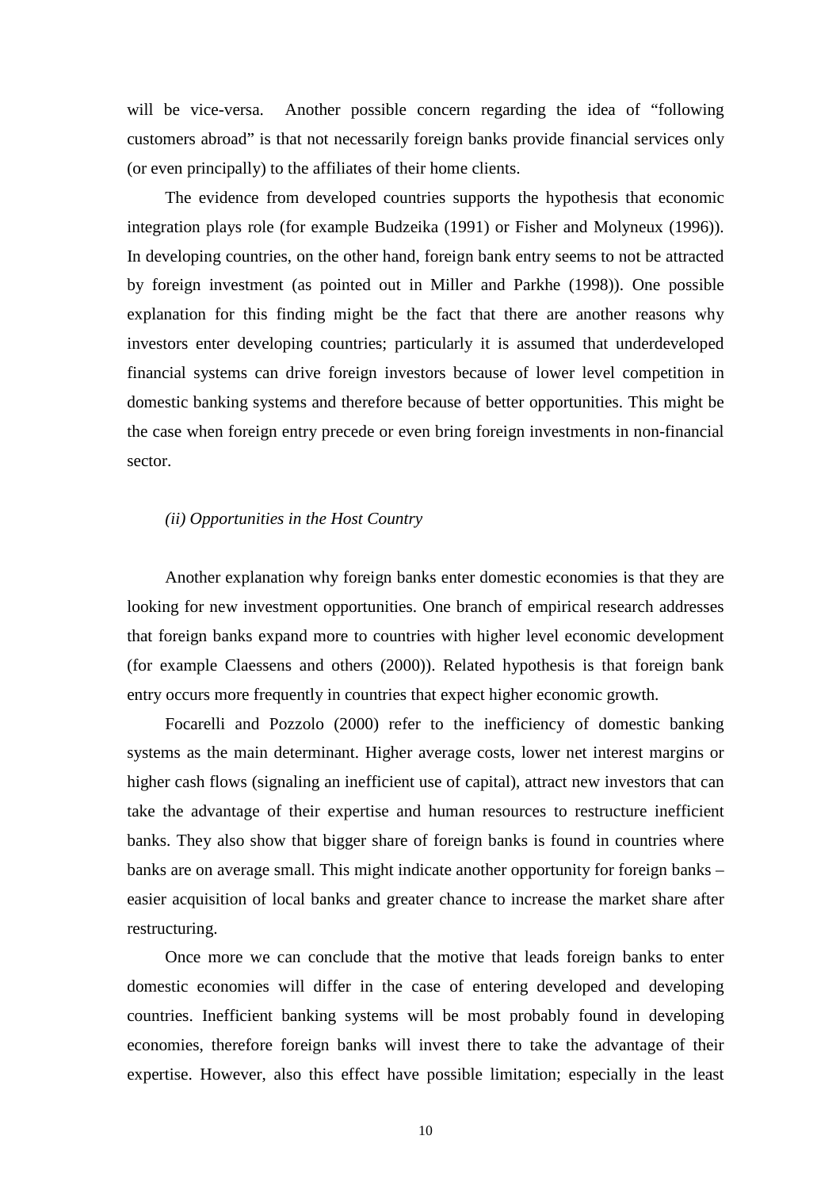will be vice-versa. Another possible concern regarding the idea of "following customers abroad" is that not necessarily foreign banks provide financial services only (or even principally) to the affiliates of their home clients.

The evidence from developed countries supports the hypothesis that economic integration plays role (for example Budzeika (1991) or Fisher and Molyneux (1996)). In developing countries, on the other hand, foreign bank entry seems to not be attracted by foreign investment (as pointed out in Miller and Parkhe (1998)). One possible explanation for this finding might be the fact that there are another reasons why investors enter developing countries; particularly it is assumed that underdeveloped financial systems can drive foreign investors because of lower level competition in domestic banking systems and therefore because of better opportunities. This might be the case when foreign entry precede or even bring foreign investments in non-financial sector.

*(ii) Opportunities in the Host Country*

Another explanation why foreign banks enter domestic economies is that they are looking for new investment opportunities. One branch of empirical research addresses that foreign banks expand more to countries with higher level economic development (for example Claessens and others (2000)). Related hypothesis is that foreign bank entry occurs more frequently in countries that expect higher economic growth.

Focarelli and Pozzolo (2000) refer to the inefficiency of domestic banking systems as the main determinant. Higher average costs, lower net interest margins or higher cash flows (signaling an inefficient use of capital), attract new investors that can take the advantage of their expertise and human resources to restructure inefficient banks. They also show that bigger share of foreign banks is found in countries where banks are on average small. This might indicate another opportunity for foreign banks – easier acquisition of local banks and greater chance to increase the market share after restructuring.

Once more we can conclude that the motive that leads foreign banks to enter domestic economies will differ in the case of entering developed and developing countries. Inefficient banking systems will be most probably found in developing economies, therefore foreign banks will invest there to take the advantage of their expertise. However, also this effect have possible limitation; especially in the least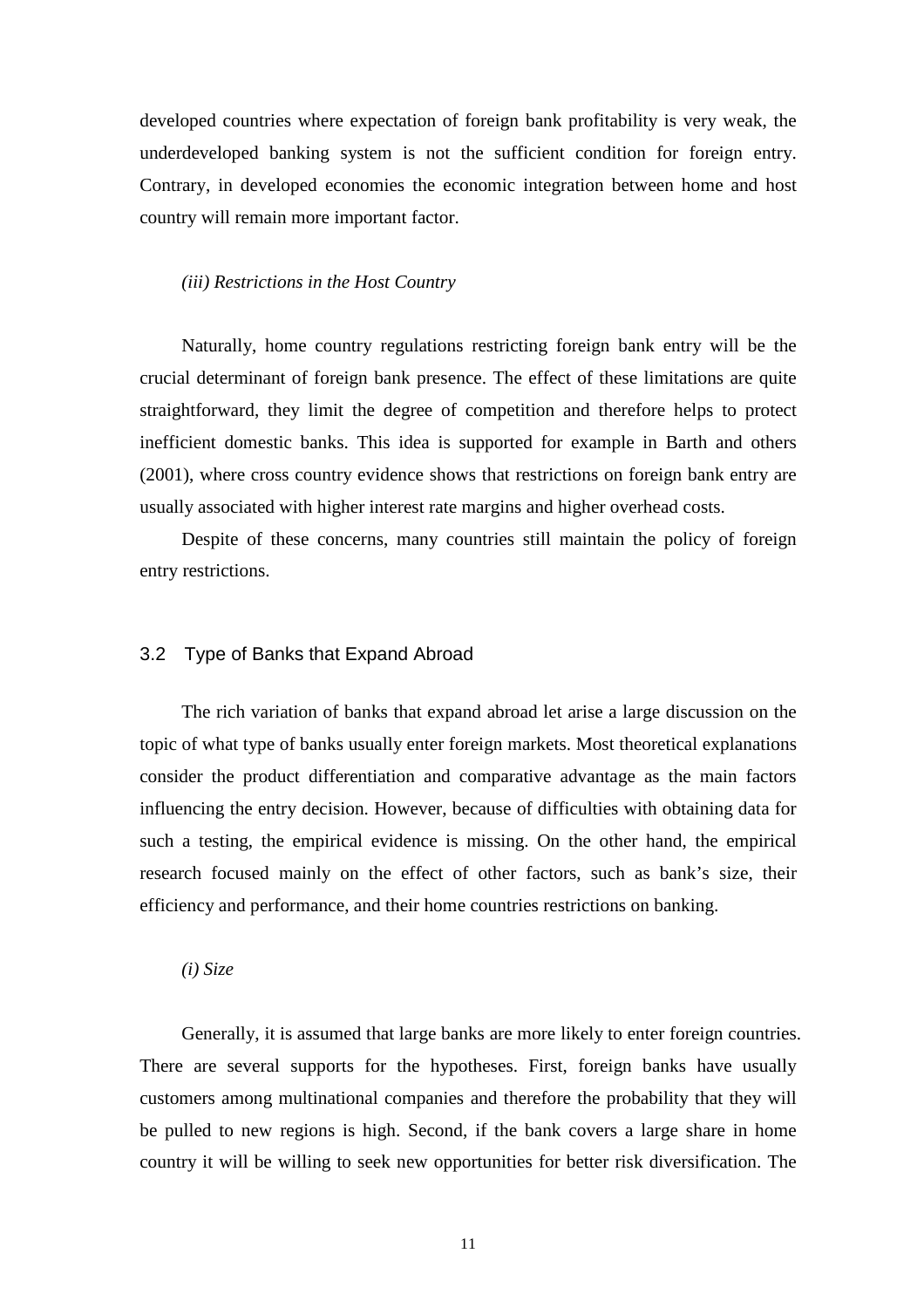developed countries where expectation of foreign bank profitability is very weak, the underdeveloped banking system is not the sufficient condition for foreign entry. Contrary, in developed economies the economic integration between home and host country will remain more important factor.

*(iii) Restrictions in the Host Country*

Naturally, home country regulations restricting foreign bank entry will be the crucial determinant of foreign bank presence. The effect of these limitations are quite straightforward, they limit the degree of competition and therefore helps to protect inefficient domestic banks. This idea is supported for example in Barth and others (2001), where cross country evidence shows that restrictions on foreign bank entry are usually associated with higher interest rate margins and higher overhead costs.

Despite of these concerns, many countries still maintain the policy of foreign entry restrictions.

## 3.2 Type of Banks that Expand Abroad

The rich variation of banks that expand abroad let arise a large discussion on the topic of what type of banks usually enter foreign markets. Most theoretical explanations consider the product differentiation and comparative advantage as the main factors influencing the entry decision. However, because of difficulties with obtaining data for such a testing, the empirical evidence is missing. On the other hand, the empirical research focused mainly on the effect of other factors, such as bank's size, their efficiency and performance, and their home countries restrictions on banking.

*(i) Size*

Generally, it is assumed that large banks are more likely to enter foreign countries. There are several supports for the hypotheses. First, foreign banks have usually customers among multinational companies and therefore the probability that they will be pulled to new regions is high. Second, if the bank covers a large share in home country it will be willing to seek new opportunities for better risk diversification. The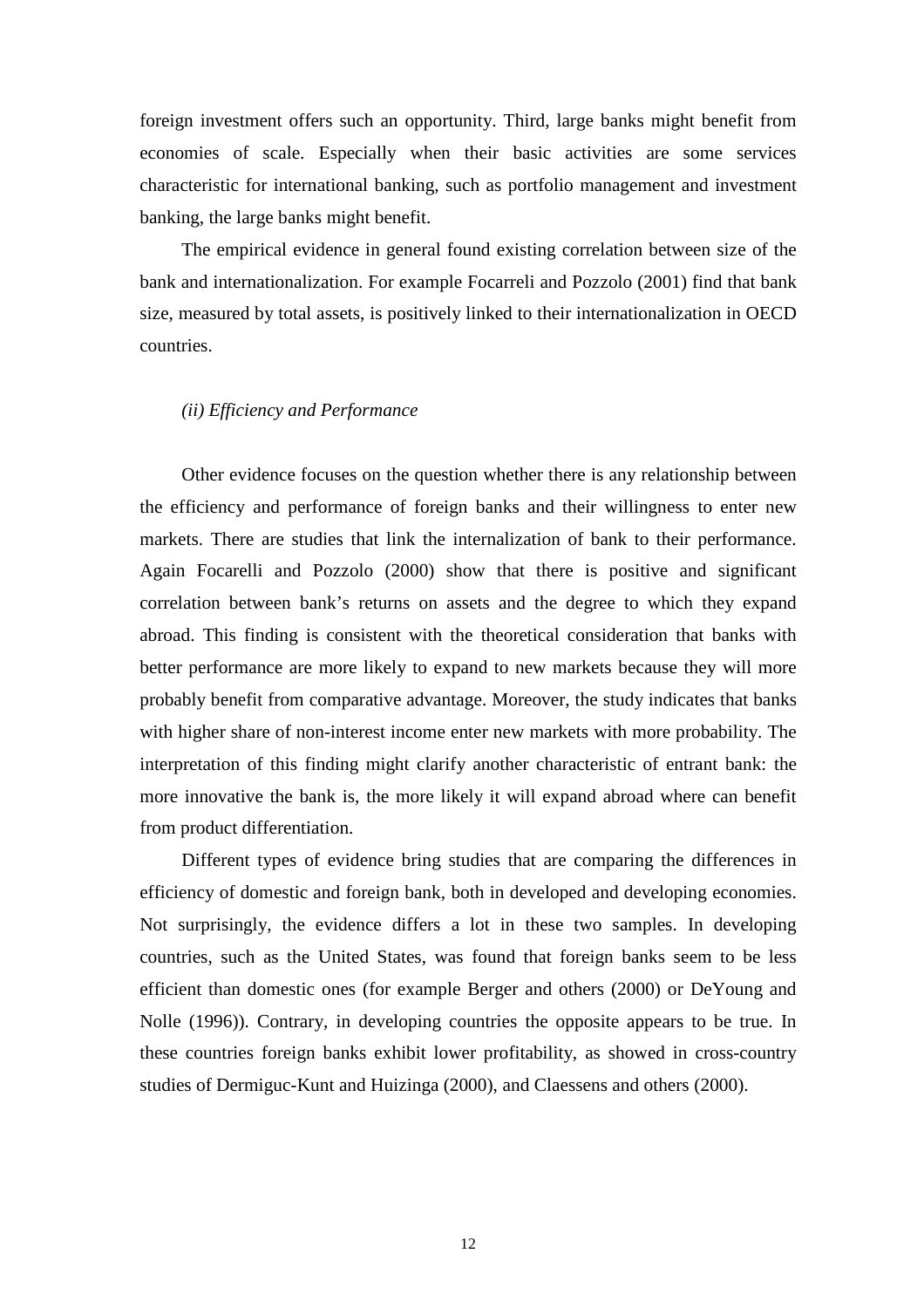foreign investment offers such an opportunity. Third, large banks might benefit from economies of scale. Especially when their basic activities are some services characteristic for international banking, such as portfolio management and investment banking, the large banks might benefit.

The empirical evidence in general found existing correlation between size of the bank and internationalization. For example Focarreli and Pozzolo (2001) find that bank size, measured by total assets, is positively linked to their internationalization in OECD countries.

*(ii) Efficiency and Performance*

Other evidence focuses on the question whether there is any relationship between the efficiency and performance of foreign banks and their willingness to enter new markets. There are studies that link the internalization of bank to their performance. Again Focarelli and Pozzolo (2000) show that there is positive and significant correlation between bank's returns on assets and the degree to which they expand abroad. This finding is consistent with the theoretical consideration that banks with better performance are more likely to expand to new markets because they will more probably benefit from comparative advantage. Moreover, the study indicates that banks with higher share of non-interest income enter new markets with more probability. The interpretation of this finding might clarify another characteristic of entrant bank: the more innovative the bank is, the more likely it will expand abroad where can benefit from product differentiation.

Different types of evidence bring studies that are comparing the differences in efficiency of domestic and foreign bank, both in developed and developing economies. Not surprisingly, the evidence differs a lot in these two samples. In developing countries, such as the United States, was found that foreign banks seem to be less efficient than domestic ones (for example Berger and others (2000) or DeYoung and Nolle (1996)). Contrary, in developing countries the opposite appears to be true. In these countries foreign banks exhibit lower profitability, as showed in cross-country studies of Dermiguc-Kunt and Huizinga (2000), and Claessens and others (2000).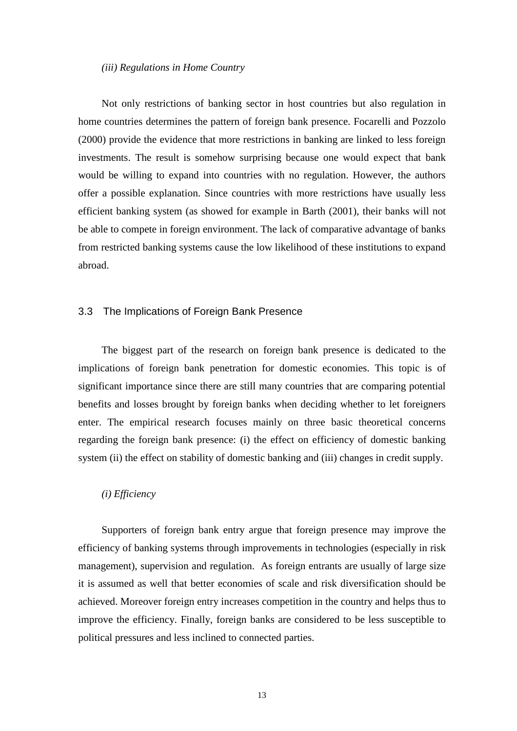*(iii) Regulations in Home Country*

Not only restrictions of banking sector in host countries but also regulation in home countries determines the pattern of foreign bank presence. Focarelli and Pozzolo (2000) provide the evidence that more restrictions in banking are linked to less foreign investments. The result is somehow surprising because one would expect that bank would be willing to expand into countries with no regulation. However, the authors offer a possible explanation. Since countries with more restrictions have usually less efficient banking system (as showed for example in Barth (2001), their banks will not be able to compete in foreign environment. The lack of comparative advantage of banks from restricted banking systems cause the low likelihood of these institutions to expand abroad.

## 3.3 The Implications of Foreign Bank Presence

The biggest part of the research on foreign bank presence is dedicated to the implications of foreign bank penetration for domestic economies. This topic is of significant importance since there are still many countries that are comparing potential benefits and losses brought by foreign banks when deciding whether to let foreigners enter. The empirical research focuses mainly on three basic theoretical concerns regarding the foreign bank presence: (i) the effect on efficiency of domestic banking system (ii) the effect on stability of domestic banking and (iii) changes in credit supply.

*(i) Efficiency*

Supporters of foreign bank entry argue that foreign presence may improve the efficiency of banking systems through improvements in technologies (especially in risk management), supervision and regulation. As foreign entrants are usually of large size it is assumed as well that better economies of scale and risk diversification should be achieved. Moreover foreign entry increases competition in the country and helps thus to improve the efficiency. Finally, foreign banks are considered to be less susceptible to political pressures and less inclined to connected parties.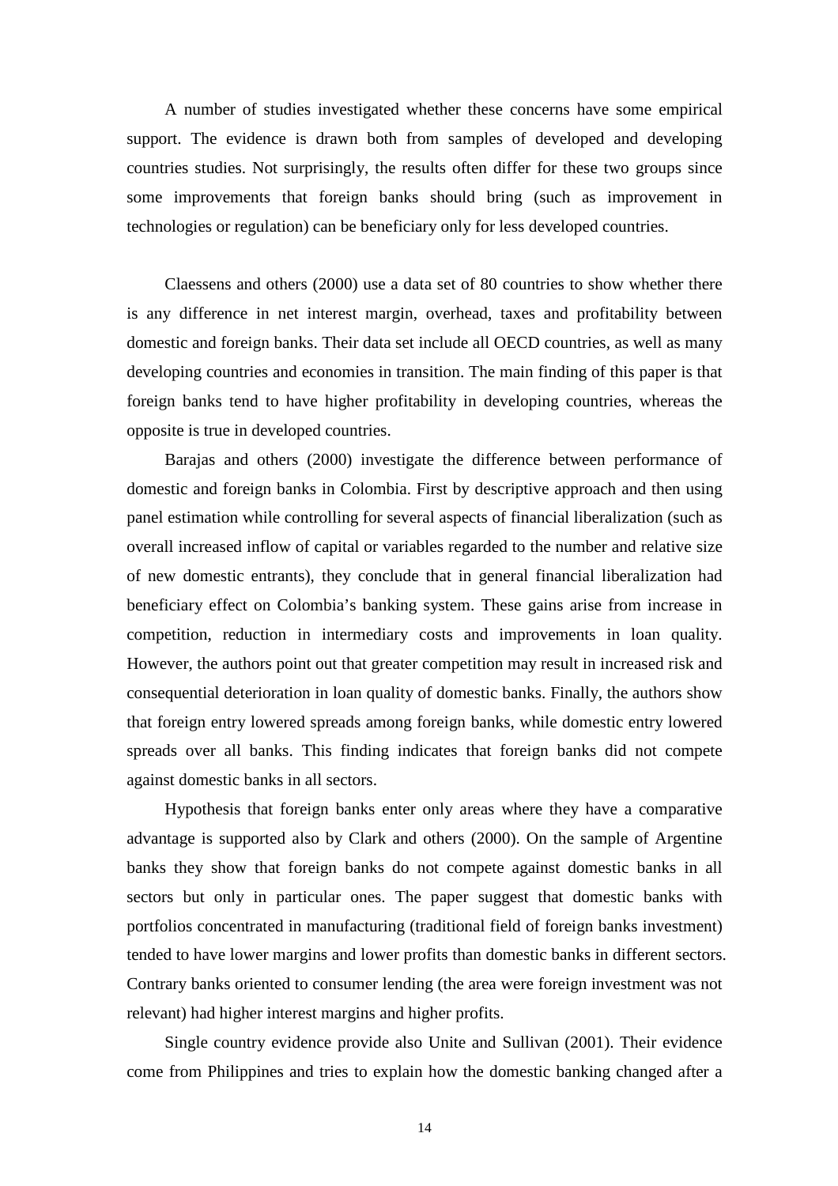A number of studies investigated whether these concerns have some empirical support. The evidence is drawn both from samples of developed and developing countries studies. Not surprisingly, the results often differ for these two groups since some improvements that foreign banks should bring (such as improvement in technologies or regulation) can be beneficiary only for less developed countries.

Claessens and others (2000) use a data set of 80 countries to show whether there is any difference in net interest margin, overhead, taxes and profitability between domestic and foreign banks. Their data set include all OECD countries, as well as many developing countries and economies in transition. The main finding of this paper is that foreign banks tend to have higher profitability in developing countries, whereas the opposite is true in developed countries.

Barajas and others (2000) investigate the difference between performance of domestic and foreign banks in Colombia. First by descriptive approach and then using panel estimation while controlling for several aspects of financial liberalization (such as overall increased inflow of capital or variables regarded to the number and relative size of new domestic entrants), they conclude that in general financial liberalization had beneficiary effect on Colombia's banking system. These gains arise from increase in competition, reduction in intermediary costs and improvements in loan quality. However, the authors point out that greater competition may result in increased risk and consequential deterioration in loan quality of domestic banks. Finally, the authors show that foreign entry lowered spreads among foreign banks, while domestic entry lowered spreads over all banks. This finding indicates that foreign banks did not compete against domestic banks in all sectors.

Hypothesis that foreign banks enter only areas where they have a comparative advantage is supported also by Clark and others (2000). On the sample of Argentine banks they show that foreign banks do not compete against domestic banks in all sectors but only in particular ones. The paper suggest that domestic banks with portfolios concentrated in manufacturing (traditional field of foreign banks investment) tended to have lower margins and lower profits than domestic banks in different sectors. Contrary banks oriented to consumer lending (the area were foreign investment was not relevant) had higher interest margins and higher profits.

Single country evidence provide also Unite and Sullivan (2001). Their evidence come from Philippines and tries to explain how the domestic banking changed after a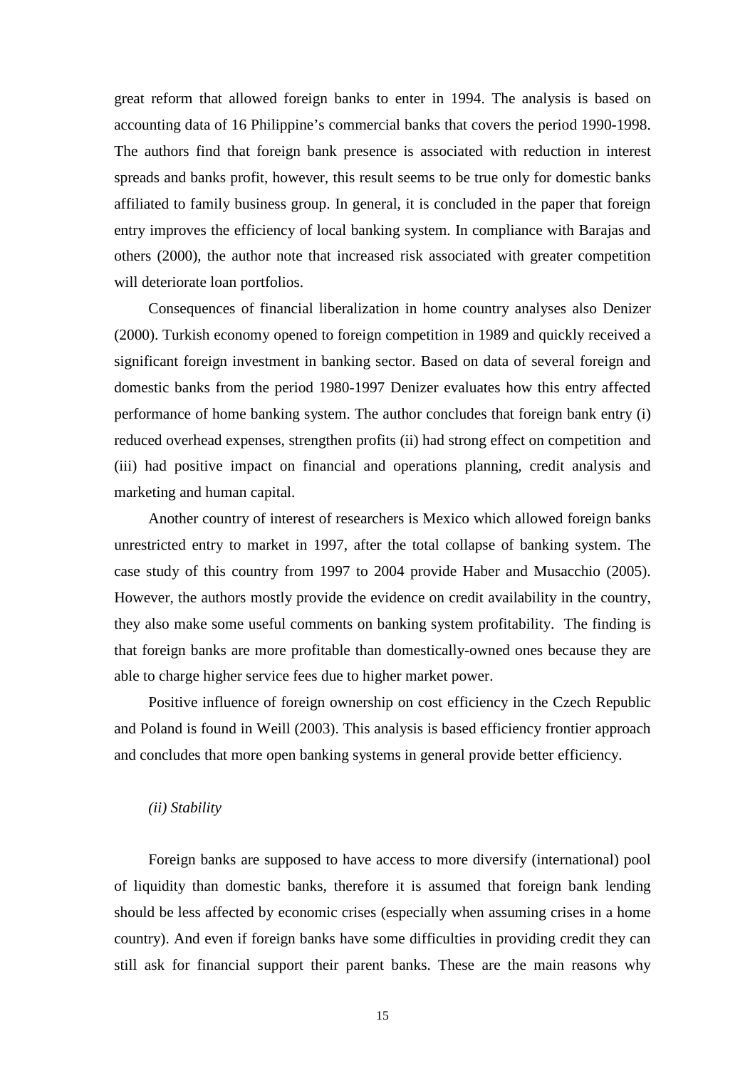great reform that allowed foreign banks to enter in 1994. The analysis is based on accounting data of 16 Philippine's commercial banks that covers the period 1990-1998. The authors find that foreign bank presence is associated with reduction in interest spreads and banks profit, however, this result seems to be true only for domestic banks affiliated to family business group. In general, it is concluded in the paper that foreign entry improves the efficiency of local banking system. In compliance with Barajas and others (2000), the author note that increased risk associated with greater competition will deteriorate loan portfolios.

Consequences of financial liberalization in home country analyses also Denizer (2000). Turkish economy opened to foreign competition in 1989 and quickly received a significant foreign investment in banking sector. Based on data of several foreign and domestic banks from the period 1980-1997 Denizer evaluates how this entry affected performance of home banking system. The author concludes that foreign bank entry (i) reduced overhead expenses, strengthen profits (ii) had strong effect on competition and (iii) had positive impact on financial and operations planning, credit analysis and marketing and human capital.

Another country of interest of researchers is Mexico which allowed foreign banks unrestricted entry to market in 1997, after the total collapse of banking system. The case study of this country from 1997 to 2004 provide Haber and Musacchio (2005). However, the authors mostly provide the evidence on credit availability in the country, they also make some useful comments on banking system profitability. The finding is that foreign banks are more profitable than domestically-owned ones because they are able to charge higher service fees due to higher market power.

Positive influence of foreign ownership on cost efficiency in the Czech Republic and Poland is found in Weill (2003). This analysis is based efficiency frontier approach and concludes that more open banking systems in general provide better efficiency.

*(ii) Stability*

Foreign banks are supposed to have access to more diversify (international) pool of liquidity than domestic banks, therefore it is assumed that foreign bank lending should be less affected by economic crises (especially when assuming crises in a home country). And even if foreign banks have some difficulties in providing credit they can still ask for financial support their parent banks. These are the main reasons why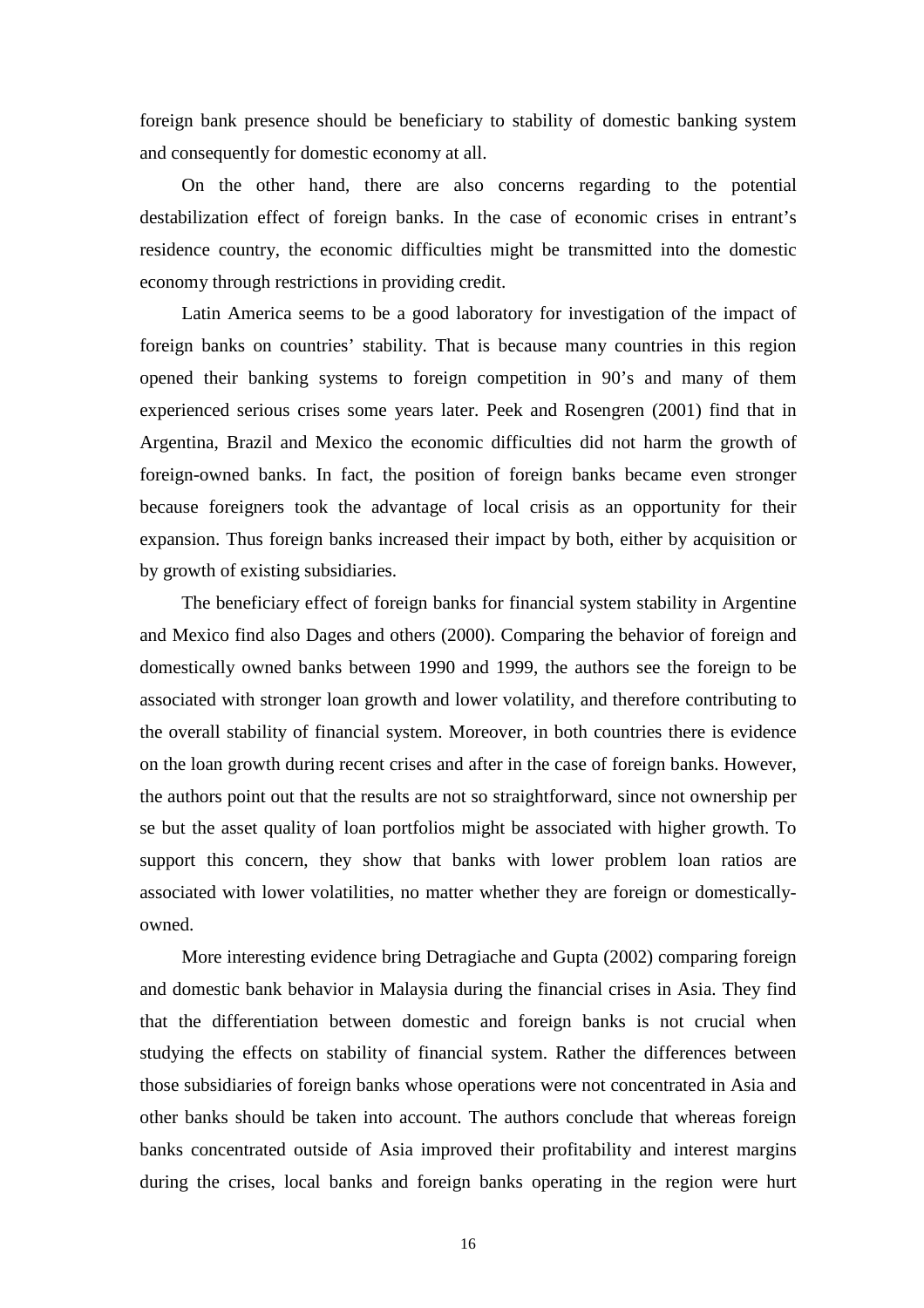foreign bank presence should be beneficiary to stability of domestic banking system and consequently for domestic economy at all.

On the other hand, there are also concerns regarding to the potential destabilization effect of foreign banks. In the case of economic crises in entrant's residence country, the economic difficulties might be transmitted into the domestic economy through restrictions in providing credit.

Latin America seems to be a good laboratory for investigation of the impact of foreign banks on countries' stability. That is because many countries in this region opened their banking systems to foreign competition in 90's and many of them experienced serious crises some years later. Peek and Rosengren (2001) find that in Argentina, Brazil and Mexico the economic difficulties did not harm the growth of foreign-owned banks. In fact, the position of foreign banks became even stronger because foreigners took the advantage of local crisis as an opportunity for their expansion. Thus foreign banks increased their impact by both, either by acquisition or by growth of existing subsidiaries.

The beneficiary effect of foreign banks for financial system stability in Argentine and Mexico find also Dages and others (2000). Comparing the behavior of foreign and domestically owned banks between 1990 and 1999, the authors see the foreign to be associated with stronger loan growth and lower volatility, and therefore contributing to the overall stability of financial system. Moreover, in both countries there is evidence on the loan growth during recent crises and after in the case of foreign banks. However, the authors point out that the results are not so straightforward, since not ownership per se but the asset quality of loan portfolios might be associated with higher growth. To support this concern, they show that banks with lower problem loan ratios are associated with lower volatilities, no matter whether they are foreign or domestically-owned.

More interesting evidence bring Detragiache and Gupta (2002) comparing foreign and domestic bank behavior in Malaysia during the financial crises in Asia. They find that the differentiation between domestic and foreign banks is not crucial when studying the effects on stability of financial system. Rather the differences between those subsidiaries of foreign banks whose operations were not concentrated in Asia and other banks should be taken into account. The authors conclude that whereas foreign banks concentrated outside of Asia improved their profitability and interest margins during the crises, local banks and foreign banks operating in the region were hurt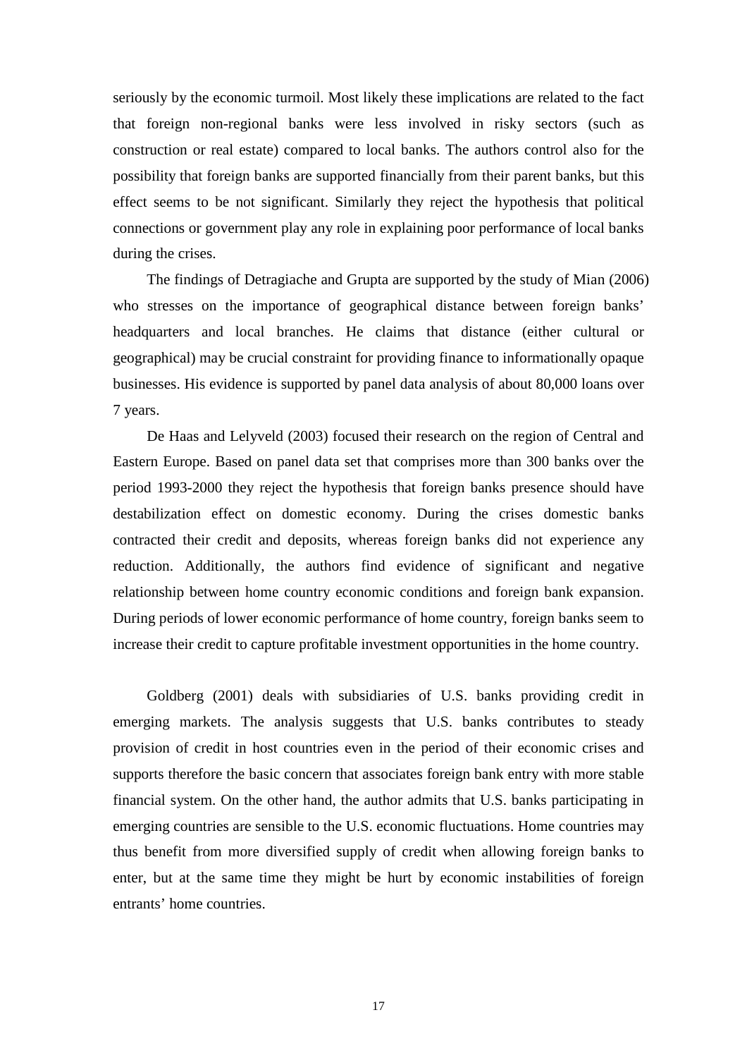seriously by the economic turmoil. Most likely these implications are related to the fact that foreign non-regional banks were less involved in risky sectors (such as construction or real estate) compared to local banks. The authors control also for the possibility that foreign banks are supported financially from their parent banks, but this effect seems to be not significant. Similarly they reject the hypothesis that political connections or government play any role in explaining poor performance of local banks during the crises.

The findings of Detragiache and Grupta are supported by the study of Mian (2006) who stresses on the importance of geographical distance between foreign banks' headquarters and local branches. He claims that distance (either cultural or geographical) may be crucial constraint for providing finance to informationally opaque businesses. His evidence is supported by panel data analysis of about 80,000 loans over 7 years.

De Haas and Lelyveld (2003) focused their research on the region of Central and Eastern Europe. Based on panel data set that comprises more than 300 banks over the period 1993-2000 they reject the hypothesis that foreign banks presence should have destabilization effect on domestic economy. During the crises domestic banks contracted their credit and deposits, whereas foreign banks did not experience any reduction. Additionally, the authors find evidence of significant and negative relationship between home country economic conditions and foreign bank expansion. During periods of lower economic performance of home country, foreign banks seem to increase their credit to capture profitable investment opportunities in the home country.

Goldberg (2001) deals with subsidiaries of U.S. banks providing credit in emerging markets. The analysis suggests that U.S. banks contributes to steady provision of credit in host countries even in the period of their economic crises and supports therefore the basic concern that associates foreign bank entry with more stable financial system. On the other hand, the author admits that U.S. banks participating in emerging countries are sensible to the U.S. economic fluctuations. Home countries may thus benefit from more diversified supply of credit when allowing foreign banks to enter, but at the same time they might be hurt by economic instabilities of foreign entrants' home countries.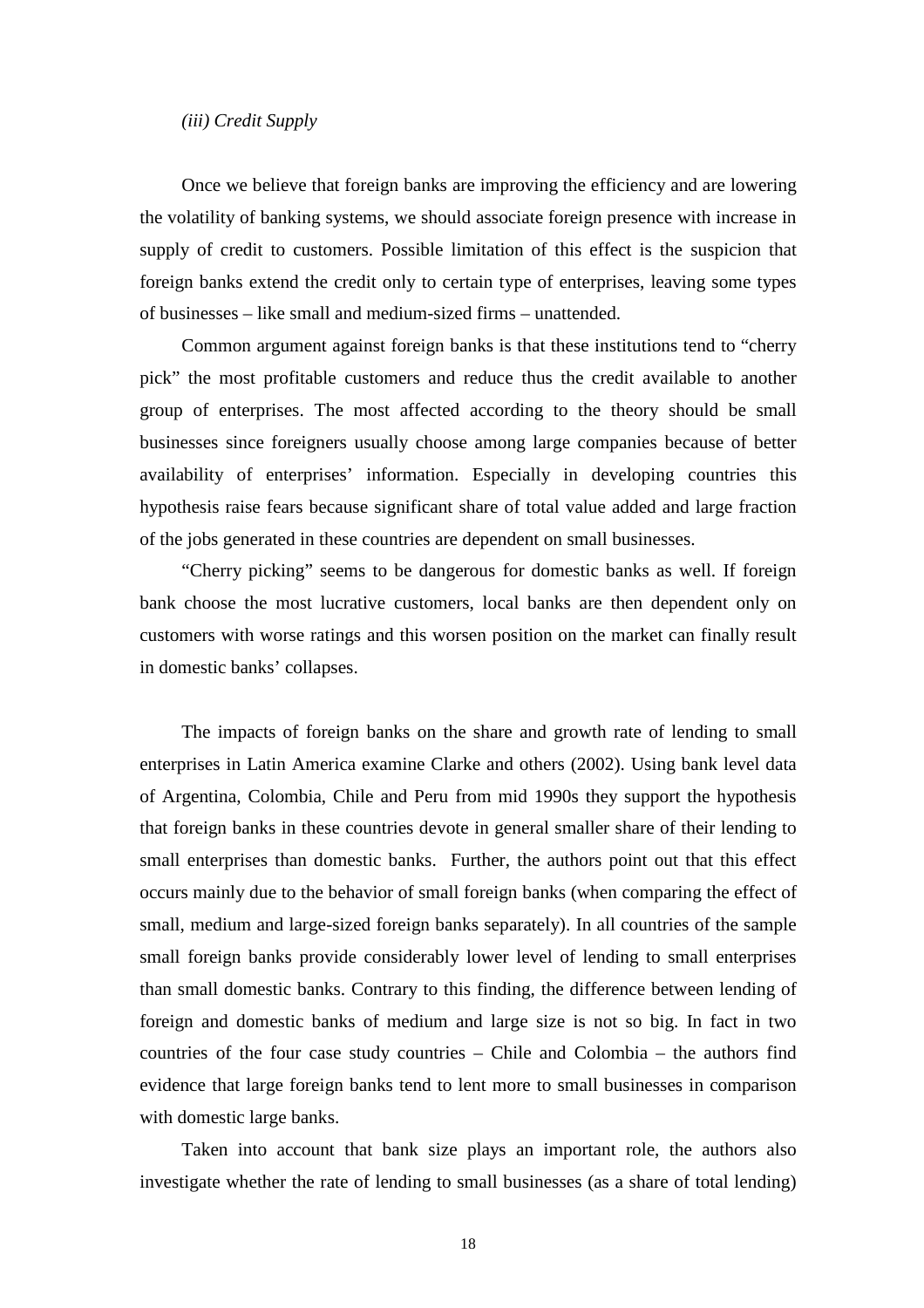*(iii) Credit Supply*

Once we believe that foreign banks are improving the efficiency and are lowering the volatility of banking systems, we should associate foreign presence with increase in supply of credit to customers. Possible limitation of this effect is the suspicion that foreign banks extend the credit only to certain type of enterprises, leaving some types of businesses – like small and medium-sized firms – unattended.

Common argument against foreign banks is that these institutions tend to "cherry pick" the most profitable customers and reduce thus the credit available to another group of enterprises. The most affected according to the theory should be small businesses since foreigners usually choose among large companies because of better availability of enterprises' information. Especially in developing countries this hypothesis raise fears because significant share of total value added and large fraction of the jobs generated in these countries are dependent on small businesses.

"Cherry picking" seems to be dangerous for domestic banks as well. If foreign bank choose the most lucrative customers, local banks are then dependent only on customers with worse ratings and this worsen position on the market can finally result in domestic banks' collapses.

The impacts of foreign banks on the share and growth rate of lending to small enterprises in Latin America examine Clarke and others (2002). Using bank level data of Argentina, Colombia, Chile and Peru from mid 1990s they support the hypothesis that foreign banks in these countries devote in general smaller share of their lending to small enterprises than domestic banks. Further, the authors point out that this effect occurs mainly due to the behavior of small foreign banks (when comparing the effect of small, medium and large-sized foreign banks separately). In all countries of the sample small foreign banks provide considerably lower level of lending to small enterprises than small domestic banks. Contrary to this finding, the difference between lending of foreign and domestic banks of medium and large size is not so big. In fact in two countries of the four case study countries – Chile and Colombia – the authors find evidence that large foreign banks tend to lent more to small businesses in comparison with domestic large banks.

Taken into account that bank size plays an important role, the authors also investigate whether the rate of lending to small businesses (as a share of total lending)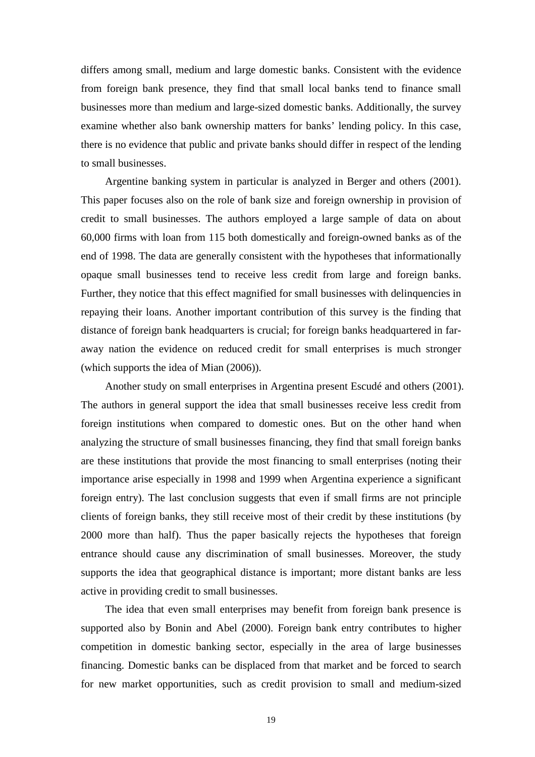differs among small, medium and large domestic banks. Consistent with the evidence from foreign bank presence, they find that small local banks tend to finance small businesses more than medium and large-sized domestic banks. Additionally, the survey examine whether also bank ownership matters for banks' lending policy. In this case, there is no evidence that public and private banks should differ in respect of the lending to small businesses.

Argentine banking system in particular is analyzed in Berger and others (2001). This paper focuses also on the role of bank size and foreign ownership in provision of credit to small businesses. The authors employed a large sample of data on about 60,000 firms with loan from 115 both domestically and foreign-owned banks as of the end of 1998. The data are generally consistent with the hypotheses that informationally opaque small businesses tend to receive less credit from large and foreign banks. Further, they notice that this effect magnified for small businesses with delinquencies in repaying their loans. Another important contribution of this survey is the finding that distance of foreign bank headquarters is crucial; for foreign banks headquartered in far-away nation the evidence on reduced credit for small enterprises is much stronger (which supports the idea of Mian (2006)).

Another study on small enterprises in Argentina present Escudé and others (2001). The authors in general support the idea that small businesses receive less credit from foreign institutions when compared to domestic ones. But on the other hand when analyzing the structure of small businesses financing, they find that small foreign banks are these institutions that provide the most financing to small enterprises (noting their importance arise especially in 1998 and 1999 when Argentina experience a significant foreign entry). The last conclusion suggests that even if small firms are not principle clients of foreign banks, they still receive most of their credit by these institutions (by 2000 more than half). Thus the paper basically rejects the hypotheses that foreign entrance should cause any discrimination of small businesses. Moreover, the study supports the idea that geographical distance is important; more distant banks are less active in providing credit to small businesses.

The idea that even small enterprises may benefit from foreign bank presence is supported also by Bonin and Abel (2000). Foreign bank entry contributes to higher competition in domestic banking sector, especially in the area of large businesses financing. Domestic banks can be displaced from that market and be forced to search for new market opportunities, such as credit provision to small and medium-sized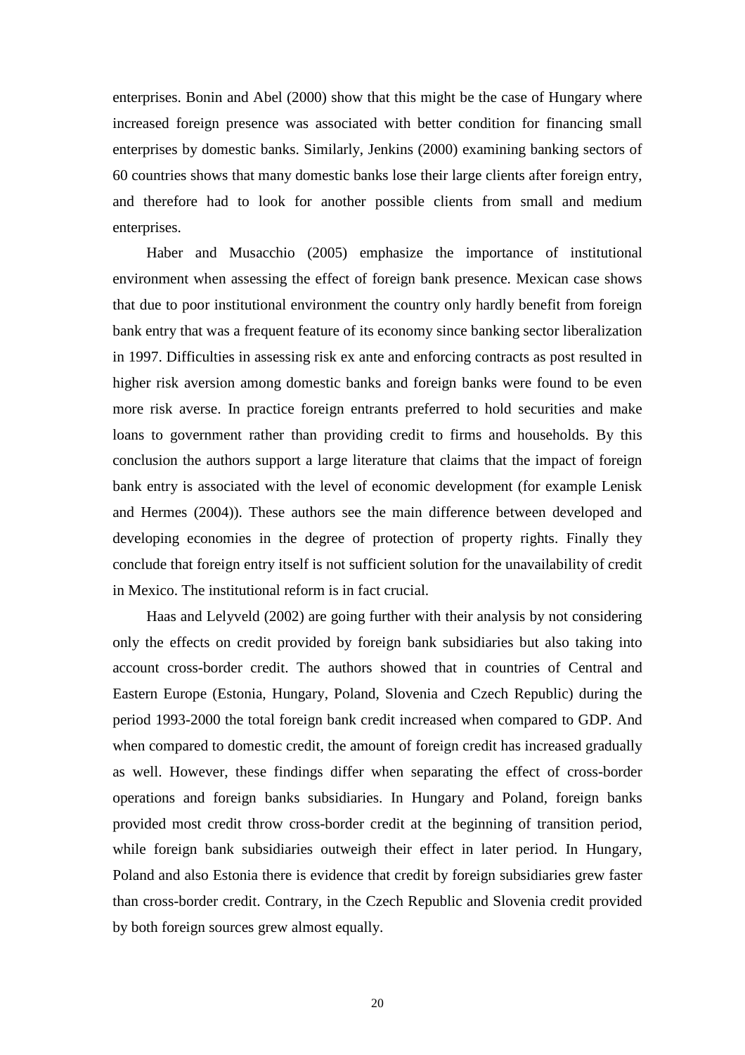enterprises. Bonin and Abel (2000) show that this might be the case of Hungary where increased foreign presence was associated with better condition for financing small enterprises by domestic banks. Similarly, Jenkins (2000) examining banking sectors of 60 countries shows that many domestic banks lose their large clients after foreign entry, and therefore had to look for another possible clients from small and medium enterprises.

Haber and Musacchio (2005) emphasize the importance of institutional environment when assessing the effect of foreign bank presence. Mexican case shows that due to poor institutional environment the country only hardly benefit from foreign bank entry that was a frequent feature of its economy since banking sector liberalization in 1997. Difficulties in assessing risk ex ante and enforcing contracts as post resulted in higher risk aversion among domestic banks and foreign banks were found to be even more risk averse. In practice foreign entrants preferred to hold securities and make loans to government rather than providing credit to firms and households. By this conclusion the authors support a large literature that claims that the impact of foreign bank entry is associated with the level of economic development (for example Lenisk and Hermes (2004)). These authors see the main difference between developed and developing economies in the degree of protection of property rights. Finally they conclude that foreign entry itself is not sufficient solution for the unavailability of credit in Mexico. The institutional reform is in fact crucial.

Haas and Lelyveld (2002) are going further with their analysis by not considering only the effects on credit provided by foreign bank subsidiaries but also taking into account cross-border credit. The authors showed that in countries of Central and Eastern Europe (Estonia, Hungary, Poland, Slovenia and Czech Republic) during the period 1993-2000 the total foreign bank credit increased when compared to GDP. And when compared to domestic credit, the amount of foreign credit has increased gradually as well. However, these findings differ when separating the effect of cross-border operations and foreign banks subsidiaries. In Hungary and Poland, foreign banks provided most credit throw cross-border credit at the beginning of transition period, while foreign bank subsidiaries outweigh their effect in later period. In Hungary, Poland and also Estonia there is evidence that credit by foreign subsidiaries grew faster than cross-border credit. Contrary, in the Czech Republic and Slovenia credit provided by both foreign sources grew almost equally.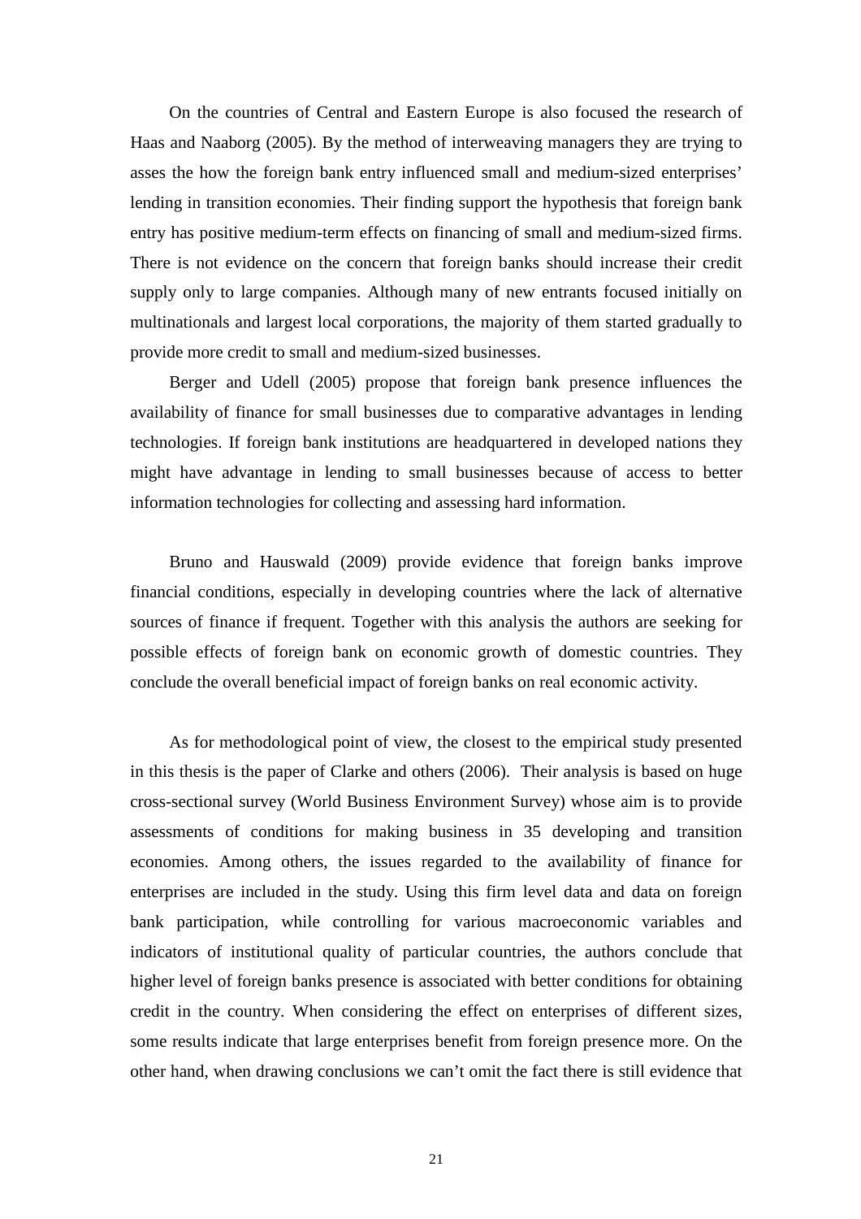On the countries of Central and Eastern Europe is also focused the research of Haas and Naaborg (2005). By the method of interweaving managers they are trying to asses the how the foreign bank entry influenced small and medium-sized enterprises' lending in transition economies. Their finding support the hypothesis that foreign bank entry has positive medium-term effects on financing of small and medium-sized firms. There is not evidence on the concern that foreign banks should increase their credit supply only to large companies. Although many of new entrants focused initially on multinationals and largest local corporations, the majority of them started gradually to provide more credit to small and medium-sized businesses.

Berger and Udell (2005) propose that foreign bank presence influences the availability of finance for small businesses due to comparative advantages in lending technologies. If foreign bank institutions are headquartered in developed nations they might have advantage in lending to small businesses because of access to better information technologies for collecting and assessing hard information.

Bruno and Hauswald (2009) provide evidence that foreign banks improve financial conditions, especially in developing countries where the lack of alternative sources of finance if frequent. Together with this analysis the authors are seeking for possible effects of foreign bank on economic growth of domestic countries. They conclude the overall beneficial impact of foreign banks on real economic activity.

As for methodological point of view, the closest to the empirical study presented in this thesis is the paper of Clarke and others (2006). Their analysis is based on huge cross-sectional survey (World Business Environment Survey) whose aim is to provide assessments of conditions for making business in 35 developing and transition economies. Among others, the issues regarded to the availability of finance for enterprises are included in the study. Using this firm level data and data on foreign bank participation, while controlling for various macroeconomic variables and indicators of institutional quality of particular countries, the authors conclude that higher level of foreign banks presence is associated with better conditions for obtaining credit in the country. When considering the effect on enterprises of different sizes, some results indicate that large enterprises benefit from foreign presence more. On the other hand, when drawing conclusions we can't omit the fact there is still evidence that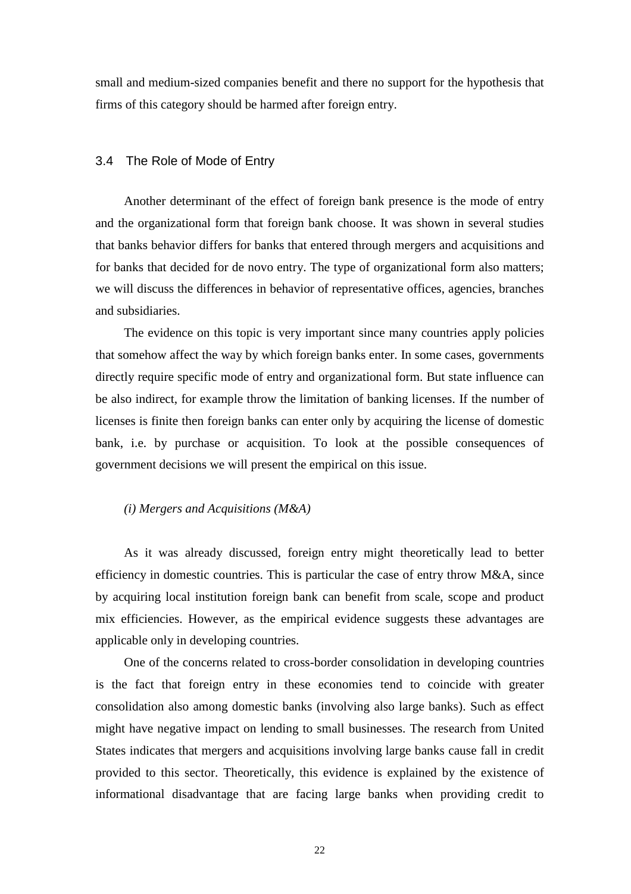small and medium-sized companies benefit and there no support for the hypothesis that firms of this category should be harmed after foreign entry.

### 3.4 The Role of Mode of Entry

Another determinant of the effect of foreign bank presence is the mode of entry and the organizational form that foreign bank choose. It was shown in several studies that banks behavior differs for banks that entered through mergers and acquisitions and for banks that decided for de novo entry. The type of organizational form also matters; we will discuss the differences in behavior of representative offices, agencies, branches and subsidiaries.

The evidence on this topic is very important since many countries apply policies that somehow affect the way by which foreign banks enter. In some cases, governments directly require specific mode of entry and organizational form. But state influence can be also indirect, for example throw the limitation of banking licenses. If the number of licenses is finite then foreign banks can enter only by acquiring the license of domestic bank, i.e. by purchase or acquisition. To look at the possible consequences of government decisions we will present the empirical on this issue.

*(i) Mergers and Acquisitions (M&A)*

As it was already discussed, foreign entry might theoretically lead to better efficiency in domestic countries. This is particular the case of entry throw M&A, since by acquiring local institution foreign bank can benefit from scale, scope and product mix efficiencies. However, as the empirical evidence suggests these advantages are applicable only in developing countries.

One of the concerns related to cross-border consolidation in developing countries is the fact that foreign entry in these economies tend to coincide with greater consolidation also among domestic banks (involving also large banks). Such as effect might have negative impact on lending to small businesses. The research from United States indicates that mergers and acquisitions involving large banks cause fall in credit provided to this sector. Theoretically, this evidence is explained by the existence of informational disadvantage that are facing large banks when providing credit to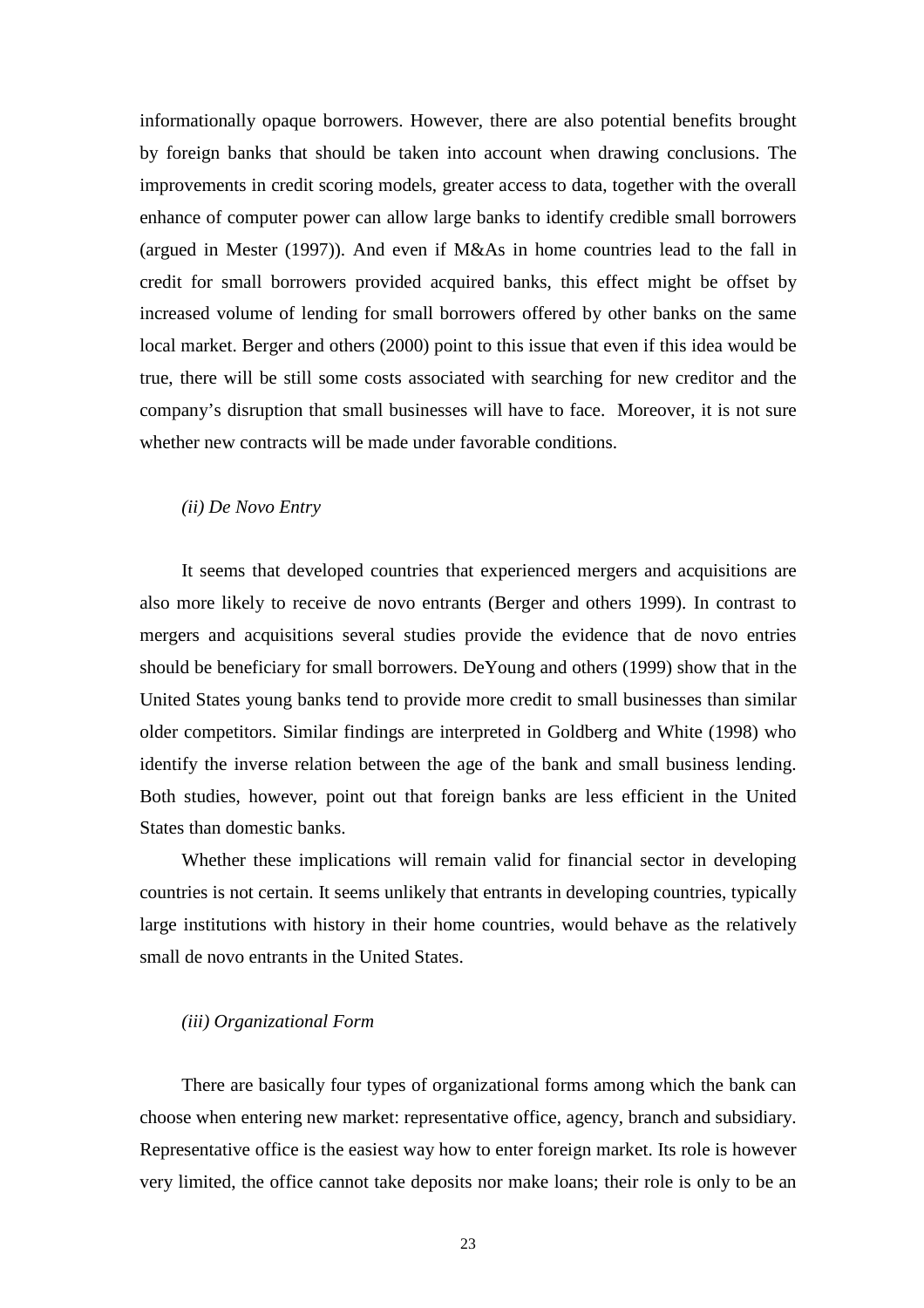informationally opaque borrowers. However, there are also potential benefits brought by foreign banks that should be taken into account when drawing conclusions. The improvements in credit scoring models, greater access to data, together with the overall enhance of computer power can allow large banks to identify credible small borrowers (argued in Mester (1997)). And even if M&As in home countries lead to the fall in credit for small borrowers provided acquired banks, this effect might be offset by increased volume of lending for small borrowers offered by other banks on the same local market. Berger and others (2000) point to this issue that even if this idea would be true, there will be still some costs associated with searching for new creditor and the company's disruption that small businesses will have to face. Moreover, it is not sure whether new contracts will be made under favorable conditions.

*(ii) De Novo Entry*

It seems that developed countries that experienced mergers and acquisitions are also more likely to receive de novo entrants (Berger and others 1999). In contrast to mergers and acquisitions several studies provide the evidence that de novo entries should be beneficiary for small borrowers. DeYoung and others (1999) show that in the United States young banks tend to provide more credit to small businesses than similar older competitors. Similar findings are interpreted in Goldberg and White (1998) who identify the inverse relation between the age of the bank and small business lending. Both studies, however, point out that foreign banks are less efficient in the United States than domestic banks.

Whether these implications will remain valid for financial sector in developing countries is not certain. It seems unlikely that entrants in developing countries, typically large institutions with history in their home countries, would behave as the relatively small de novo entrants in the United States.

*(iii) Organizational Form*

There are basically four types of organizational forms among which the bank can choose when entering new market: representative office, agency, branch and subsidiary. Representative office is the easiest way how to enter foreign market. Its role is however very limited, the office cannot take deposits nor make loans; their role is only to be an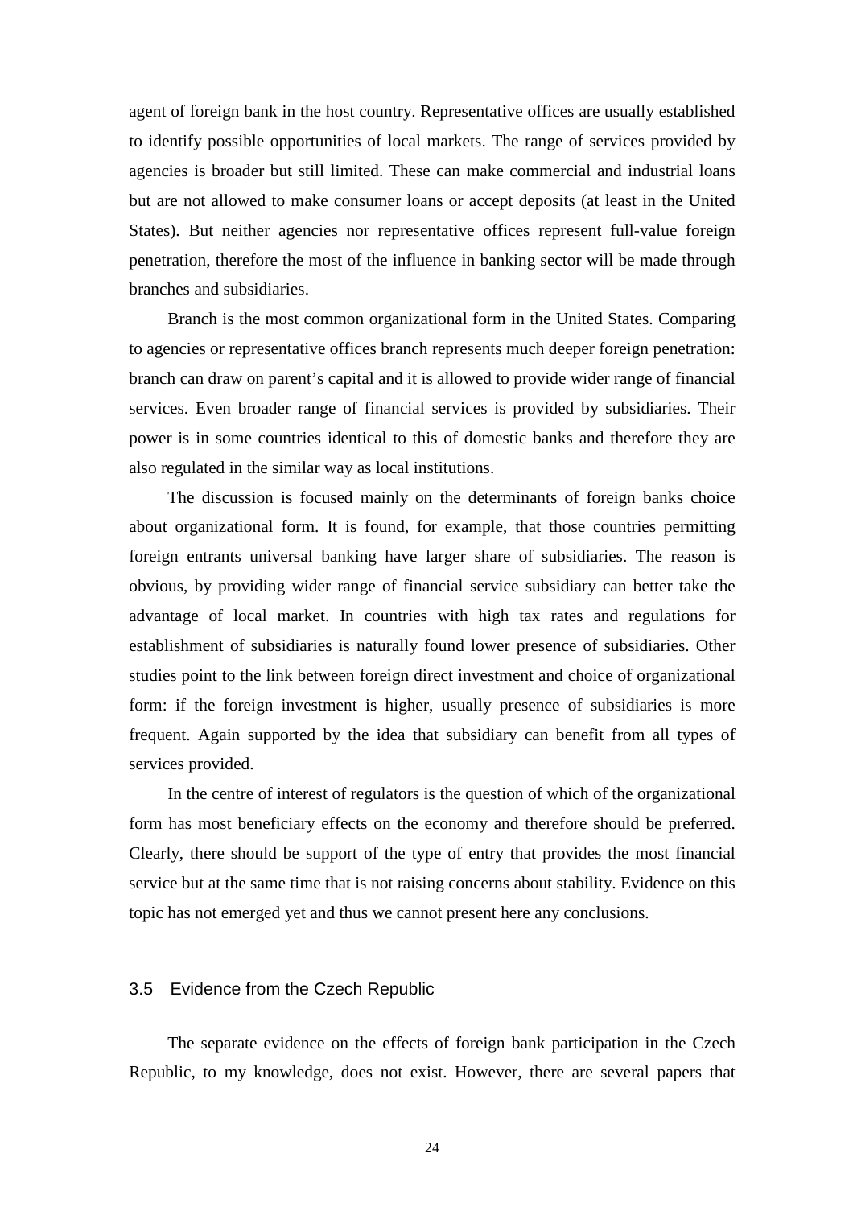agent of foreign bank in the host country. Representative offices are usually established to identify possible opportunities of local markets. The range of services provided by agencies is broader but still limited. These can make commercial and industrial loans but are not allowed to make consumer loans or accept deposits (at least in the United States). But neither agencies nor representative offices represent full-value foreign penetration, therefore the most of the influence in banking sector will be made through branches and subsidiaries.

Branch is the most common organizational form in the United States. Comparing to agencies or representative offices branch represents much deeper foreign penetration: branch can draw on parent's capital and it is allowed to provide wider range of financial services. Even broader range of financial services is provided by subsidiaries. Their power is in some countries identical to this of domestic banks and therefore they are also regulated in the similar way as local institutions.

The discussion is focused mainly on the determinants of foreign banks choice about organizational form. It is found, for example, that those countries permitting foreign entrants universal banking have larger share of subsidiaries. The reason is obvious, by providing wider range of financial service subsidiary can better take the advantage of local market. In countries with high tax rates and regulations for establishment of subsidiaries is naturally found lower presence of subsidiaries. Other studies point to the link between foreign direct investment and choice of organizational form: if the foreign investment is higher, usually presence of subsidiaries is more frequent. Again supported by the idea that subsidiary can benefit from all types of services provided.

In the centre of interest of regulators is the question of which of the organizational form has most beneficiary effects on the economy and therefore should be preferred. Clearly, there should be support of the type of entry that provides the most financial service but at the same time that is not raising concerns about stability. Evidence on this topic has not emerged yet and thus we cannot present here any conclusions.

### 3.5 Evidence from the Czech Republic

The separate evidence on the effects of foreign bank participation in the Czech Republic, to my knowledge, does not exist. However, there are several papers that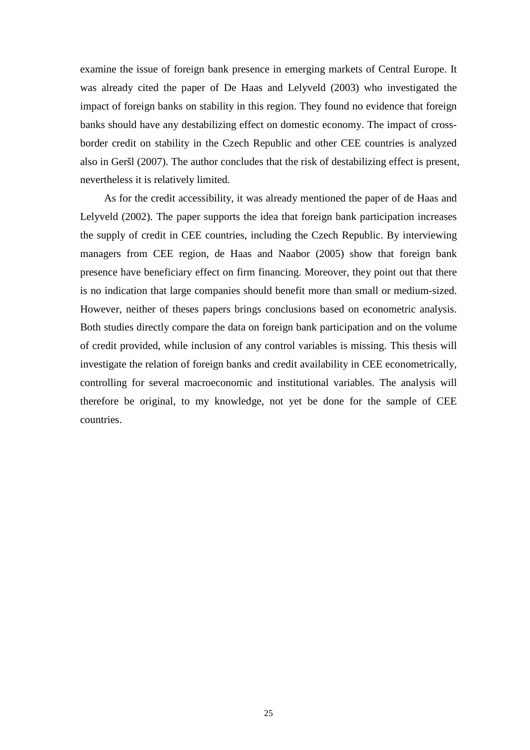examine the issue of foreign bank presence in emerging markets of Central Europe. It was already cited the paper of De Haas and Lelyveld (2003) who investigated the impact of foreign banks on stability in this region. They found no evidence that foreign banks should have any destabilizing effect on domestic economy. The impact of cross-border credit on stability in the Czech Republic and other CEE countries is analyzed also in Geršl (2007). The author concludes that the risk of destabilizing effect is present, nevertheless it is relatively limited.

As for the credit accessibility, it was already mentioned the paper of de Haas and Lelyveld (2002). The paper supports the idea that foreign bank participation increases the supply of credit in CEE countries, including the Czech Republic. By interviewing managers from CEE region, de Haas and Naabor (2005) show that foreign bank presence have beneficiary effect on firm financing. Moreover, they point out that there is no indication that large companies should benefit more than small or medium-sized. However, neither of theses papers brings conclusions based on econometric analysis. Both studies directly compare the data on foreign bank participation and on the volume of credit provided, while inclusion of any control variables is missing. This thesis will investigate the relation of foreign banks and credit availability in CEE econometrically, controlling for several macroeconomic and institutional variables. The analysis will therefore be original, to my knowledge, not yet be done for the sample of CEE countries.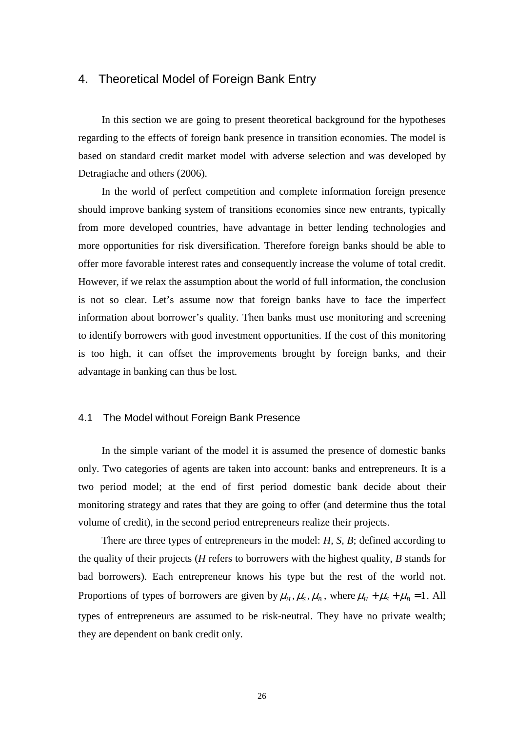## 4. Theoretical Model of Foreign Bank Entry

In this section we are going to present theoretical background for the hypotheses regarding to the effects of foreign bank presence in transition economies. The model is based on standard credit market model with adverse selection and was developed by Detragiache and others (2006).

In the world of perfect competition and complete information foreign presence should improve banking system of transitions economies since new entrants, typically from more developed countries, have advantage in better lending technologies and more opportunities for risk diversification. Therefore foreign banks should be able to offer more favorable interest rates and consequently increase the volume of total credit. However, if we relax the assumption about the world of full information, the conclusion is not so clear. Let's assume now that foreign banks have to face the imperfect information about borrower's quality. Then banks must use monitoring and screening to identify borrowers with good investment opportunities. If the cost of this monitoring is too high, it can offset the improvements brought by foreign banks, and their advantage in banking can thus be lost.

### 4.1 The Model without Foreign Bank Presence

In the simple variant of the model it is assumed the presence of domestic banks only. Two categories of agents are taken into account: banks and entrepreneurs. It is a two period model; at the end of first period domestic bank decide about their monitoring strategy and rates that they are going to offer (and determine thus the total volume of credit), in the second period entrepreneurs realize their projects.

There are three types of entrepreneurs in the model: *H, S, B*; defined according to the quality of their projects (*H* refers to borrowers with the highest quality, *B* stands for bad borrowers). Each entrepreneur knows his type but the rest of the world not. Proportions of types of borrowers are given by $\mu_H, \mu_S, \mu_B$, where $\mu_H + \mu_S + \mu_B = 1$. All types of entrepreneurs are assumed to be risk-neutral. They have no private wealth; they are dependent on bank credit only.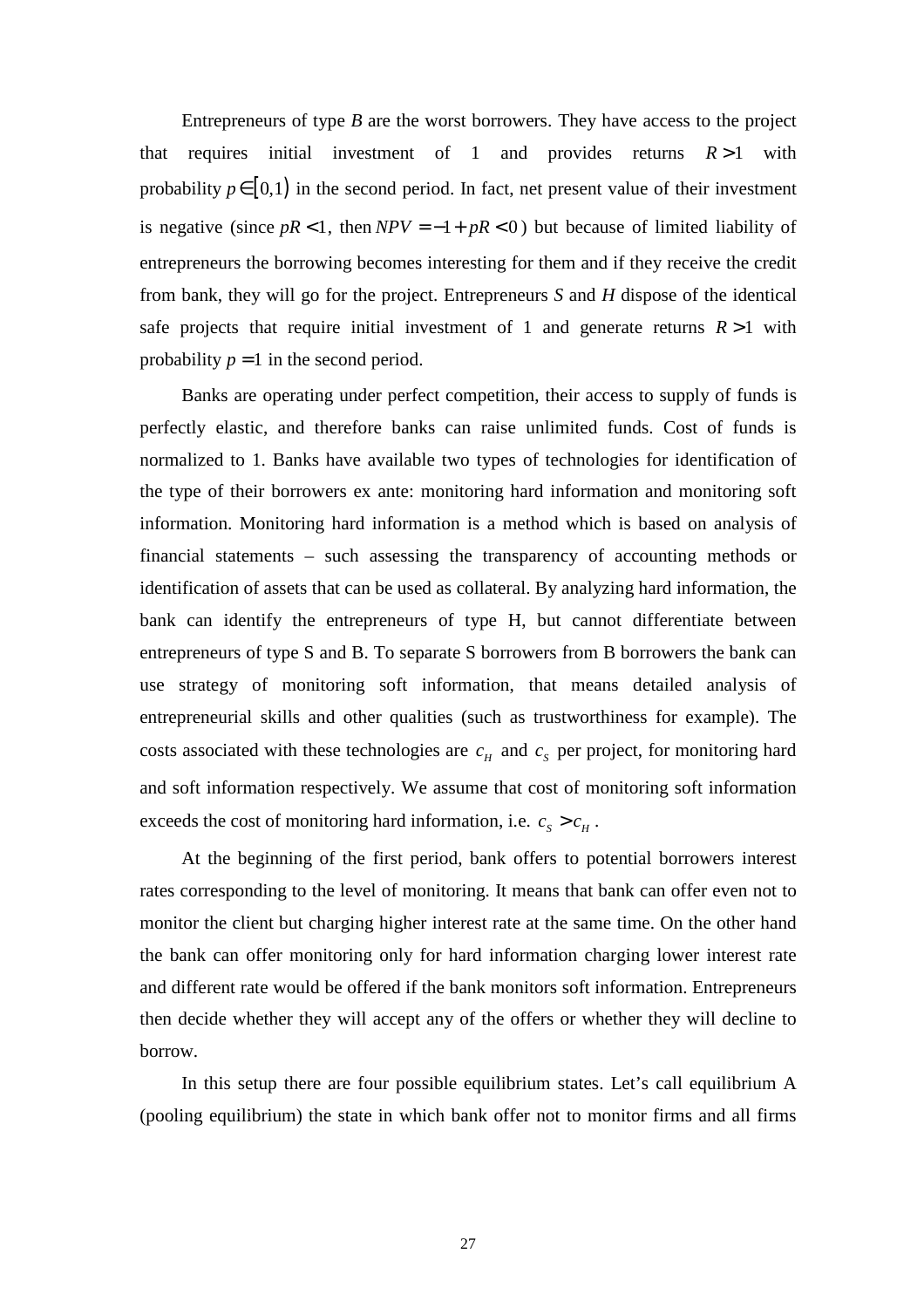Entrepreneurs of type *B* are the worst borrowers. They have access to the project that requires initial investment of 1 and provides returns $R > 1$ with probability $p \in [0,1)$ in the second period. In fact, net present value of their investment is negative (since $pR < 1$, then $NPV = -1 + pR < 0$) but because of limited liability of entrepreneurs the borrowing becomes interesting for them and if they receive the credit from bank, they will go for the project. Entrepreneurs *S* and *H* dispose of the identical safe projects that require initial investment of 1 and generate returns $R > 1$ with probability $p = 1$ in the second period.

Banks are operating under perfect competition, their access to supply of funds is perfectly elastic, and therefore banks can raise unlimited funds. Cost of funds is normalized to 1. Banks have available two types of technologies for identification of the type of their borrowers ex ante: monitoring hard information and monitoring soft information. Monitoring hard information is a method which is based on analysis of financial statements – such assessing the transparency of accounting methods or identification of assets that can be used as collateral. By analyzing hard information, the bank can identify the entrepreneurs of type H, but cannot differentiate between entrepreneurs of type S and B. To separate S borrowers from B borrowers the bank can use strategy of monitoring soft information, that means detailed analysis of entrepreneurial skills and other qualities (such as trustworthiness for example). The costs associated with these technologies are $c_H$ and $c_S$ per project, for monitoring hard and soft information respectively. We assume that cost of monitoring soft information exceeds the cost of monitoring hard information, i.e. $c_S > c_H$.

At the beginning of the first period, bank offers to potential borrowers interest rates corresponding to the level of monitoring. It means that bank can offer even not to monitor the client but charging higher interest rate at the same time. On the other hand the bank can offer monitoring only for hard information charging lower interest rate and different rate would be offered if the bank monitors soft information. Entrepreneurs then decide whether they will accept any of the offers or whether they will decline to borrow.

In this setup there are four possible equilibrium states. Let's call equilibrium A (pooling equilibrium) the state in which bank offer not to monitor firms and all firms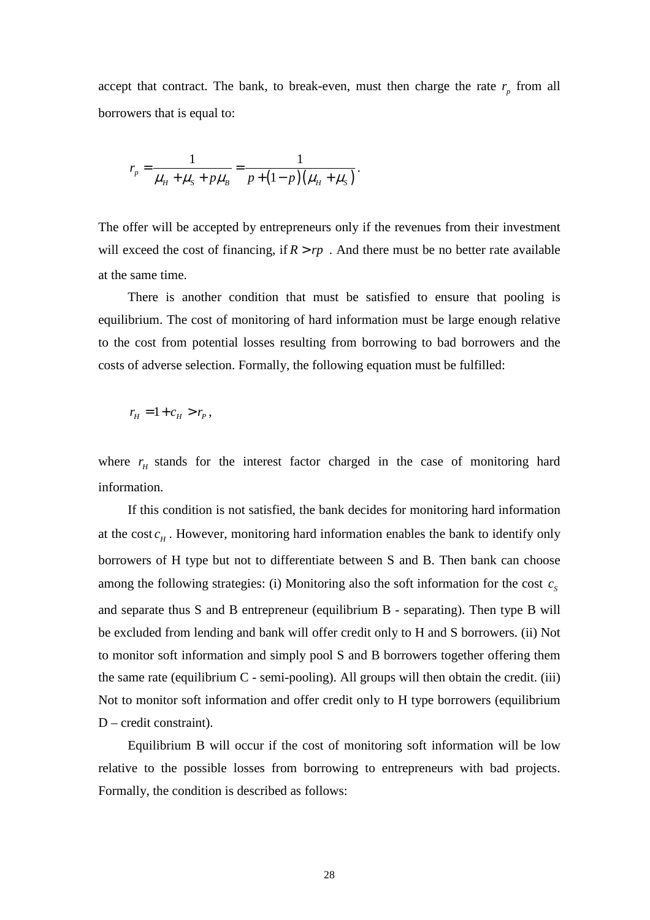accept that contract. The bank, to break-even, must then charge the rate $r_p$ from all borrowers that is equal to:

$$r_p = \frac{1}{\mu_H + \mu_S + p\mu_B} = \frac{1}{p + (1-p)(\mu_H + \mu_S)}.$$

The offer will be accepted by entrepreneurs only if the revenues from their investment will exceed the cost of financing, if $R > rp$ . And there must be no better rate available at the same time.

There is another condition that must be satisfied to ensure that pooling is equilibrium. The cost of monitoring of hard information must be large enough relative to the cost from potential losses resulting from borrowing to bad borrowers and the costs of adverse selection. Formally, the following equation must be fulfilled:

$$r_H = 1 + c_H > r_P,$$

where $r_H$ stands for the interest factor charged in the case of monitoring hard information.

If this condition is not satisfied, the bank decides for monitoring hard information at the cost $c_H$. However, monitoring hard information enables the bank to identify only borrowers of H type but not to differentiate between S and B. Then bank can choose among the following strategies: (i) Monitoring also the soft information for the cost $c_S$ and separate thus S and B entrepreneur (equilibrium B - separating). Then type B will be excluded from lending and bank will offer credit only to H and S borrowers. (ii) Not to monitor soft information and simply pool S and B borrowers together offering them the same rate (equilibrium C - semi-pooling). All groups will then obtain the credit. (iii) Not to monitor soft information and offer credit only to H type borrowers (equilibrium D – credit constraint).

Equilibrium B will occur if the cost of monitoring soft information will be low relative to the possible losses from borrowing to entrepreneurs with bad projects. Formally, the condition is described as follows: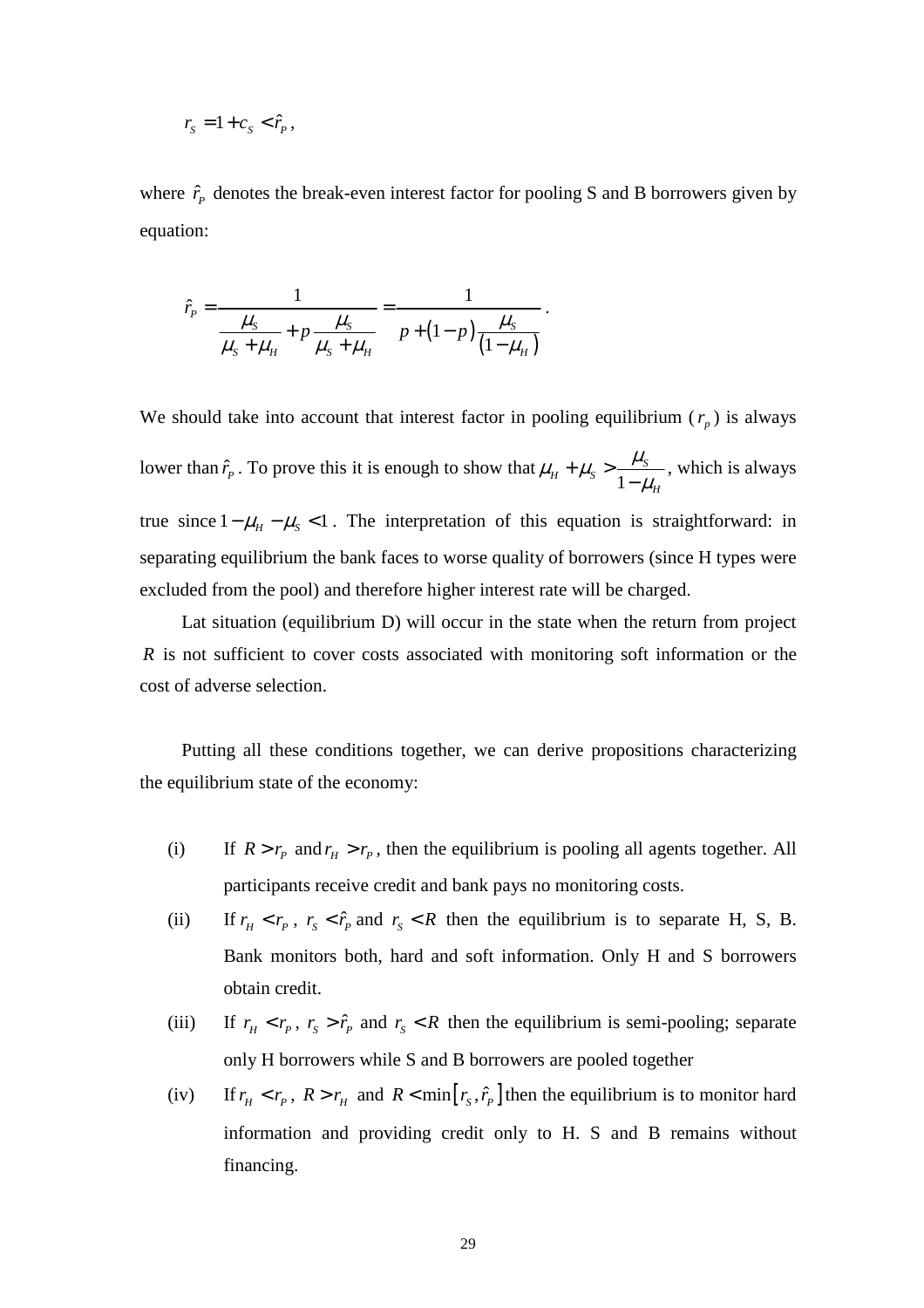$$r_S = 1 + c_S < \hat{r}_P ,$$

where $\hat{r}_P$ denotes the break-even interest factor for pooling S and B borrowers given by equation:

$$\hat{r}_P = \frac{1}{\dfrac{\mu_S}{\mu_S + \mu_H} + p\dfrac{\mu_S}{\mu_S + \mu_H}} = \frac{1}{p + (1-p)\dfrac{\mu_S}{(1-\mu_H)}} .$$

We should take into account that interest factor in pooling equilibrium ($r_p$) is always lower than $\hat{r}_P$. To prove this it is enough to show that $\mu_H + \mu_S > \dfrac{\mu_S}{1-\mu_H}$, which is always true since $1 - \mu_H - \mu_S < 1$. The interpretation of this equation is straightforward: in separating equilibrium the bank faces to worse quality of borrowers (since H types were excluded from the pool) and therefore higher interest rate will be charged.

Lat situation (equilibrium D) will occur in the state when the return from project $R$ is not sufficient to cover costs associated with monitoring soft information or the cost of adverse selection.

Putting all these conditions together, we can derive propositions characterizing the equilibrium state of the economy:

(i) If $R > r_P$ and $r_H > r_P$, then the equilibrium is pooling all agents together. All participants receive credit and bank pays no monitoring costs.

(ii) If $r_H < r_P$, $r_S < \hat{r}_P$ and $r_S < R$ then the equilibrium is to separate H, S, B. Bank monitors both, hard and soft information. Only H and S borrowers obtain credit.

(iii) If $r_H < r_P$, $r_S > \hat{r}_P$ and $r_S < R$ then the equilibrium is semi-pooling; separate only H borrowers while S and B borrowers are pooled together

(iv) If $r_H < r_P$, $R > r_H$ and $R < \min\left[r_S, \hat{r}_P\right]$ then the equilibrium is to monitor hard information and providing credit only to H. S and B remains without financing.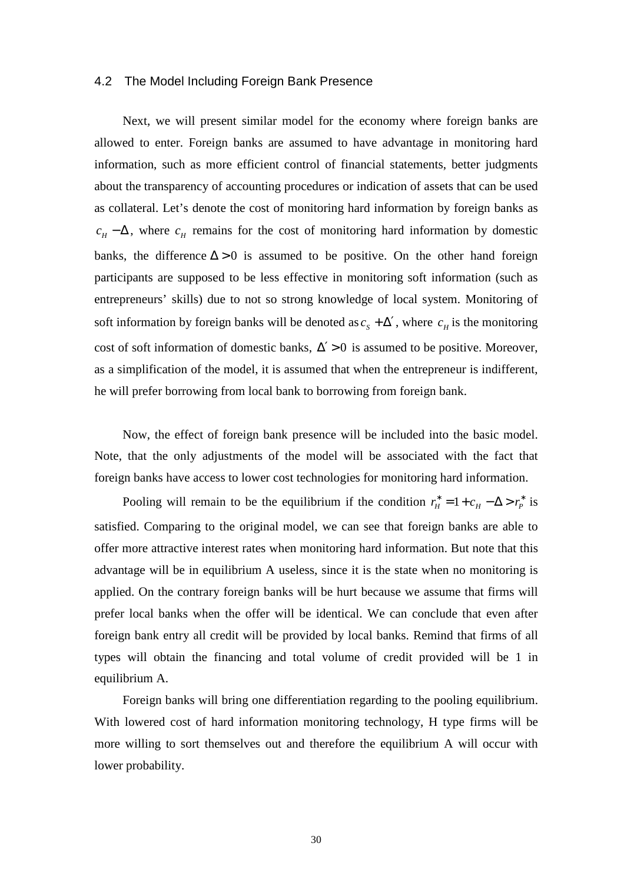### 4.2 The Model Including Foreign Bank Presence

Next, we will present similar model for the economy where foreign banks are allowed to enter. Foreign banks are assumed to have advantage in monitoring hard information, such as more efficient control of financial statements, better judgments about the transparency of accounting procedures or indication of assets that can be used as collateral. Let's denote the cost of monitoring hard information by foreign banks as $c_H - \Delta$, where $c_H$ remains for the cost of monitoring hard information by domestic banks, the difference $\Delta > 0$ is assumed to be positive. On the other hand foreign participants are supposed to be less effective in monitoring soft information (such as entrepreneurs' skills) due to not so strong knowledge of local system. Monitoring of soft information by foreign banks will be denoted as $c_S + \Delta'$, where $c_H$ is the monitoring cost of soft information of domestic banks, $\Delta' > 0$ is assumed to be positive. Moreover, as a simplification of the model, it is assumed that when the entrepreneur is indifferent, he will prefer borrowing from local bank to borrowing from foreign bank.

Now, the effect of foreign bank presence will be included into the basic model. Note, that the only adjustments of the model will be associated with the fact that foreign banks have access to lower cost technologies for monitoring hard information.

Pooling will remain to be the equilibrium if the condition $r_H^* = 1 + c_H - \Delta > r_P^*$ is satisfied. Comparing to the original model, we can see that foreign banks are able to offer more attractive interest rates when monitoring hard information. But note that this advantage will be in equilibrium A useless, since it is the state when no monitoring is applied. On the contrary foreign banks will be hurt because we assume that firms will prefer local banks when the offer will be identical. We can conclude that even after foreign bank entry all credit will be provided by local banks. Remind that firms of all types will obtain the financing and total volume of credit provided will be 1 in equilibrium A.

Foreign banks will bring one differentiation regarding to the pooling equilibrium. With lowered cost of hard information monitoring technology, H type firms will be more willing to sort themselves out and therefore the equilibrium A will occur with lower probability.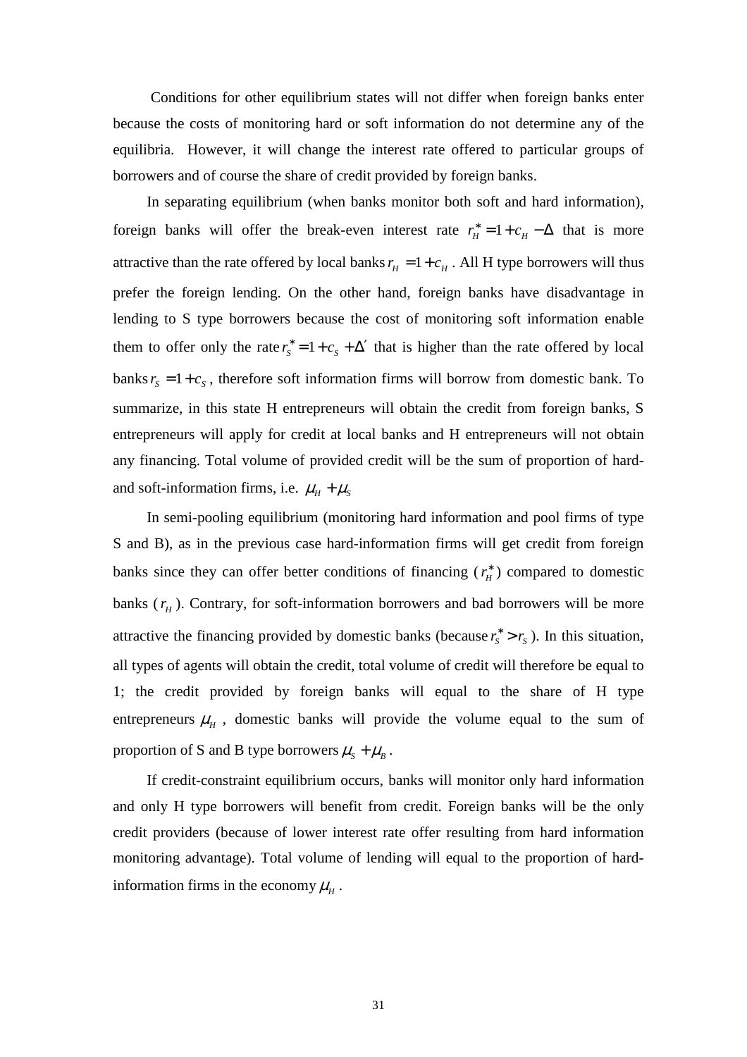Conditions for other equilibrium states will not differ when foreign banks enter because the costs of monitoring hard or soft information do not determine any of the equilibria. However, it will change the interest rate offered to particular groups of borrowers and of course the share of credit provided by foreign banks.

In separating equilibrium (when banks monitor both soft and hard information), foreign banks will offer the break-even interest rate $r_H^* = 1 + c_H - \Delta$ that is more attractive than the rate offered by local banks $r_H = 1 + c_H$. All H type borrowers will thus prefer the foreign lending. On the other hand, foreign banks have disadvantage in lending to S type borrowers because the cost of monitoring soft information enable them to offer only the rate $r_S^* = 1 + c_S + \Delta'$ that is higher than the rate offered by local banks $r_S = 1 + c_S$, therefore soft information firms will borrow from domestic bank. To summarize, in this state H entrepreneurs will obtain the credit from foreign banks, S entrepreneurs will apply for credit at local banks and H entrepreneurs will not obtain any financing. Total volume of provided credit will be the sum of proportion of hard- and soft-information firms, i.e. $\mu_H + \mu_S$

In semi-pooling equilibrium (monitoring hard information and pool firms of type S and B), as in the previous case hard-information firms will get credit from foreign banks since they can offer better conditions of financing ($r_H^*$) compared to domestic banks ($r_H$). Contrary, for soft-information borrowers and bad borrowers will be more attractive the financing provided by domestic banks (because $r_S^* > r_S$). In this situation, all types of agents will obtain the credit, total volume of credit will therefore be equal to 1; the credit provided by foreign banks will equal to the share of H type entrepreneurs $\mu_H$, domestic banks will provide the volume equal to the sum of proportion of S and B type borrowers $\mu_S + \mu_B$.

If credit-constraint equilibrium occurs, banks will monitor only hard information and only H type borrowers will benefit from credit. Foreign banks will be the only credit providers (because of lower interest rate offer resulting from hard information monitoring advantage). Total volume of lending will equal to the proportion of hard-information firms in the economy $\mu_H$.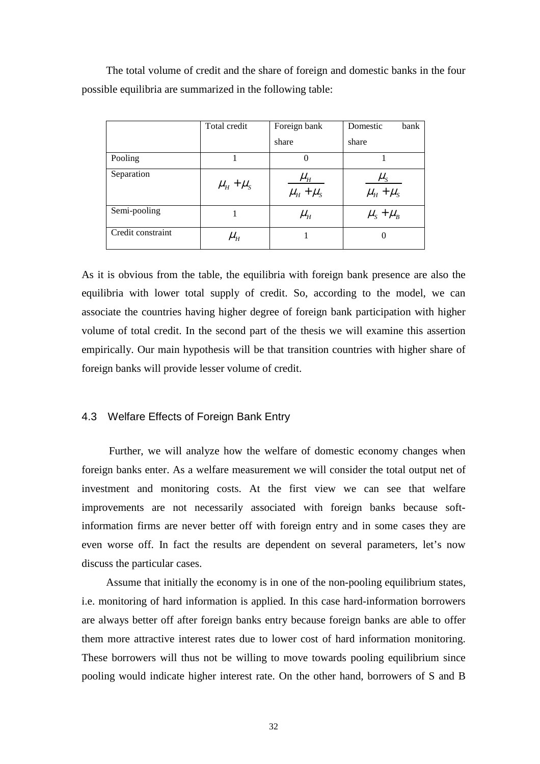The total volume of credit and the share of foreign and domestic banks in the four possible equilibria are summarized in the following table:

| | Total credit | Foreign bank share | Domestic bank share |
|---|---|---|---|
| Pooling | 1 | 0 | 1 |
| Separation | $\mu_H + \mu_S$ | $\dfrac{\mu_H}{\mu_H + \mu_S}$ | $\dfrac{\mu_S}{\mu_H + \mu_S}$ |
| Semi-pooling | 1 | $\mu_H$ | $\mu_S + \mu_B$ |
| Credit constraint | $\mu_H$ | 1 | 0 |

As it is obvious from the table, the equilibria with foreign bank presence are also the equilibria with lower total supply of credit. So, according to the model, we can associate the countries having higher degree of foreign bank participation with higher volume of total credit. In the second part of the thesis we will examine this assertion empirically. Our main hypothesis will be that transition countries with higher share of foreign banks will provide lesser volume of credit.

### 4.3 Welfare Effects of Foreign Bank Entry

Further, we will analyze how the welfare of domestic economy changes when foreign banks enter. As a welfare measurement we will consider the total output net of investment and monitoring costs. At the first view we can see that welfare improvements are not necessarily associated with foreign banks because soft-information firms are never better off with foreign entry and in some cases they are even worse off. In fact the results are dependent on several parameters, let's now discuss the particular cases.

Assume that initially the economy is in one of the non-pooling equilibrium states, i.e. monitoring of hard information is applied. In this case hard-information borrowers are always better off after foreign banks entry because foreign banks are able to offer them more attractive interest rates due to lower cost of hard information monitoring. These borrowers will thus not be willing to move towards pooling equilibrium since pooling would indicate higher interest rate. On the other hand, borrowers of S and B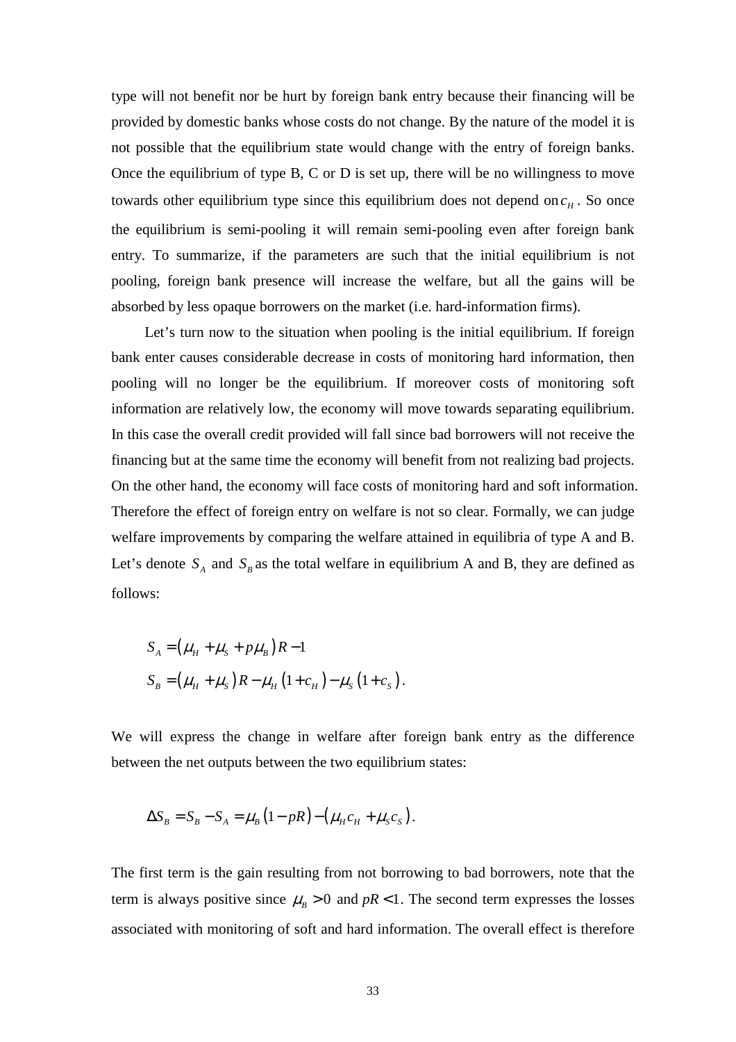type will not benefit nor be hurt by foreign bank entry because their financing will be provided by domestic banks whose costs do not change. By the nature of the model it is not possible that the equilibrium state would change with the entry of foreign banks. Once the equilibrium of type B, C or D is set up, there will be no willingness to move towards other equilibrium type since this equilibrium does not depend on $c_H$. So once the equilibrium is semi-pooling it will remain semi-pooling even after foreign bank entry. To summarize, if the parameters are such that the initial equilibrium is not pooling, foreign bank presence will increase the welfare, but all the gains will be absorbed by less opaque borrowers on the market (i.e. hard-information firms).

Let's turn now to the situation when pooling is the initial equilibrium. If foreign bank enter causes considerable decrease in costs of monitoring hard information, then pooling will no longer be the equilibrium. If moreover costs of monitoring soft information are relatively low, the economy will move towards separating equilibrium. In this case the overall credit provided will fall since bad borrowers will not receive the financing but at the same time the economy will benefit from not realizing bad projects. On the other hand, the economy will face costs of monitoring hard and soft information. Therefore the effect of foreign entry on welfare is not so clear. Formally, we can judge welfare improvements by comparing the welfare attained in equilibria of type A and B. Let's denote $S_A$ and $S_B$ as the total welfare in equilibrium A and B, they are defined as follows:

$$S_A = (\mu_H + \mu_S + p\mu_B)R - 1$$
$$S_B = (\mu_H + \mu_S)R - \mu_H(1 + c_H) - \mu_S(1 + c_S).$$

We will express the change in welfare after foreign bank entry as the difference between the net outputs between the two equilibrium states:

$$\Delta S_B = S_B - S_A = \mu_B(1 - pR) - (\mu_H c_H + \mu_S c_S).$$

The first term is the gain resulting from not borrowing to bad borrowers, note that the term is always positive since $\mu_B > 0$ and $pR < 1$. The second term expresses the losses associated with monitoring of soft and hard information. The overall effect is therefore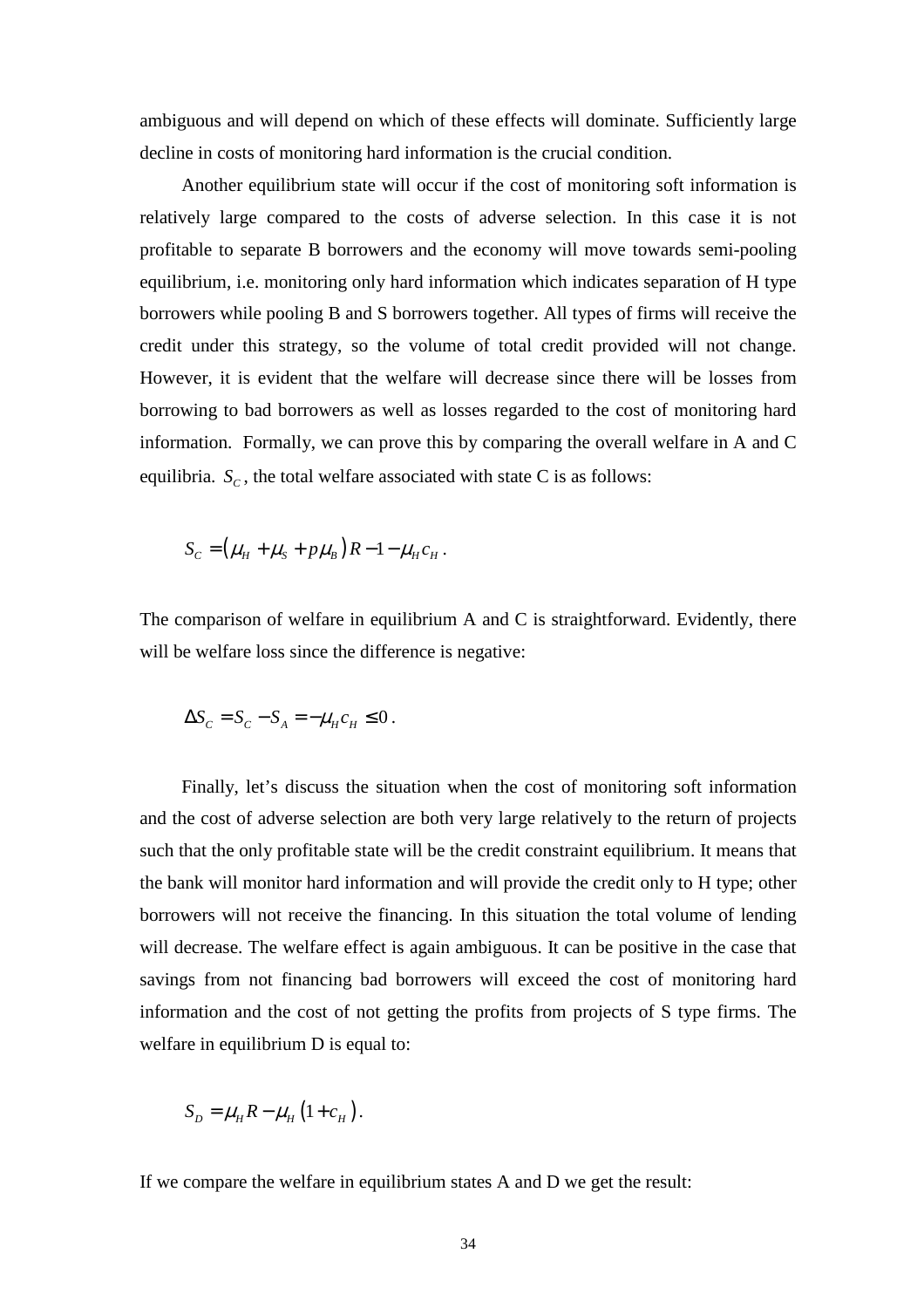ambiguous and will depend on which of these effects will dominate. Sufficiently large decline in costs of monitoring hard information is the crucial condition.

Another equilibrium state will occur if the cost of monitoring soft information is relatively large compared to the costs of adverse selection. In this case it is not profitable to separate B borrowers and the economy will move towards semi-pooling equilibrium, i.e. monitoring only hard information which indicates separation of H type borrowers while pooling B and S borrowers together. All types of firms will receive the credit under this strategy, so the volume of total credit provided will not change. However, it is evident that the welfare will decrease since there will be losses from borrowing to bad borrowers as well as losses regarded to the cost of monitoring hard information. Formally, we can prove this by comparing the overall welfare in A and C equilibria. $S_C$, the total welfare associated with state C is as follows:

$$S_C = (\mu_H + \mu_S + p\mu_B)R - 1 - \mu_H c_H .$$

The comparison of welfare in equilibrium A and C is straightforward. Evidently, there will be welfare loss since the difference is negative:

$$\Delta S_C = S_C - S_A = -\mu_H c_H \leq 0 .$$

Finally, let's discuss the situation when the cost of monitoring soft information and the cost of adverse selection are both very large relatively to the return of projects such that the only profitable state will be the credit constraint equilibrium. It means that the bank will monitor hard information and will provide the credit only to H type; other borrowers will not receive the financing. In this situation the total volume of lending will decrease. The welfare effect is again ambiguous. It can be positive in the case that savings from not financing bad borrowers will exceed the cost of monitoring hard information and the cost of not getting the profits from projects of S type firms. The welfare in equilibrium D is equal to:

$$S_D = \mu_H R - \mu_H (1 + c_H).$$

If we compare the welfare in equilibrium states A and D we get the result: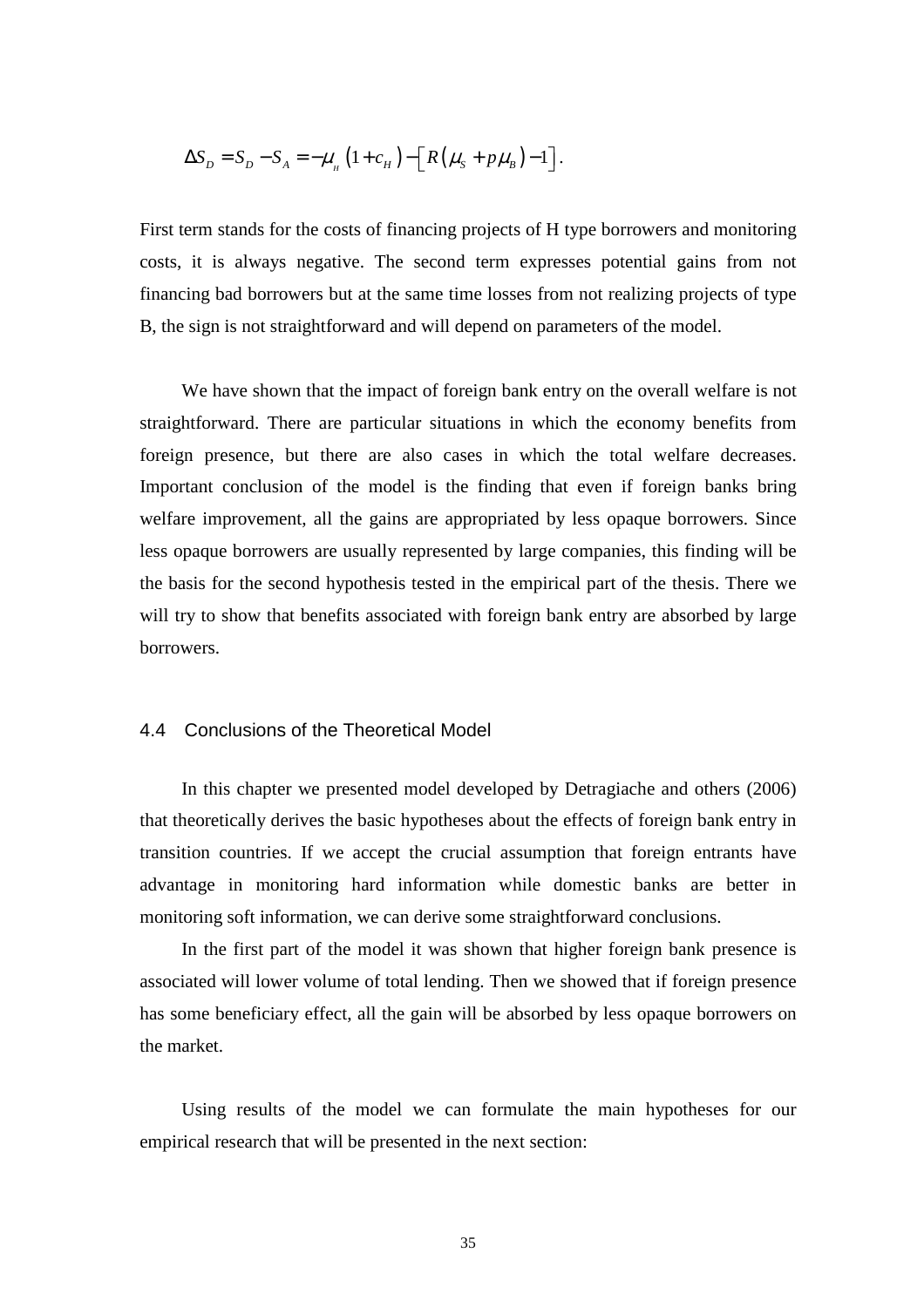$$\Delta S_D = S_D - S_A = -\mu_H (1 + c_H) - \left[ R(\mu_S + p\mu_B) - 1 \right].$$

First term stands for the costs of financing projects of H type borrowers and monitoring costs, it is always negative. The second term expresses potential gains from not financing bad borrowers but at the same time losses from not realizing projects of type B, the sign is not straightforward and will depend on parameters of the model.

We have shown that the impact of foreign bank entry on the overall welfare is not straightforward. There are particular situations in which the economy benefits from foreign presence, but there are also cases in which the total welfare decreases. Important conclusion of the model is the finding that even if foreign banks bring welfare improvement, all the gains are appropriated by less opaque borrowers. Since less opaque borrowers are usually represented by large companies, this finding will be the basis for the second hypothesis tested in the empirical part of the thesis. There we will try to show that benefits associated with foreign bank entry are absorbed by large borrowers.

## 4.4 Conclusions of the Theoretical Model

In this chapter we presented model developed by Detragiache and others (2006) that theoretically derives the basic hypotheses about the effects of foreign bank entry in transition countries. If we accept the crucial assumption that foreign entrants have advantage in monitoring hard information while domestic banks are better in monitoring soft information, we can derive some straightforward conclusions.

In the first part of the model it was shown that higher foreign bank presence is associated will lower volume of total lending. Then we showed that if foreign presence has some beneficiary effect, all the gain will be absorbed by less opaque borrowers on the market.

Using results of the model we can formulate the main hypotheses for our empirical research that will be presented in the next section: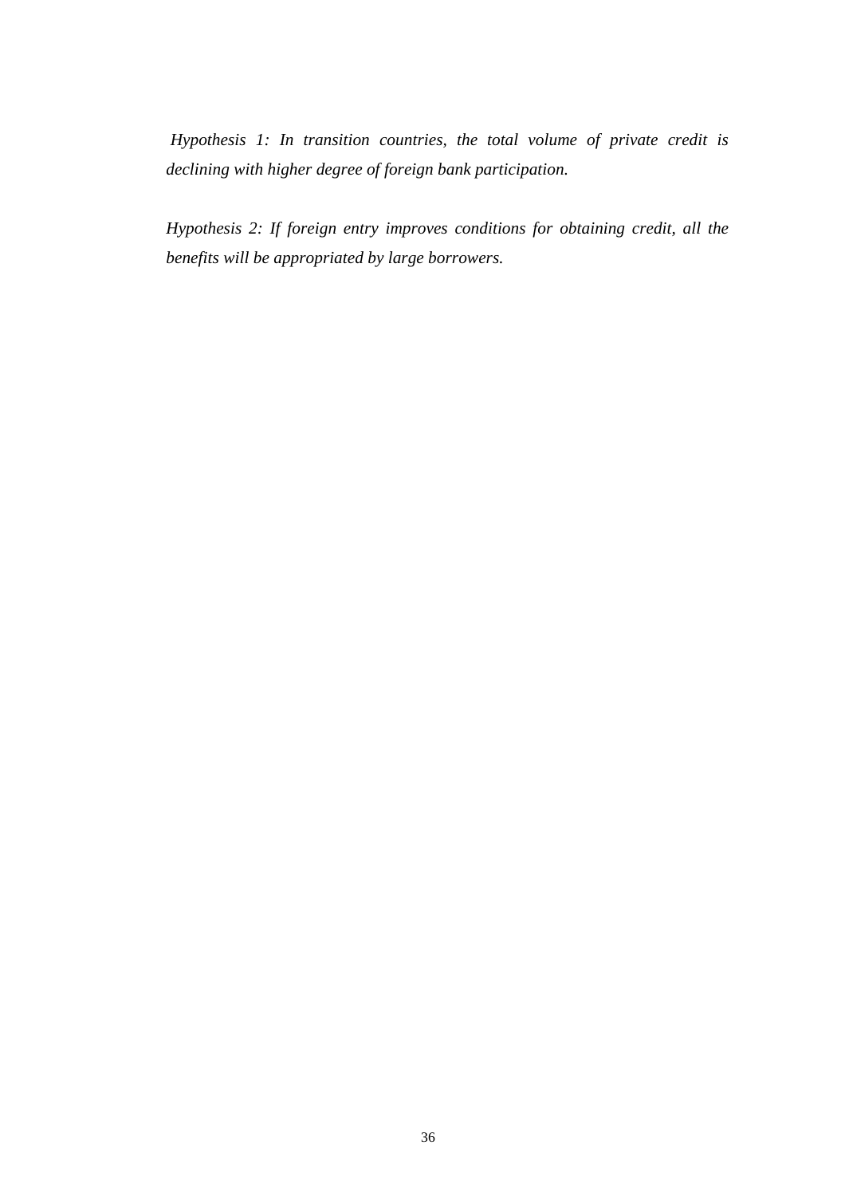*Hypothesis 1: In transition countries, the total volume of private credit is declining with higher degree of foreign bank participation.*

*Hypothesis 2: If foreign entry improves conditions for obtaining credit, all the benefits will be appropriated by large borrowers.*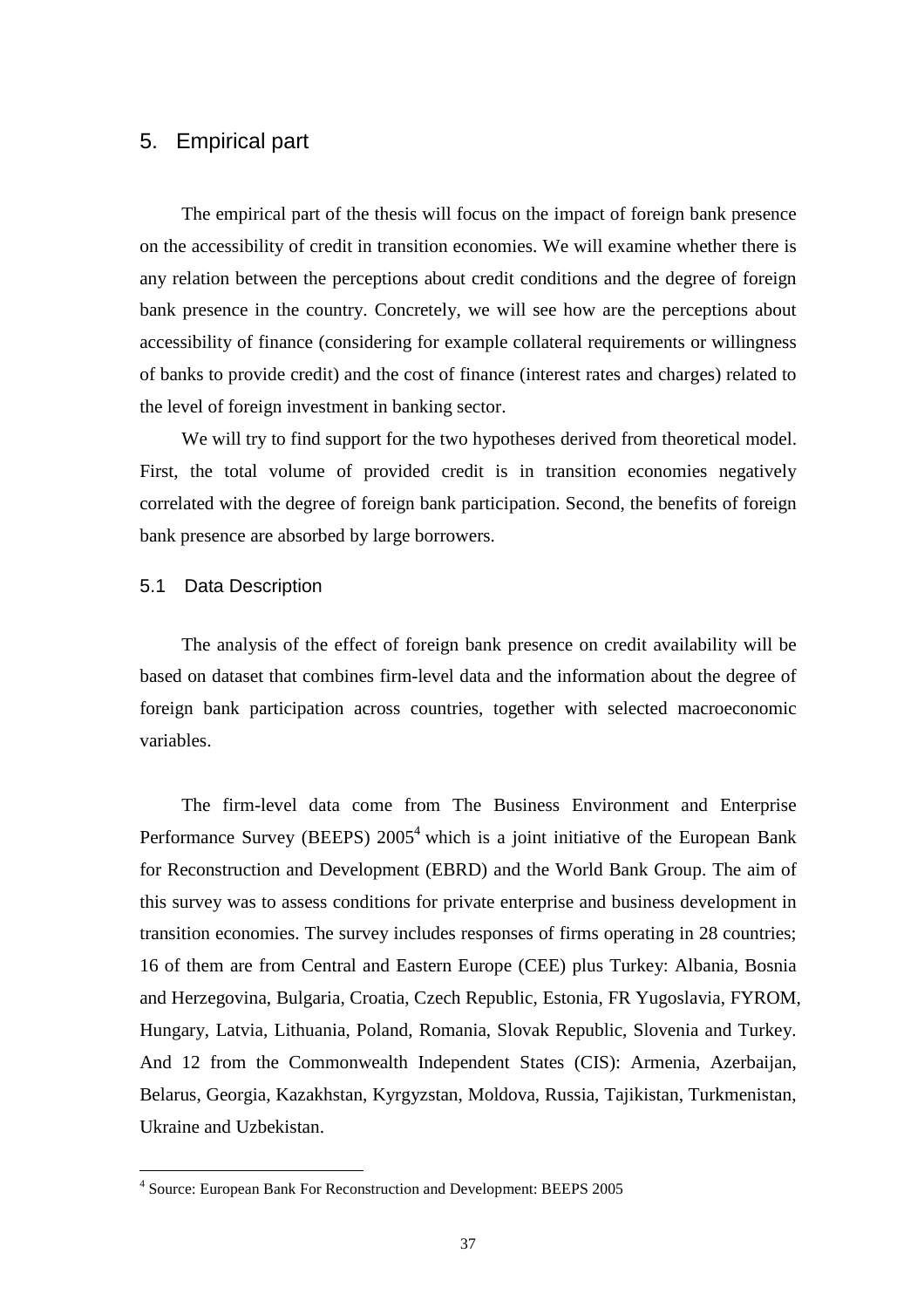# 5. Empirical part

The empirical part of the thesis will focus on the impact of foreign bank presence on the accessibility of credit in transition economies. We will examine whether there is any relation between the perceptions about credit conditions and the degree of foreign bank presence in the country. Concretely, we will see how are the perceptions about accessibility of finance (considering for example collateral requirements or willingness of banks to provide credit) and the cost of finance (interest rates and charges) related to the level of foreign investment in banking sector.

We will try to find support for the two hypotheses derived from theoretical model. First, the total volume of provided credit is in transition economies negatively correlated with the degree of foreign bank participation. Second, the benefits of foreign bank presence are absorbed by large borrowers.

## 5.1 Data Description

The analysis of the effect of foreign bank presence on credit availability will be based on dataset that combines firm-level data and the information about the degree of foreign bank participation across countries, together with selected macroeconomic variables.

The firm-level data come from The Business Environment and Enterprise Performance Survey (BEEPS) 2005[4] which is a joint initiative of the European Bank for Reconstruction and Development (EBRD) and the World Bank Group. The aim of this survey was to assess conditions for private enterprise and business development in transition economies. The survey includes responses of firms operating in 28 countries; 16 of them are from Central and Eastern Europe (CEE) plus Turkey: Albania, Bosnia and Herzegovina, Bulgaria, Croatia, Czech Republic, Estonia, FR Yugoslavia, FYROM, Hungary, Latvia, Lithuania, Poland, Romania, Slovak Republic, Slovenia and Turkey. And 12 from the Commonwealth Independent States (CIS): Armenia, Azerbaijan, Belarus, Georgia, Kazakhstan, Kyrgyzstan, Moldova, Russia, Tajikistan, Turkmenistan, Ukraine and Uzbekistan.

[4] Source: European Bank For Reconstruction and Development: BEEPS 2005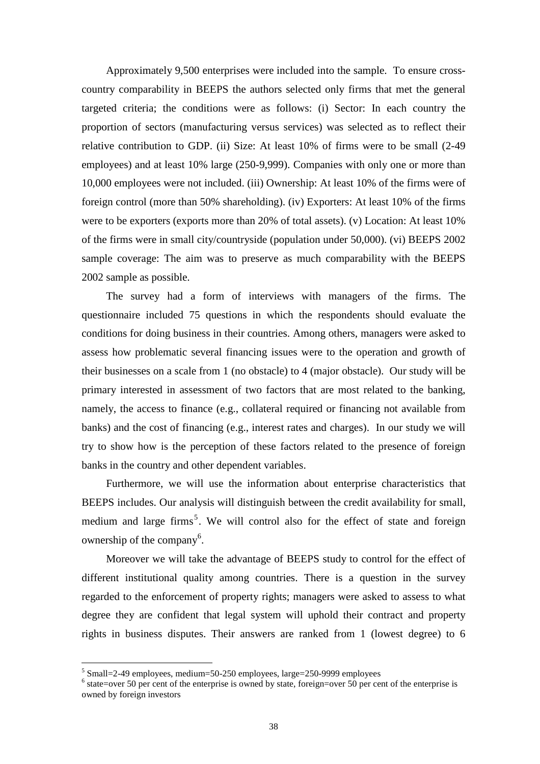Approximately 9,500 enterprises were included into the sample. To ensure cross-country comparability in BEEPS the authors selected only firms that met the general targeted criteria; the conditions were as follows: (i) Sector: In each country the proportion of sectors (manufacturing versus services) was selected as to reflect their relative contribution to GDP. (ii) Size: At least 10% of firms were to be small (2-49 employees) and at least 10% large (250-9,999). Companies with only one or more than 10,000 employees were not included. (iii) Ownership: At least 10% of the firms were of foreign control (more than 50% shareholding). (iv) Exporters: At least 10% of the firms were to be exporters (exports more than 20% of total assets). (v) Location: At least 10% of the firms were in small city/countryside (population under 50,000). (vi) BEEPS 2002 sample coverage: The aim was to preserve as much comparability with the BEEPS 2002 sample as possible.

The survey had a form of interviews with managers of the firms. The questionnaire included 75 questions in which the respondents should evaluate the conditions for doing business in their countries. Among others, managers were asked to assess how problematic several financing issues were to the operation and growth of their businesses on a scale from 1 (no obstacle) to 4 (major obstacle). Our study will be primary interested in assessment of two factors that are most related to the banking, namely, the access to finance (e.g., collateral required or financing not available from banks) and the cost of financing (e.g., interest rates and charges). In our study we will try to show how is the perception of these factors related to the presence of foreign banks in the country and other dependent variables.

Furthermore, we will use the information about enterprise characteristics that BEEPS includes. Our analysis will distinguish between the credit availability for small, medium and large firms[5]. We will control also for the effect of state and foreign ownership of the company[6].

Moreover we will take the advantage of BEEPS study to control for the effect of different institutional quality among countries. There is a question in the survey regarded to the enforcement of property rights; managers were asked to assess to what degree they are confident that legal system will uphold their contract and property rights in business disputes. Their answers are ranked from 1 (lowest degree) to 6

---

[5] Small=2-49 employees, medium=50-250 employees, large=250-9999 employees

[6] state=over 50 per cent of the enterprise is owned by state, foreign=over 50 per cent of the enterprise is owned by foreign investors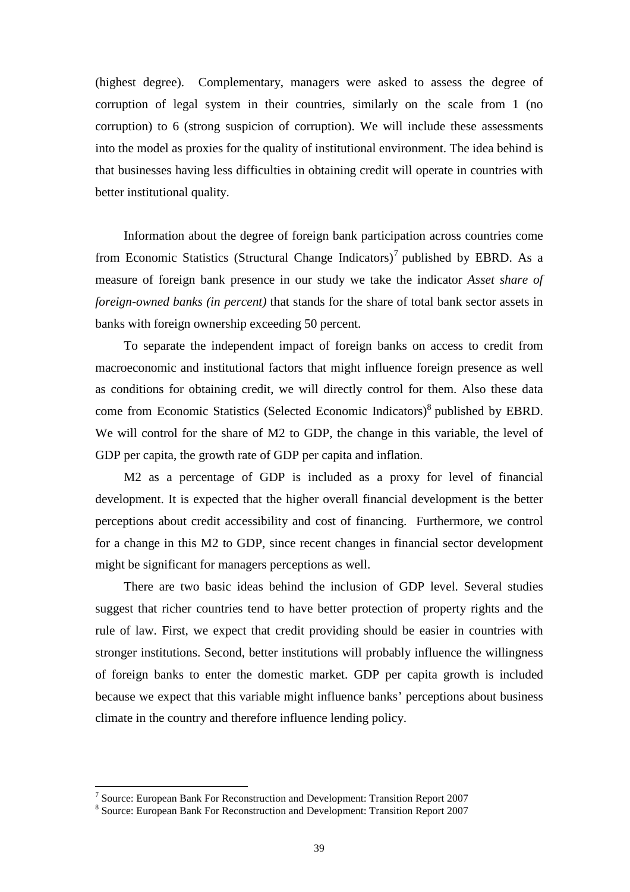(highest degree). Complementary, managers were asked to assess the degree of corruption of legal system in their countries, similarly on the scale from 1 (no corruption) to 6 (strong suspicion of corruption). We will include these assessments into the model as proxies for the quality of institutional environment. The idea behind is that businesses having less difficulties in obtaining credit will operate in countries with better institutional quality.

Information about the degree of foreign bank participation across countries come from Economic Statistics (Structural Change Indicators)[7] published by EBRD. As a measure of foreign bank presence in our study we take the indicator *Asset share of foreign-owned banks (in percent)* that stands for the share of total bank sector assets in banks with foreign ownership exceeding 50 percent.

To separate the independent impact of foreign banks on access to credit from macroeconomic and institutional factors that might influence foreign presence as well as conditions for obtaining credit, we will directly control for them. Also these data come from Economic Statistics (Selected Economic Indicators)[8] published by EBRD. We will control for the share of M2 to GDP, the change in this variable, the level of GDP per capita, the growth rate of GDP per capita and inflation.

M2 as a percentage of GDP is included as a proxy for level of financial development. It is expected that the higher overall financial development is the better perceptions about credit accessibility and cost of financing. Furthermore, we control for a change in this M2 to GDP, since recent changes in financial sector development might be significant for managers perceptions as well.

There are two basic ideas behind the inclusion of GDP level. Several studies suggest that richer countries tend to have better protection of property rights and the rule of law. First, we expect that credit providing should be easier in countries with stronger institutions. Second, better institutions will probably influence the willingness of foreign banks to enter the domestic market. GDP per capita growth is included because we expect that this variable might influence banks' perceptions about business climate in the country and therefore influence lending policy.

---

[7] Source: European Bank For Reconstruction and Development: Transition Report 2007

[8] Source: European Bank For Reconstruction and Development: Transition Report 2007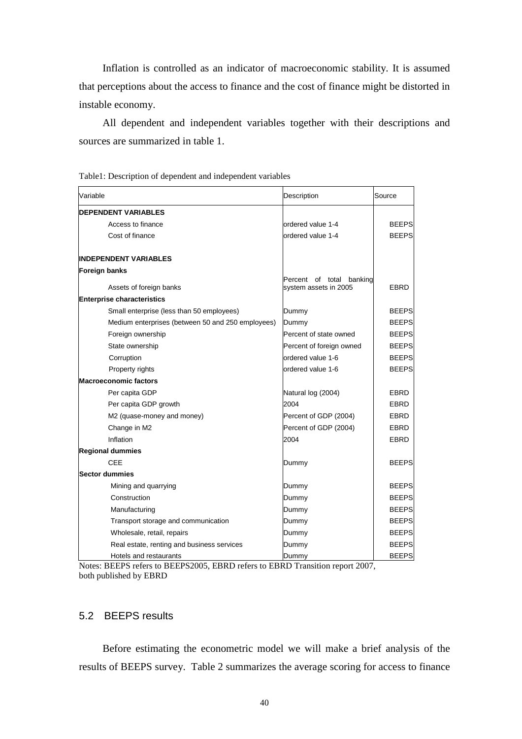Inflation is controlled as an indicator of macroeconomic stability. It is assumed that perceptions about the access to finance and the cost of finance might be distorted in instable economy.

All dependent and independent variables together with their descriptions and sources are summarized in table 1.

Table1: Description of dependent and independent variables

| Variable | Description | Source |
|---|---|---|
| **DEPENDENT VARIABLES** | | |
| Access to finance | ordered value 1-4 | BEEPS |
| Cost of finance | ordered value 1-4 | BEEPS |
| | | |
| **INDEPENDENT VARIABLES** | | |
| **Foreign banks** | | |
| Assets of foreign banks | Percent of total banking system assets in 2005 | EBRD |
| **Enterprise characteristics** | | |
| Small enterprise (less than 50 employees) | Dummy | BEEPS |
| Medium enterprises (between 50 and 250 employees) | Dummy | BEEPS |
| Foreign ownership | Percent of state owned | BEEPS |
| State ownership | Percent of foreign owned | BEEPS |
| Corruption | ordered value 1-6 | BEEPS |
| Property rights | ordered value 1-6 | BEEPS |
| **Macroeconomic factors** | | |
| Per capita GDP | Natural log (2004) | EBRD |
| Per capita GDP growth | 2004 | EBRD |
| M2 (quase-money and money) | Percent of GDP (2004) | EBRD |
| Change in M2 | Percent of GDP (2004) | EBRD |
| Inflation | 2004 | EBRD |
| **Regional dummies** | | |
| CEE | Dummy | BEEPS |
| **Sector dummies** | | |
| Mining and quarrying | Dummy | BEEPS |
| Construction | Dummy | BEEPS |
| Manufacturing | Dummy | BEEPS |
| Transport storage and communication | Dummy | BEEPS |
| Wholesale, retail, repairs | Dummy | BEEPS |
| Real estate, renting and business services | Dummy | BEEPS |
| Hotels and restaurants | Dummy | BEEPS |

Notes: BEEPS refers to BEEPS2005, EBRD refers to EBRD Transition report 2007, both published by EBRD

## 5.2 BEEPS results

Before estimating the econometric model we will make a brief analysis of the results of BEEPS survey. Table 2 summarizes the average scoring for access to finance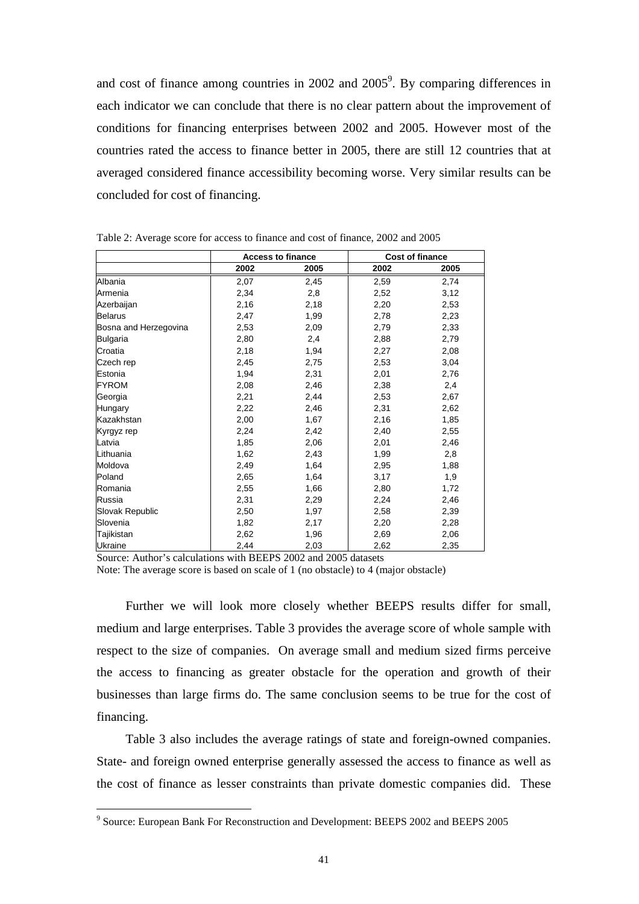and cost of finance among countries in 2002 and 2005[9]. By comparing differences in each indicator we can conclude that there is no clear pattern about the improvement of conditions for financing enterprises between 2002 and 2005. However most of the countries rated the access to finance better in 2005, there are still 12 countries that at averaged considered finance accessibility becoming worse. Very similar results can be concluded for cost of financing.

Table 2: Average score for access to finance and cost of finance, 2002 and 2005

| | Access to finance | | Cost of finance | |
|---|---|---|---|---|
| | 2002 | 2005 | 2002 | 2005 |
| Albania | 2,07 | 2,45 | 2,59 | 2,74 |
| Armenia | 2,34 | 2,8 | 2,52 | 3,12 |
| Azerbaijan | 2,16 | 2,18 | 2,20 | 2,53 |
| Belarus | 2,47 | 1,99 | 2,78 | 2,23 |
| Bosna and Herzegovina | 2,53 | 2,09 | 2,79 | 2,33 |
| Bulgaria | 2,80 | 2,4 | 2,88 | 2,79 |
| Croatia | 2,18 | 1,94 | 2,27 | 2,08 |
| Czech rep | 2,45 | 2,75 | 2,53 | 3,04 |
| Estonia | 1,94 | 2,31 | 2,01 | 2,76 |
| FYROM | 2,08 | 2,46 | 2,38 | 2,4 |
| Georgia | 2,21 | 2,44 | 2,53 | 2,67 |
| Hungary | 2,22 | 2,46 | 2,31 | 2,62 |
| Kazakhstan | 2,00 | 1,67 | 2,16 | 1,85 |
| Kyrgyz rep | 2,24 | 2,42 | 2,40 | 2,55 |
| Latvia | 1,85 | 2,06 | 2,01 | 2,46 |
| Lithuania | 1,62 | 2,43 | 1,99 | 2,8 |
| Moldova | 2,49 | 1,64 | 2,95 | 1,88 |
| Poland | 2,65 | 1,64 | 3,17 | 1,9 |
| Romania | 2,55 | 1,66 | 2,80 | 1,72 |
| Russia | 2,31 | 2,29 | 2,24 | 2,46 |
| Slovak Republic | 2,50 | 1,97 | 2,58 | 2,39 |
| Slovenia | 1,82 | 2,17 | 2,20 | 2,28 |
| Tajikistan | 2,62 | 1,96 | 2,69 | 2,06 |
| Ukraine | 2,44 | 2,03 | 2,62 | 2,35 |

Source: Author's calculations with BEEPS 2002 and 2005 datasets

Note: The average score is based on scale of 1 (no obstacle) to 4 (major obstacle)

Further we will look more closely whether BEEPS results differ for small, medium and large enterprises. Table 3 provides the average score of whole sample with respect to the size of companies. On average small and medium sized firms perceive the access to financing as greater obstacle for the operation and growth of their businesses than large firms do. The same conclusion seems to be true for the cost of financing.

Table 3 also includes the average ratings of state and foreign-owned companies. State- and foreign owned enterprise generally assessed the access to finance as well as the cost of finance as lesser constraints than private domestic companies did. These

[9] Source: European Bank For Reconstruction and Development: BEEPS 2002 and BEEPS 2005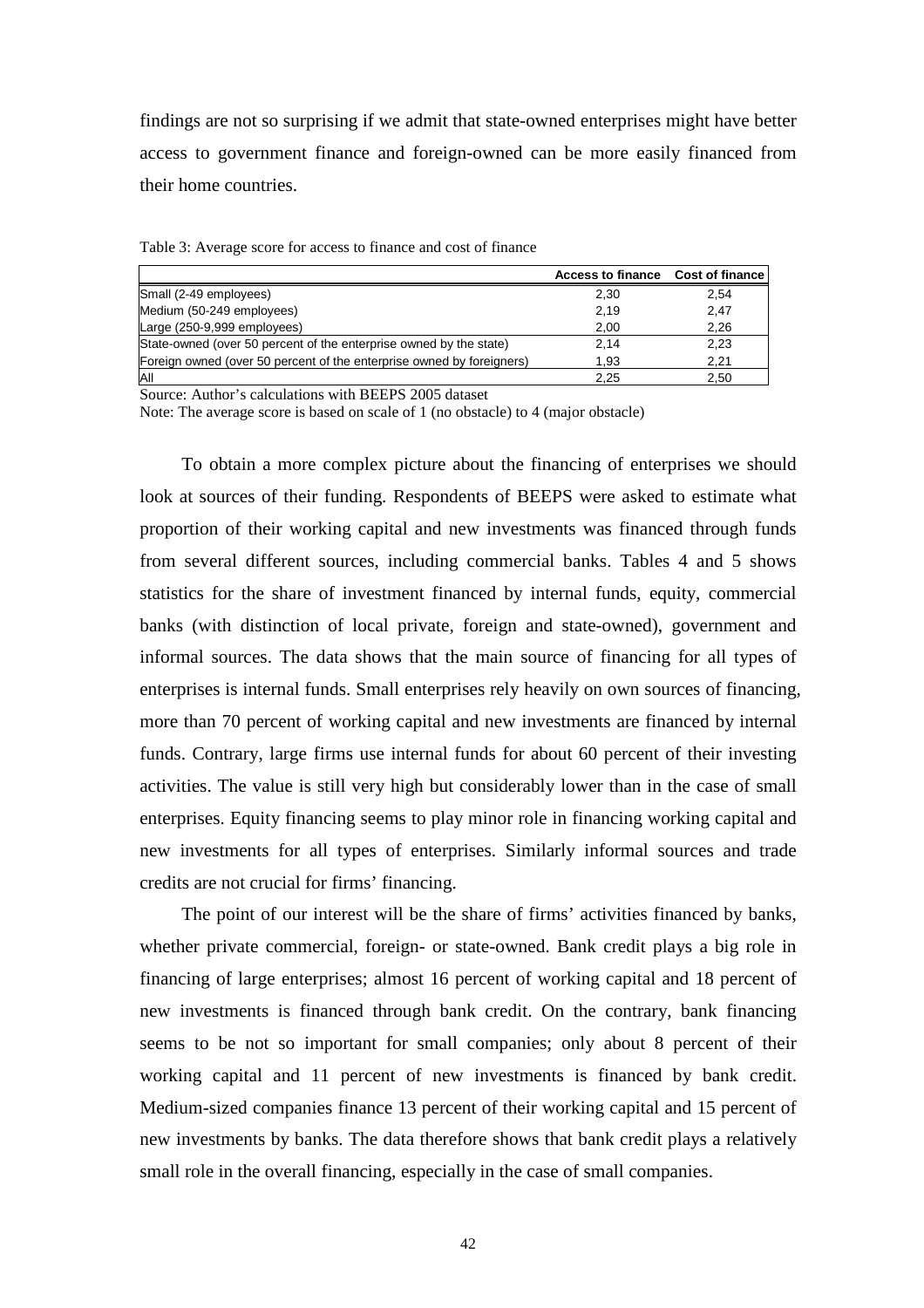findings are not so surprising if we admit that state-owned enterprises might have better access to government finance and foreign-owned can be more easily financed from their home countries.

Table 3: Average score for access to finance and cost of finance

| | Access to finance | Cost of finance |
|---|---|---|
| Small (2-49 employees) | 2,30 | 2,54 |
| Medium (50-249 employees) | 2,19 | 2,47 |
| Large (250-9,999 employees) | 2,00 | 2,26 |
| State-owned (over 50 percent of the enterprise owned by the state) | 2,14 | 2,23 |
| Foreign owned (over 50 percent of the enterprise owned by foreigners) | 1,93 | 2,21 |
| All | 2,25 | 2,50 |

Source: Author's calculations with BEEPS 2005 dataset

Note: The average score is based on scale of 1 (no obstacle) to 4 (major obstacle)

To obtain a more complex picture about the financing of enterprises we should look at sources of their funding. Respondents of BEEPS were asked to estimate what proportion of their working capital and new investments was financed through funds from several different sources, including commercial banks. Tables 4 and 5 shows statistics for the share of investment financed by internal funds, equity, commercial banks (with distinction of local private, foreign and state-owned), government and informal sources. The data shows that the main source of financing for all types of enterprises is internal funds. Small enterprises rely heavily on own sources of financing, more than 70 percent of working capital and new investments are financed by internal funds. Contrary, large firms use internal funds for about 60 percent of their investing activities. The value is still very high but considerably lower than in the case of small enterprises. Equity financing seems to play minor role in financing working capital and new investments for all types of enterprises. Similarly informal sources and trade credits are not crucial for firms' financing.

The point of our interest will be the share of firms' activities financed by banks, whether private commercial, foreign- or state-owned. Bank credit plays a big role in financing of large enterprises; almost 16 percent of working capital and 18 percent of new investments is financed through bank credit. On the contrary, bank financing seems to be not so important for small companies; only about 8 percent of their working capital and 11 percent of new investments is financed by bank credit. Medium-sized companies finance 13 percent of their working capital and 15 percent of new investments by banks. The data therefore shows that bank credit plays a relatively small role in the overall financing, especially in the case of small companies.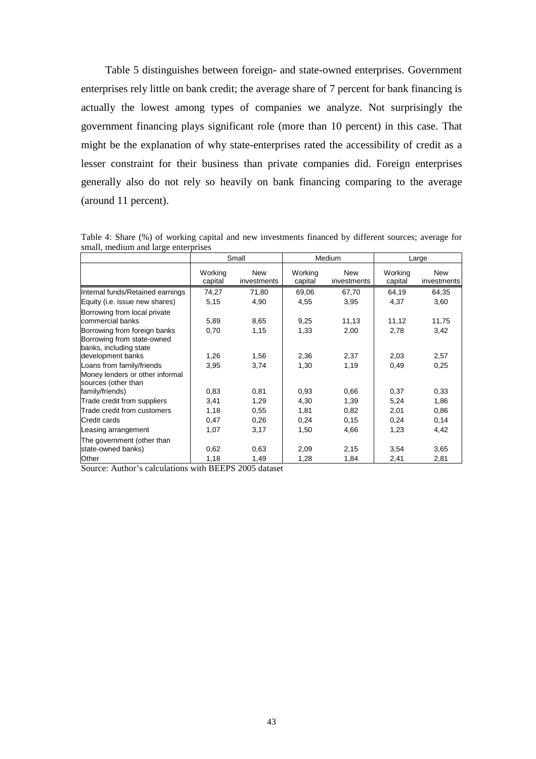Table 5 distinguishes between foreign- and state-owned enterprises. Government enterprises rely little on bank credit; the average share of 7 percent for bank financing is actually the lowest among types of companies we analyze. Not surprisingly the government financing plays significant role (more than 10 percent) in this case. That might be the explanation of why state-enterprises rated the accessibility of credit as a lesser constraint for their business than private companies did. Foreign enterprises generally also do not rely so heavily on bank financing comparing to the average (around 11 percent).

Table 4: Share (%) of working capital and new investments financed by different sources; average for small, medium and large enterprises

| | Small | | Medium | | Large | |
|---|---|---|---|---|---|---|
| | Working capital | New investments | Working capital | New investments | Working capital | New investments |
| Internal funds/Retained earnings | 74,27 | 71,80 | 69,06 | 67,70 | 64,19 | 64,35 |
| Equity (i.e. issue new shares) | 5,15 | 4,90 | 4,55 | 3,95 | 4,37 | 3,60 |
| Borrowing from local private commercial banks | 5,89 | 8,65 | 9,25 | 11,13 | 11,12 | 11,75 |
| Borrowing from foreign banks | 0,70 | 1,15 | 1,33 | 2,00 | 2,78 | 3,42 |
| Borrowing from state-owned banks, including state development banks | 1,26 | 1,56 | 2,36 | 2,37 | 2,03 | 2,57 |
| Loans from family/friends | 3,95 | 3,74 | 1,30 | 1,19 | 0,49 | 0,25 |
| Money lenders or other informal sources (other than family/friends) | 0,83 | 0,81 | 0,93 | 0,66 | 0,37 | 0,33 |
| Trade credit from suppliers | 3,41 | 1,29 | 4,30 | 1,39 | 5,24 | 1,86 |
| Trade credit from customers | 1,18 | 0,55 | 1,81 | 0,82 | 2,01 | 0,86 |
| Credit cards | 0,47 | 0,26 | 0,24 | 0,15 | 0,24 | 0,14 |
| Leasing arrangement | 1,07 | 3,17 | 1,50 | 4,66 | 1,23 | 4,42 |
| The government (other than state-owned banks) | 0,62 | 0,63 | 2,09 | 2,15 | 3,54 | 3,65 |
| Other | 1,18 | 1,49 | 1,28 | 1,84 | 2,41 | 2,81 |

Source: Author's calculations with BEEPS 2005 dataset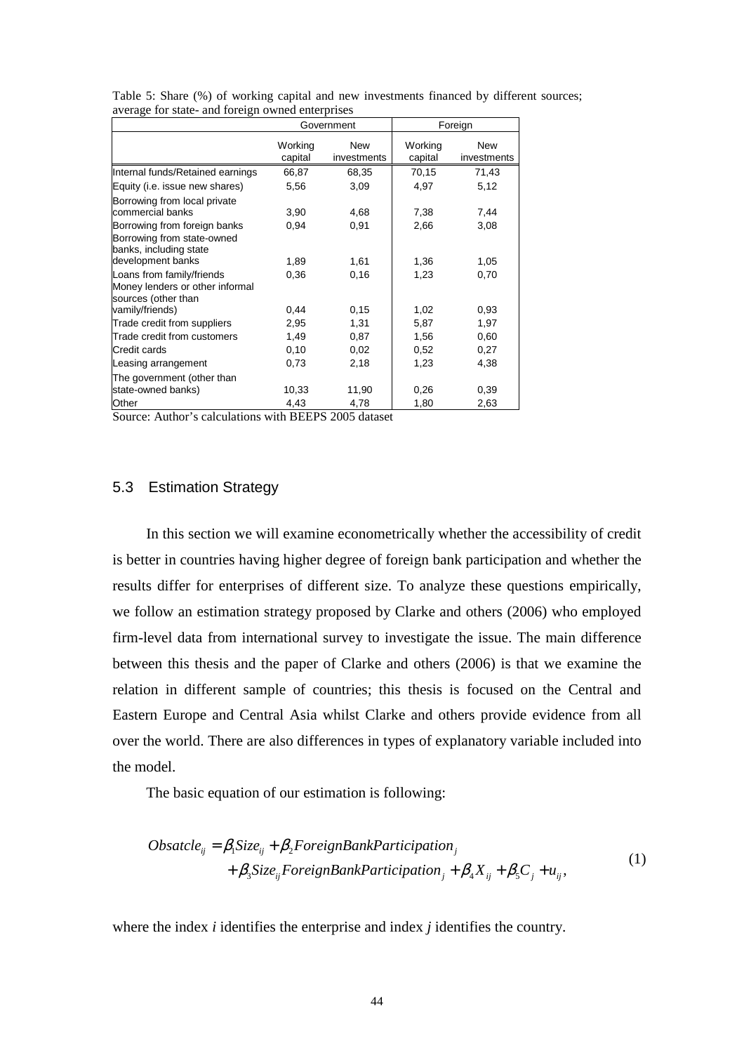Table 5: Share (%) of working capital and new investments financed by different sources; average for state- and foreign owned enterprises

| | Government | | Foreign | |
|---|---|---|---|---|
| | Working capital | New investments | Working capital | New investments |
| Internal funds/Retained earnings | 66,87 | 68,35 | 70,15 | 71,43 |
| Equity (i.e. issue new shares) | 5,56 | 3,09 | 4,97 | 5,12 |
| Borrowing from local private commercial banks | 3,90 | 4,68 | 7,38 | 7,44 |
| Borrowing from foreign banks | 0,94 | 0,91 | 2,66 | 3,08 |
| Borrowing from state-owned banks, including state development banks | 1,89 | 1,61 | 1,36 | 1,05 |
| Loans from family/friends | 0,36 | 0,16 | 1,23 | 0,70 |
| Money lenders or other informal sources (other than vamily/friends) | 0,44 | 0,15 | 1,02 | 0,93 |
| Trade credit from suppliers | 2,95 | 1,31 | 5,87 | 1,97 |
| Trade credit from customers | 1,49 | 0,87 | 1,56 | 0,60 |
| Credit cards | 0,10 | 0,02 | 0,52 | 0,27 |
| Leasing arrangement | 0,73 | 2,18 | 1,23 | 4,38 |
| The government (other than state-owned banks) | 10,33 | 11,90 | 0,26 | 0,39 |
| Other | 4,43 | 4,78 | 1,80 | 2,63 |

Source: Author's calculations with BEEPS 2005 dataset

## 5.3 Estimation Strategy

In this section we will examine econometrically whether the accessibility of credit is better in countries having higher degree of foreign bank participation and whether the results differ for enterprises of different size. To analyze these questions empirically, we follow an estimation strategy proposed by Clarke and others (2006) who employed firm-level data from international survey to investigate the issue. The main difference between this thesis and the paper of Clarke and others (2006) is that we examine the relation in different sample of countries; this thesis is focused on the Central and Eastern Europe and Central Asia whilst Clarke and others provide evidence from all over the world. There are also differences in types of explanatory variable included into the model.

The basic equation of our estimation is following:

$$
\begin{aligned}
Obsatcle_{ij} = \beta_1 Size_{ij} + \beta_2 ForeignBankParticipation_j \\
+ \beta_3 Size_{ij} ForeignBankParticipation_j + \beta_4 X_{ij} + \beta_5 C_j + u_{ij},
\end{aligned}
\tag{1}
$$

where the index $i$ identifies the enterprise and index $j$ identifies the country.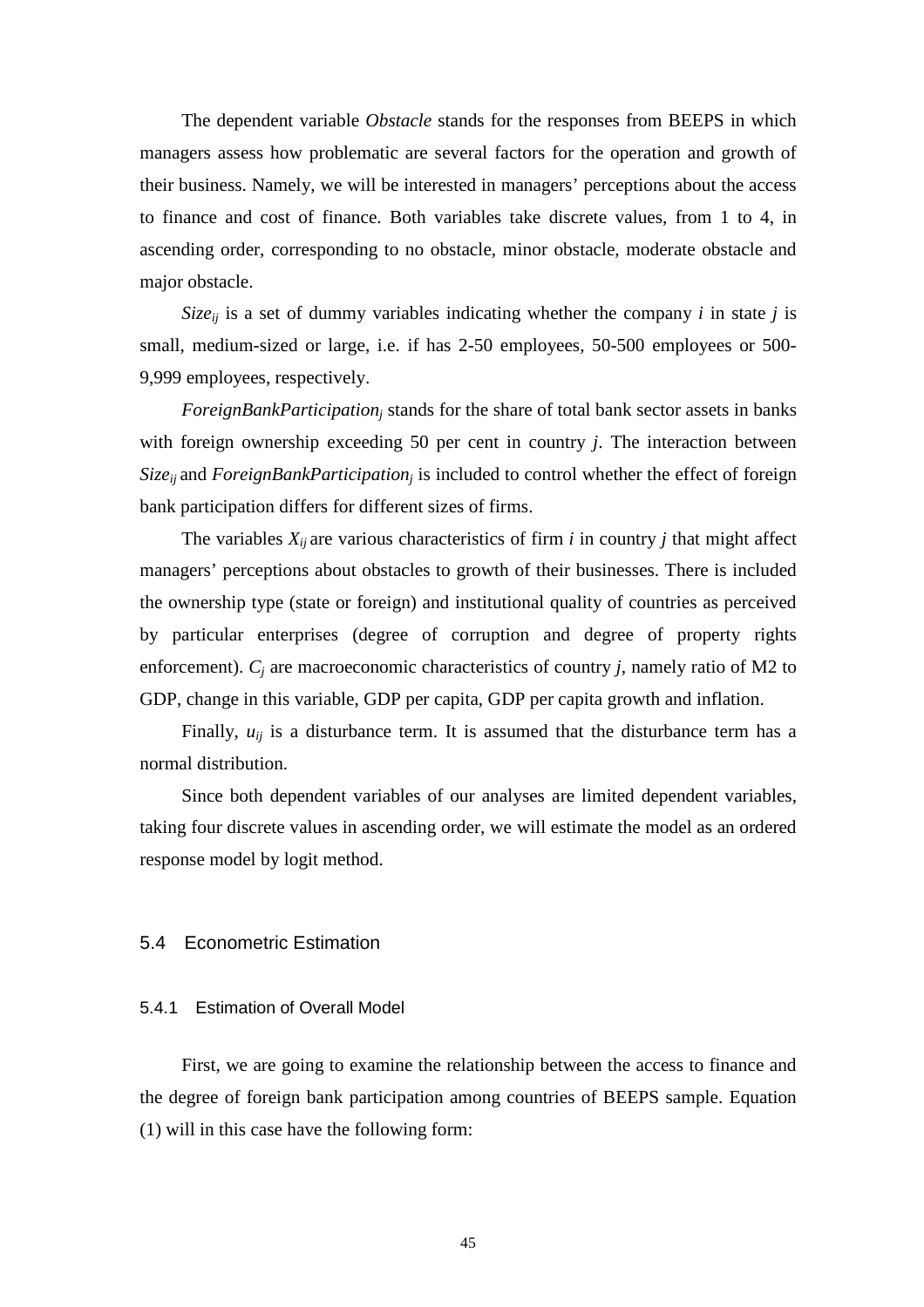The dependent variable *Obstacle* stands for the responses from BEEPS in which managers assess how problematic are several factors for the operation and growth of their business. Namely, we will be interested in managers' perceptions about the access to finance and cost of finance. Both variables take discrete values, from 1 to 4, in ascending order, corresponding to no obstacle, minor obstacle, moderate obstacle and major obstacle.

$Size_{ij}$ is a set of dummy variables indicating whether the company $i$ in state $j$ is small, medium-sized or large, i.e. if has 2-50 employees, 50-500 employees or 500-9,999 employees, respectively.

$ForeignBankParticipation_j$ stands for the share of total bank sector assets in banks with foreign ownership exceeding 50 per cent in country $j$. The interaction between $Size_{ij}$ and $ForeignBankParticipation_j$ is included to control whether the effect of foreign bank participation differs for different sizes of firms.

The variables $X_{ij}$ are various characteristics of firm $i$ in country $j$ that might affect managers' perceptions about obstacles to growth of their businesses. There is included the ownership type (state or foreign) and institutional quality of countries as perceived by particular enterprises (degree of corruption and degree of property rights enforcement). $C_j$ are macroeconomic characteristics of country $j$, namely ratio of M2 to GDP, change in this variable, GDP per capita, GDP per capita growth and inflation.

Finally, $u_{ij}$ is a disturbance term. It is assumed that the disturbance term has a normal distribution.

Since both dependent variables of our analyses are limited dependent variables, taking four discrete values in ascending order, we will estimate the model as an ordered response model by logit method.

## 5.4 Econometric Estimation

### 5.4.1 Estimation of Overall Model

First, we are going to examine the relationship between the access to finance and the degree of foreign bank participation among countries of BEEPS sample. Equation (1) will in this case have the following form: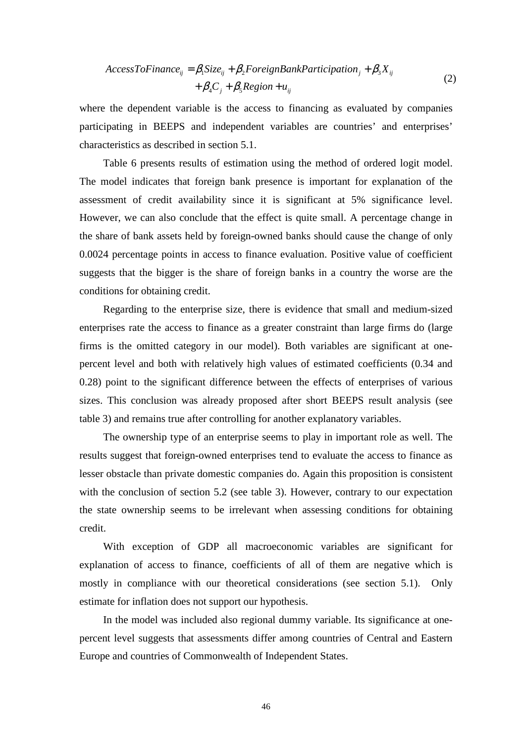$$
\begin{aligned}
AccessToFinance_{ij} = \beta_1 Size_{ij} + \beta_2 ForeignBankParticipation_j + \beta_3 X_{ij} \\
+ \beta_4 C_j + \beta_5 Region + u_{ij}
\end{aligned}
\tag{2}
$$

where the dependent variable is the access to financing as evaluated by companies participating in BEEPS and independent variables are countries' and enterprises' characteristics as described in section 5.1.

Table 6 presents results of estimation using the method of ordered logit model. The model indicates that foreign bank presence is important for explanation of the assessment of credit availability since it is significant at 5% significance level. However, we can also conclude that the effect is quite small. A percentage change in the share of bank assets held by foreign-owned banks should cause the change of only 0.0024 percentage points in access to finance evaluation. Positive value of coefficient suggests that the bigger is the share of foreign banks in a country the worse are the conditions for obtaining credit.

Regarding to the enterprise size, there is evidence that small and medium-sized enterprises rate the access to finance as a greater constraint than large firms do (large firms is the omitted category in our model). Both variables are significant at one-percent level and both with relatively high values of estimated coefficients (0.34 and 0.28) point to the significant difference between the effects of enterprises of various sizes. This conclusion was already proposed after short BEEPS result analysis (see table 3) and remains true after controlling for another explanatory variables.

The ownership type of an enterprise seems to play in important role as well. The results suggest that foreign-owned enterprises tend to evaluate the access to finance as lesser obstacle than private domestic companies do. Again this proposition is consistent with the conclusion of section 5.2 (see table 3). However, contrary to our expectation the state ownership seems to be irrelevant when assessing conditions for obtaining credit.

With exception of GDP all macroeconomic variables are significant for explanation of access to finance, coefficients of all of them are negative which is mostly in compliance with our theoretical considerations (see section 5.1). Only estimate for inflation does not support our hypothesis.

In the model was included also regional dummy variable. Its significance at one-percent level suggests that assessments differ among countries of Central and Eastern Europe and countries of Commonwealth of Independent States.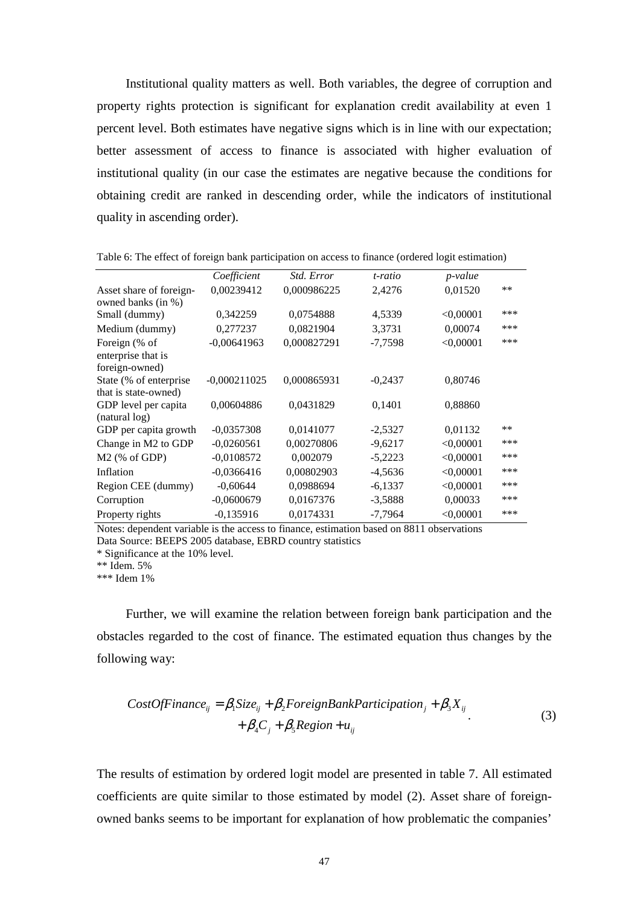Institutional quality matters as well. Both variables, the degree of corruption and property rights protection is significant for explanation credit availability at even 1 percent level. Both estimates have negative signs which is in line with our expectation; better assessment of access to finance is associated with higher evaluation of institutional quality (in our case the estimates are negative because the conditions for obtaining credit are ranked in descending order, while the indicators of institutional quality in ascending order).

Table 6: The effect of foreign bank participation on access to finance (ordered logit estimation)

| | *Coefficient* | *Std. Error* | *t-ratio* | *p-value* | |
|---|---|---|---|---|---|
| Asset share of foreign-owned banks (in %) | 0,00239412 | 0,000986225 | 2,4276 | 0,01520 | ** |
| Small (dummy) | 0,342259 | 0,0754888 | 4,5339 | <0,00001 | *** |
| Medium (dummy) | 0,277237 | 0,0821904 | 3,3731 | 0,00074 | *** |
| Foreign (% of enterprise that is foreign-owned) | -0,00641963 | 0,000827291 | -7,7598 | <0,00001 | *** |
| State (% of enterprise that is state-owned) | -0,000211025 | 0,000865931 | -0,2437 | 0,80746 | |
| GDP level per capita (natural log) | 0,00604886 | 0,0431829 | 0,1401 | 0,88860 | |
| GDP per capita growth | -0,0357308 | 0,0141077 | -2,5327 | 0,01132 | ** |
| Change in M2 to GDP | -0,0260561 | 0,00270806 | -9,6217 | <0,00001 | *** |
| M2 (% of GDP) | -0,0108572 | 0,002079 | -5,2223 | <0,00001 | *** |
| Inflation | -0,0366416 | 0,00802903 | -4,5636 | <0,00001 | *** |
| Region CEE (dummy) | -0,60644 | 0,0988694 | -6,1337 | <0,00001 | *** |
| Corruption | -0,0600679 | 0,0167376 | -3,5888 | 0,00033 | *** |
| Property rights | -0,135916 | 0,0174331 | -7,7964 | <0,00001 | *** |

Notes: dependent variable is the access to finance, estimation based on 8811 observations
Data Source: BEEPS 2005 database, EBRD country statistics
* Significance at the 10% level.
** Idem. 5%
*** Idem 1%

Further, we will examine the relation between foreign bank participation and the obstacles regarded to the cost of finance. The estimated equation thus changes by the following way:

$$CostOfFinance_{ij} = \beta_1 Size_{ij} + \beta_2 ForeignBankParticipation_j + \beta_3 X_{ij} + \beta_4 C_j + \beta_5 Region + u_{ij} \qquad (3)$$

The results of estimation by ordered logit model are presented in table 7. All estimated coefficients are quite similar to those estimated by model (2). Asset share of foreign-owned banks seems to be important for explanation of how problematic the companies'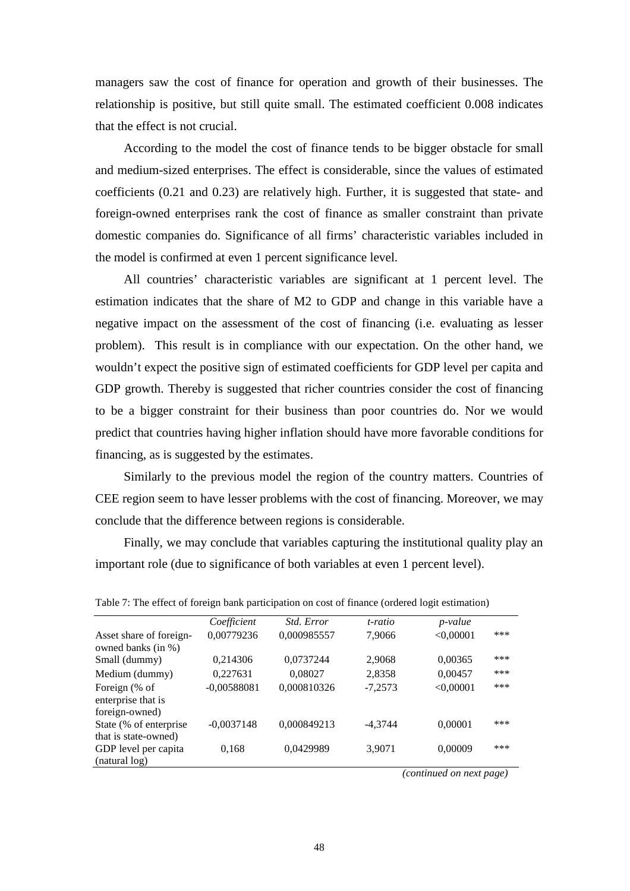managers saw the cost of finance for operation and growth of their businesses. The relationship is positive, but still quite small. The estimated coefficient 0.008 indicates that the effect is not crucial.

According to the model the cost of finance tends to be bigger obstacle for small and medium-sized enterprises. The effect is considerable, since the values of estimated coefficients (0.21 and 0.23) are relatively high. Further, it is suggested that state- and foreign-owned enterprises rank the cost of finance as smaller constraint than private domestic companies do. Significance of all firms' characteristic variables included in the model is confirmed at even 1 percent significance level.

All countries' characteristic variables are significant at 1 percent level. The estimation indicates that the share of M2 to GDP and change in this variable have a negative impact on the assessment of the cost of financing (i.e. evaluating as lesser problem). This result is in compliance with our expectation. On the other hand, we wouldn't expect the positive sign of estimated coefficients for GDP level per capita and GDP growth. Thereby is suggested that richer countries consider the cost of financing to be a bigger constraint for their business than poor countries do. Nor we would predict that countries having higher inflation should have more favorable conditions for financing, as is suggested by the estimates.

Similarly to the previous model the region of the country matters. Countries of CEE region seem to have lesser problems with the cost of financing. Moreover, we may conclude that the difference between regions is considerable.

Finally, we may conclude that variables capturing the institutional quality play an important role (due to significance of both variables at even 1 percent level).

Table 7: The effect of foreign bank participation on cost of finance (ordered logit estimation)

| | *Coefficient* | *Std. Error* | *t-ratio* | *p-value* | |
|---|---|---|---|---|---|
| Asset share of foreign-owned banks (in %) | 0,00779236 | 0,000985557 | 7,9066 | <0,00001 | *** |
| Small (dummy) | 0,214306 | 0,0737244 | 2,9068 | 0,00365 | *** |
| Medium (dummy) | 0,227631 | 0,08027 | 2,8358 | 0,00457 | *** |
| Foreign (% of enterprise that is foreign-owned) | -0,00588081 | 0,000810326 | -7,2573 | <0,00001 | *** |
| State (% of enterprise that is state-owned) | -0,0037148 | 0,000849213 | -4,3744 | 0,00001 | *** |
| GDP level per capita (natural log) | 0,168 | 0,0429989 | 3,9071 | 0,00009 | *** |

*(continued on next page)*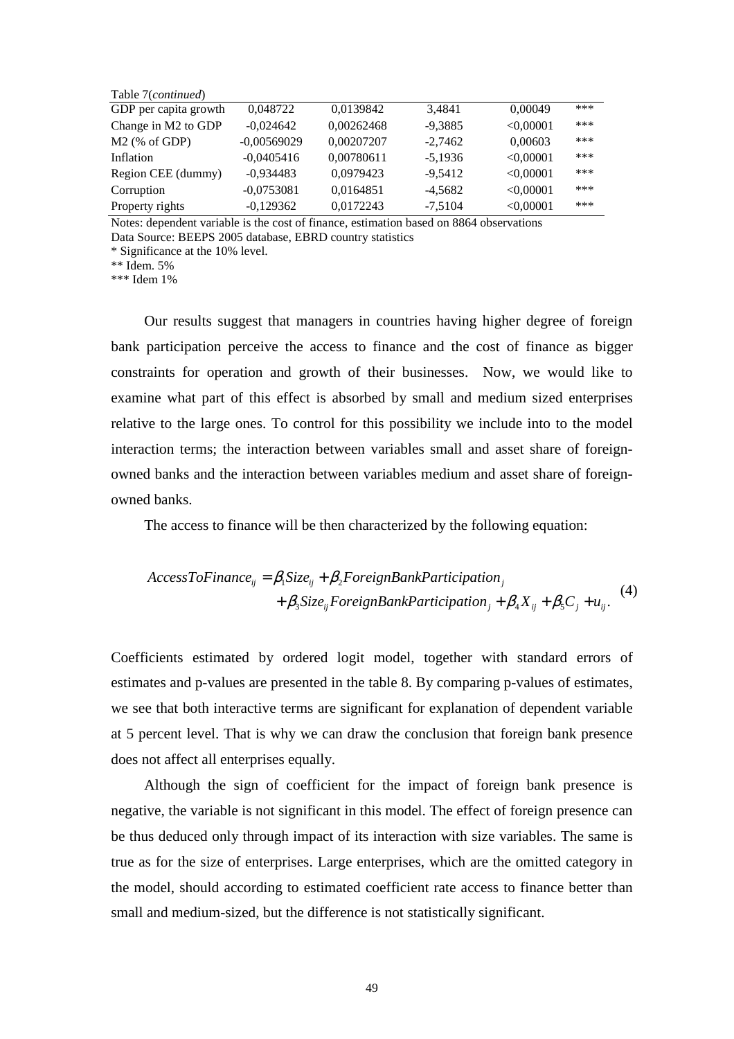Table 7(*continued*)

| | | | | | |
|---|---|---|---|---|---|
| GDP per capita growth | 0,048722 | 0,0139842 | 3,4841 | 0,00049 | *** |
| Change in M2 to GDP | -0,024642 | 0,00262468 | -9,3885 | <0,00001 | *** |
| M2 (% of GDP) | -0,00569029 | 0,00207207 | -2,7462 | 0,00603 | *** |
| Inflation | -0,0405416 | 0,00780611 | -5,1936 | <0,00001 | *** |
| Region CEE (dummy) | -0,934483 | 0,0979423 | -9,5412 | <0,00001 | *** |
| Corruption | -0,0753081 | 0,0164851 | -4,5682 | <0,00001 | *** |
| Property rights | -0,129362 | 0,0172243 | -7,5104 | <0,00001 | *** |

Notes: dependent variable is the cost of finance, estimation based on 8864 observations
Data Source: BEEPS 2005 database, EBRD country statistics
* Significance at the 10% level.
** Idem. 5%
*** Idem 1%

Our results suggest that managers in countries having higher degree of foreign bank participation perceive the access to finance and the cost of finance as bigger constraints for operation and growth of their businesses. Now, we would like to examine what part of this effect is absorbed by small and medium sized enterprises relative to the large ones. To control for this possibility we include into to the model interaction terms; the interaction between variables small and asset share of foreign-owned banks and the interaction between variables medium and asset share of foreign-owned banks.

The access to finance will be then characterized by the following equation:

$$\begin{aligned} AccessToFinance_{ij} &= \beta_1 Size_{ij} + \beta_2 ForeignBankParticipation_j \\ &+ \beta_3 Size_{ij} ForeignBankParticipation_j + \beta_4 X_{ij} + \beta_5 C_j + u_{ij}. \end{aligned} \tag{4}$$

Coefficients estimated by ordered logit model, together with standard errors of estimates and p-values are presented in the table 8. By comparing p-values of estimates, we see that both interactive terms are significant for explanation of dependent variable at 5 percent level. That is why we can draw the conclusion that foreign bank presence does not affect all enterprises equally.

Although the sign of coefficient for the impact of foreign bank presence is negative, the variable is not significant in this model. The effect of foreign presence can be thus deduced only through impact of its interaction with size variables. The same is true as for the size of enterprises. Large enterprises, which are the omitted category in the model, should according to estimated coefficient rate access to finance better than small and medium-sized, but the difference is not statistically significant.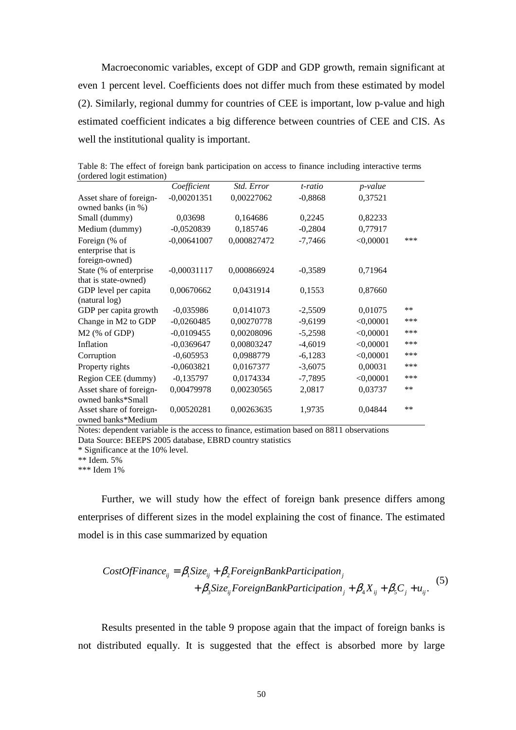Macroeconomic variables, except of GDP and GDP growth, remain significant at even 1 percent level. Coefficients does not differ much from these estimated by model (2). Similarly, regional dummy for countries of CEE is important, low p-value and high estimated coefficient indicates a big difference between countries of CEE and CIS. As well the institutional quality is important.

Table 8: The effect of foreign bank participation on access to finance including interactive terms (ordered logit estimation)

| | *Coefficient* | *Std. Error* | *t-ratio* | *p-value* | |
|---|---|---|---|---|---|
| Asset share of foreign-owned banks (in %) | -0,00201351 | 0,00227062 | -0,8868 | 0,37521 | |
| Small (dummy) | 0,03698 | 0,164686 | 0,2245 | 0,82233 | |
| Medium (dummy) | -0,0520839 | 0,185746 | -0,2804 | 0,77917 | |
| Foreign (% of enterprise that is foreign-owned) | -0,00641007 | 0,000827472 | -7,7466 | <0,00001 | *** |
| State (% of enterprise that is state-owned) | -0,00031117 | 0,000866924 | -0,3589 | 0,71964 | |
| GDP level per capita (natural log) | 0,00670662 | 0,0431914 | 0,1553 | 0,87660 | |
| GDP per capita growth | -0,035986 | 0,0141073 | -2,5509 | 0,01075 | ** |
| Change in M2 to GDP | -0,0260485 | 0,00270778 | -9,6199 | <0,00001 | *** |
| M2 (% of GDP) | -0,0109455 | 0,00208096 | -5,2598 | <0,00001 | *** |
| Inflation | -0,0369647 | 0,00803247 | -4,6019 | <0,00001 | *** |
| Corruption | -0,605953 | 0,0988779 | -6,1283 | <0,00001 | *** |
| Property rights | -0,0603821 | 0,0167377 | -3,6075 | 0,00031 | *** |
| Region CEE (dummy) | -0,135797 | 0,0174334 | -7,7895 | <0,00001 | *** |
| Asset share of foreign-owned banks*Small | 0,00479978 | 0,00230565 | 2,0817 | 0,03737 | ** |
| Asset share of foreign-owned banks*Medium | 0,00520281 | 0,00263635 | 1,9735 | 0,04844 | ** |

Notes: dependent variable is the access to finance, estimation based on 8811 observations
Data Source: BEEPS 2005 database, EBRD country statistics
* Significance at the 10% level.
** Idem. 5%
*** Idem 1%

Further, we will study how the effect of foreign bank presence differs among enterprises of different sizes in the model explaining the cost of finance. The estimated model is in this case summarized by equation

$$CostOfFinance_{ij} = \beta_1 Size_{ij} + \beta_2 ForeignBankParticipation_j + \beta_3 Size_{ij} ForeignBankParticipation_j + \beta_4 X_{ij} + \beta_5 C_j + u_{ij}. \quad (5)$$

Results presented in the table 9 propose again that the impact of foreign banks is not distributed equally. It is suggested that the effect is absorbed more by large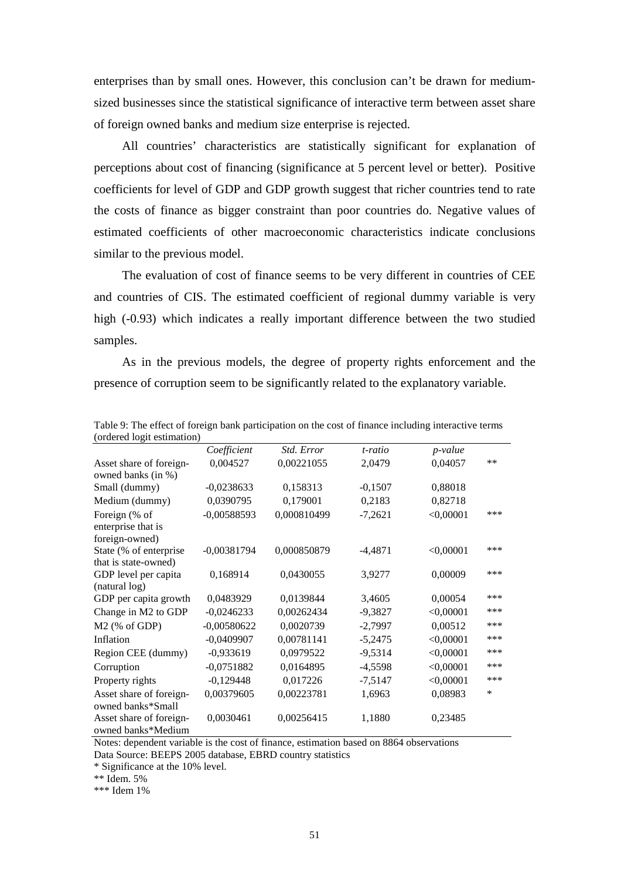enterprises than by small ones. However, this conclusion can't be drawn for medium-sized businesses since the statistical significance of interactive term between asset share of foreign owned banks and medium size enterprise is rejected.

All countries' characteristics are statistically significant for explanation of perceptions about cost of financing (significance at 5 percent level or better). Positive coefficients for level of GDP and GDP growth suggest that richer countries tend to rate the costs of finance as bigger constraint than poor countries do. Negative values of estimated coefficients of other macroeconomic characteristics indicate conclusions similar to the previous model.

The evaluation of cost of finance seems to be very different in countries of CEE and countries of CIS. The estimated coefficient of regional dummy variable is very high (-0.93) which indicates a really important difference between the two studied samples.

As in the previous models, the degree of property rights enforcement and the presence of corruption seem to be significantly related to the explanatory variable.

Table 9: The effect of foreign bank participation on the cost of finance including interactive terms (ordered logit estimation)

| | *Coefficient* | *Std. Error* | *t-ratio* | *p-value* | |
|---|---|---|---|---|---|
| Asset share of foreign-owned banks (in %) | 0,004527 | 0,00221055 | 2,0479 | 0,04057 | ** |
| Small (dummy) | -0,0238633 | 0,158313 | -0,1507 | 0,88018 | |
| Medium (dummy) | 0,0390795 | 0,179001 | 0,2183 | 0,82718 | |
| Foreign (% of enterprise that is foreign-owned) | -0,00588593 | 0,000810499 | -7,2621 | <0,00001 | *** |
| State (% of enterprise that is state-owned) | -0,00381794 | 0,000850879 | -4,4871 | <0,00001 | *** |
| GDP level per capita (natural log) | 0,168914 | 0,0430055 | 3,9277 | 0,00009 | *** |
| GDP per capita growth | 0,0483929 | 0,0139844 | 3,4605 | 0,00054 | *** |
| Change in M2 to GDP | -0,0246233 | 0,00262434 | -9,3827 | <0,00001 | *** |
| M2 (% of GDP) | -0,00580622 | 0,0020739 | -2,7997 | 0,00512 | *** |
| Inflation | -0,0409907 | 0,00781141 | -5,2475 | <0,00001 | *** |
| Region CEE (dummy) | -0,933619 | 0,0979522 | -9,5314 | <0,00001 | *** |
| Corruption | -0,0751882 | 0,0164895 | -4,5598 | <0,00001 | *** |
| Property rights | -0,129448 | 0,017226 | -7,5147 | <0,00001 | *** |
| Asset share of foreign-owned banks*Small | 0,00379605 | 0,00223781 | 1,6963 | 0,08983 | * |
| Asset share of foreign-owned banks*Medium | 0,0030461 | 0,00256415 | 1,1880 | 0,23485 | |

Notes: dependent variable is the cost of finance, estimation based on 8864 observations

Data Source: BEEPS 2005 database, EBRD country statistics

* Significance at the 10% level.

** Idem. 5%

*** Idem 1%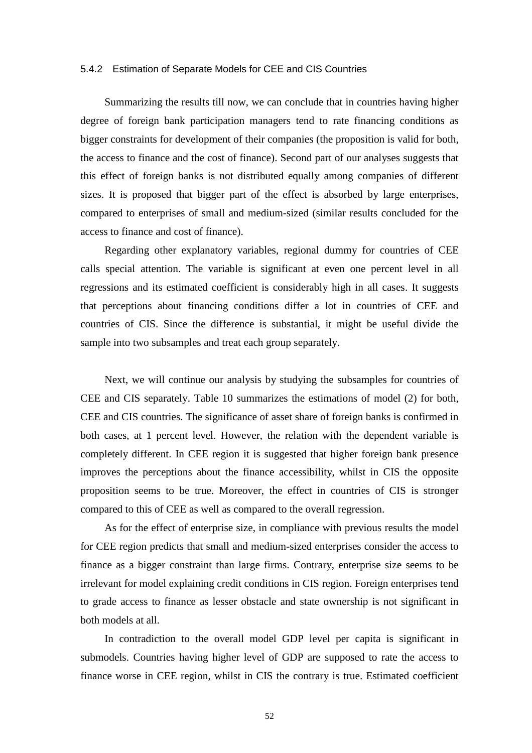### 5.4.2 Estimation of Separate Models for CEE and CIS Countries

Summarizing the results till now, we can conclude that in countries having higher degree of foreign bank participation managers tend to rate financing conditions as bigger constraints for development of their companies (the proposition is valid for both, the access to finance and the cost of finance). Second part of our analyses suggests that this effect of foreign banks is not distributed equally among companies of different sizes. It is proposed that bigger part of the effect is absorbed by large enterprises, compared to enterprises of small and medium-sized (similar results concluded for the access to finance and cost of finance).

Regarding other explanatory variables, regional dummy for countries of CEE calls special attention. The variable is significant at even one percent level in all regressions and its estimated coefficient is considerably high in all cases. It suggests that perceptions about financing conditions differ a lot in countries of CEE and countries of CIS. Since the difference is substantial, it might be useful divide the sample into two subsamples and treat each group separately.

Next, we will continue our analysis by studying the subsamples for countries of CEE and CIS separately. Table 10 summarizes the estimations of model (2) for both, CEE and CIS countries. The significance of asset share of foreign banks is confirmed in both cases, at 1 percent level. However, the relation with the dependent variable is completely different. In CEE region it is suggested that higher foreign bank presence improves the perceptions about the finance accessibility, whilst in CIS the opposite proposition seems to be true. Moreover, the effect in countries of CIS is stronger compared to this of CEE as well as compared to the overall regression.

As for the effect of enterprise size, in compliance with previous results the model for CEE region predicts that small and medium-sized enterprises consider the access to finance as a bigger constraint than large firms. Contrary, enterprise size seems to be irrelevant for model explaining credit conditions in CIS region. Foreign enterprises tend to grade access to finance as lesser obstacle and state ownership is not significant in both models at all.

In contradiction to the overall model GDP level per capita is significant in submodels. Countries having higher level of GDP are supposed to rate the access to finance worse in CEE region, whilst in CIS the contrary is true. Estimated coefficient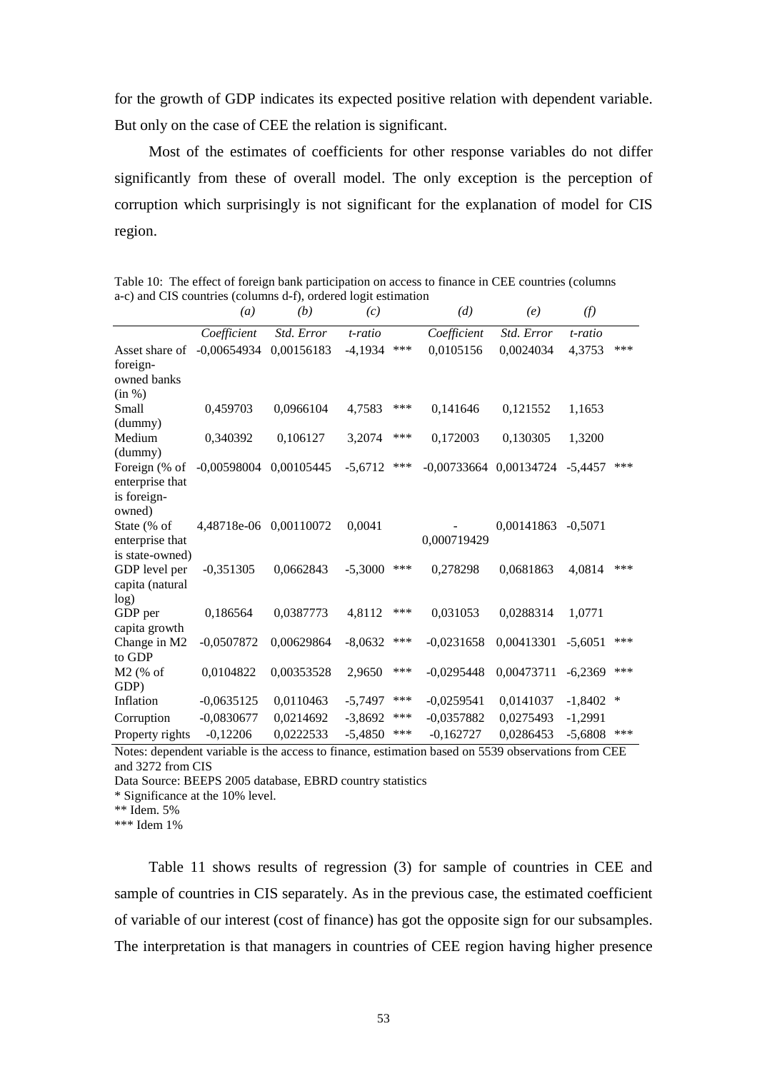for the growth of GDP indicates its expected positive relation with dependent variable. But only on the case of CEE the relation is significant.

Most of the estimates of coefficients for other response variables do not differ significantly from these of overall model. The only exception is the perception of corruption which surprisingly is not significant for the explanation of model for CIS region.

Table 10: The effect of foreign bank participation on access to finance in CEE countries (columns a-c) and CIS countries (columns d-f), ordered logit estimation

| | *(a)* | *(b)* | *(c)* | | *(d)* | *(e)* | *(f)* | |
|---|---|---|---|---|---|---|---|---|
| | *Coefficient* | *Std. Error* | *t-ratio* | | *Coefficient* | *Std. Error* | *t-ratio* | |
| Asset share of foreign-owned banks (in %) | -0,00654934 | 0,00156183 | -4,1934 | *** | 0,0105156 | 0,0024034 | 4,3753 | *** |
| Small (dummy) | 0,459703 | 0,0966104 | 4,7583 | *** | 0,141646 | 0,121552 | 1,1653 | |
| Medium (dummy) | 0,340392 | 0,106127 | 3,2074 | *** | 0,172003 | 0,130305 | 1,3200 | |
| Foreign (% of enterprise that is foreign-owned) | -0,00598004 | 0,00105445 | -5,6712 | *** | -0,00733664 | 0,00134724 | -5,4457 | *** |
| State (% of enterprise that is state-owned) | 4,48718e-06 | 0,00110072 | 0,0041 | | -0,000719429 | 0,00141863 | -0,5071 | |
| GDP level per capita (natural log) | -0,351305 | 0,0662843 | -5,3000 | *** | 0,278298 | 0,0681863 | 4,0814 | *** |
| GDP per capita growth | 0,186564 | 0,0387773 | 4,8112 | *** | 0,031053 | 0,0288314 | 1,0771 | |
| Change in M2 to GDP | -0,0507872 | 0,00629864 | -8,0632 | *** | -0,0231658 | 0,00413301 | -5,6051 | *** |
| M2 (% of GDP) | 0,0104822 | 0,00353528 | 2,9650 | *** | -0,0295448 | 0,00473711 | -6,2369 | *** |
| Inflation | -0,0635125 | 0,0110463 | -5,7497 | *** | -0,0259541 | 0,0141037 | -1,8402 | * |
| Corruption | -0,0830677 | 0,0214692 | -3,8692 | *** | -0,0357882 | 0,0275493 | -1,2991 | |
| Property rights | -0,12206 | 0,0222533 | -5,4850 | *** | -0,162727 | 0,0286453 | -5,6808 | *** |

Notes: dependent variable is the access to finance, estimation based on 5539 observations from CEE and 3272 from CIS

Data Source: BEEPS 2005 database, EBRD country statistics

\* Significance at the 10% level.

** Idem. 5%

*** Idem 1%

Table 11 shows results of regression (3) for sample of countries in CEE and sample of countries in CIS separately. As in the previous case, the estimated coefficient of variable of our interest (cost of finance) has got the opposite sign for our subsamples. The interpretation is that managers in countries of CEE region having higher presence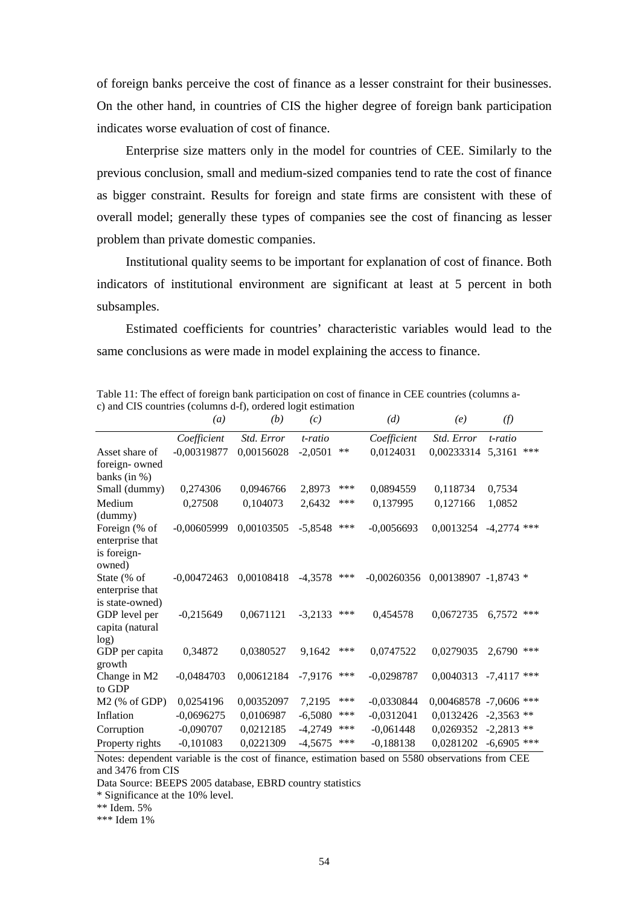of foreign banks perceive the cost of finance as a lesser constraint for their businesses. On the other hand, in countries of CIS the higher degree of foreign bank participation indicates worse evaluation of cost of finance.

Enterprise size matters only in the model for countries of CEE. Similarly to the previous conclusion, small and medium-sized companies tend to rate the cost of finance as bigger constraint. Results for foreign and state firms are consistent with these of overall model; generally these types of companies see the cost of financing as lesser problem than private domestic companies.

Institutional quality seems to be important for explanation of cost of finance. Both indicators of institutional environment are significant at least at 5 percent in both subsamples.

Estimated coefficients for countries' characteristic variables would lead to the same conclusions as were made in model explaining the access to finance.

Table 11: The effect of foreign bank participation on cost of finance in CEE countries (columns a-c) and CIS countries (columns d-f), ordered logit estimation

| | *(a)* | *(b)* | *(c)* | | *(d)* | *(e)* | *(f)* | |
|---|---|---|---|---|---|---|---|---|
| | *Coefficient* | *Std. Error* | *t-ratio* | | *Coefficient* | *Std. Error* | *t-ratio* | |
| Asset share of foreign- owned banks (in %) | -0,00319877 | 0,00156028 | -2,0501 | ** | 0,0124031 | 0,00233314 | 5,3161 | *** |
| Small (dummy) | 0,274306 | 0,0946766 | 2,8973 | *** | 0,0894559 | 0,118734 | 0,7534 | |
| Medium (dummy) | 0,27508 | 0,104073 | 2,6432 | *** | 0,137995 | 0,127166 | 1,0852 | |
| Foreign (% of enterprise that is foreign-owned) | -0,00605999 | 0,00103505 | -5,8548 | *** | -0,0056693 | 0,0013254 | -4,2774 | *** |
| State (% of enterprise that is state-owned) | -0,00472463 | 0,00108418 | -4,3578 | *** | -0,00260356 | 0,00138907 | -1,8743 | * |
| GDP level per capita (natural log) | -0,215649 | 0,0671121 | -3,2133 | *** | 0,454578 | 0,0672735 | 6,7572 | *** |
| GDP per capita growth | 0,34872 | 0,0380527 | 9,1642 | *** | 0,0747522 | 0,0279035 | 2,6790 | *** |
| Change in M2 to GDP | -0,0484703 | 0,00612184 | -7,9176 | *** | -0,0298787 | 0,0040313 | -7,4117 | *** |
| M2 (% of GDP) | 0,0254196 | 0,00352097 | 7,2195 | *** | -0,0330844 | 0,00468578 | -7,0606 | *** |
| Inflation | -0,0696275 | 0,0106987 | -6,5080 | *** | -0,0312041 | 0,0132426 | -2,3563 | ** |
| Corruption | -0,090707 | 0,0212185 | -4,2749 | *** | -0,061448 | 0,0269352 | -2,2813 | ** |
| Property rights | -0,101083 | 0,0221309 | -4,5675 | *** | -0,188138 | 0,0281202 | -6,6905 | *** |

Notes: dependent variable is the cost of finance, estimation based on 5580 observations from CEE and 3476 from CIS

Data Source: BEEPS 2005 database, EBRD country statistics

\* Significance at the 10% level.

\*\* Idem. 5%

\*\*\* Idem 1%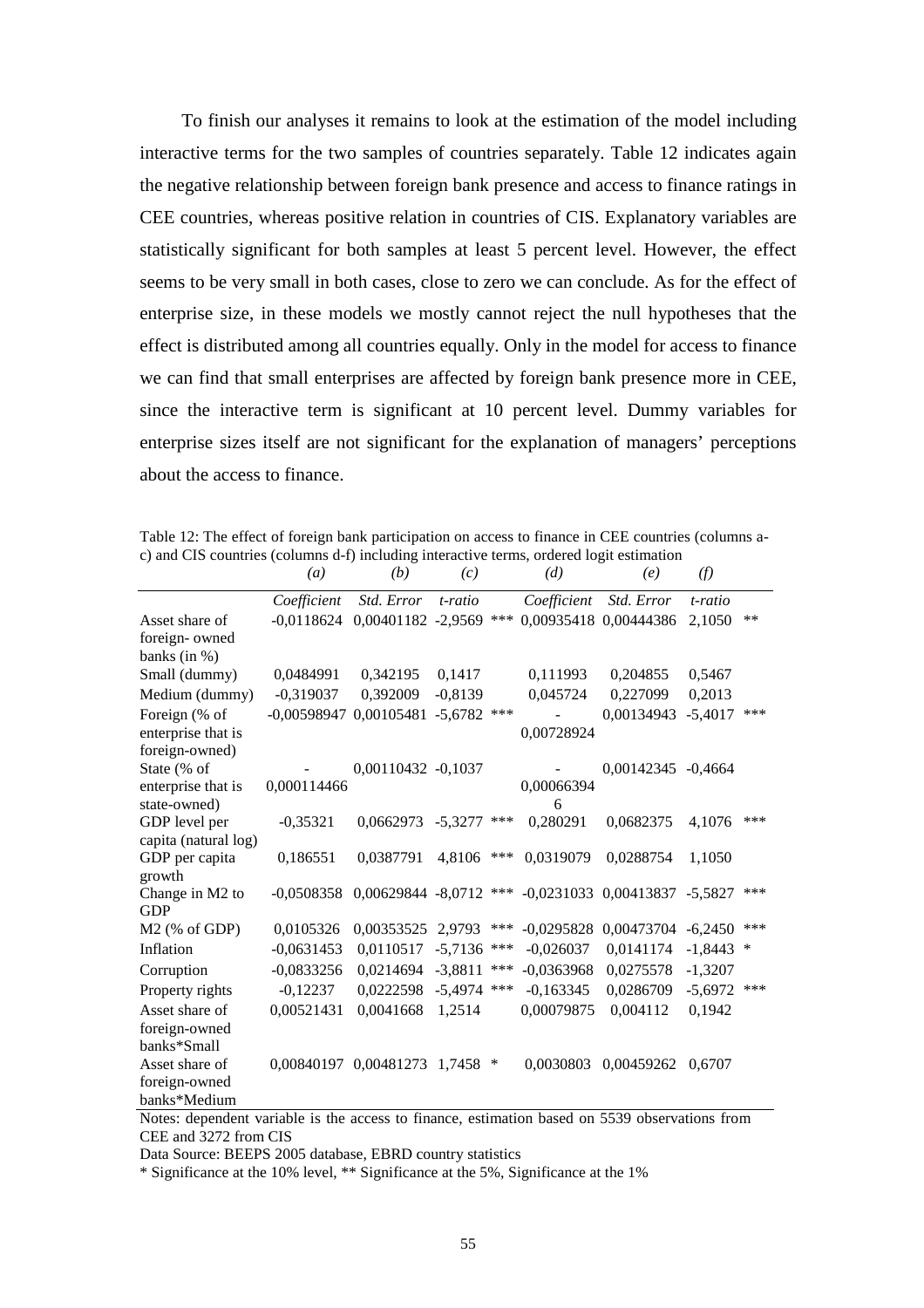To finish our analyses it remains to look at the estimation of the model including interactive terms for the two samples of countries separately. Table 12 indicates again the negative relationship between foreign bank presence and access to finance ratings in CEE countries, whereas positive relation in countries of CIS. Explanatory variables are statistically significant for both samples at least 5 percent level. However, the effect seems to be very small in both cases, close to zero we can conclude. As for the effect of enterprise size, in these models we mostly cannot reject the null hypotheses that the effect is distributed among all countries equally. Only in the model for access to finance we can find that small enterprises are affected by foreign bank presence more in CEE, since the interactive term is significant at 10 percent level. Dummy variables for enterprise sizes itself are not significant for the explanation of managers' perceptions about the access to finance.

Table 12: The effect of foreign bank participation on access to finance in CEE countries (columns a-c) and CIS countries (columns d-f) including interactive terms, ordered logit estimation

| | *(a)* | *(b)* | *(c)* | | *(d)* | *(e)* | *(f)* | |
|---|---|---|---|---|---|---|---|---|
| | *Coefficient* | *Std. Error* | *t-ratio* | | *Coefficient* | *Std. Error* | *t-ratio* | |
| Asset share of foreign- owned banks (in %) | -0,0118624 | 0,00401182 | -2,9569 | *** | 0,00935418 | 0,00444386 | 2,1050 | ** |
| Small (dummy) | 0,0484991 | 0,342195 | 0,1417 | | 0,111993 | 0,204855 | 0,5467 | |
| Medium (dummy) | -0,319037 | 0,392009 | -0,8139 | | 0,045724 | 0,227099 | 0,2013 | |
| Foreign (% of enterprise that is foreign-owned) | -0,00598947 | 0,00105481 | -5,6782 | *** | -0,00728924 | 0,00134943 | -5,4017 | *** |
| State (% of enterprise that is state-owned) | -0,000114466 | 0,00110432 | -0,1037 | | -0,000663946 | 0,00142345 | -0,4664 | |
| GDP level per capita (natural log) | -0,35321 | 0,0662973 | -5,3277 | *** | 0,280291 | 0,0682375 | 4,1076 | *** |
| GDP per capita growth | 0,186551 | 0,0387791 | 4,8106 | *** | 0,0319079 | 0,0288754 | 1,1050 | |
| Change in M2 to GDP | -0,0508358 | 0,00629844 | -8,0712 | *** | -0,0231033 | 0,00413837 | -5,5827 | *** |
| M2 (% of GDP) | 0,0105326 | 0,00353525 | 2,9793 | *** | -0,0295828 | 0,00473704 | -6,2450 | *** |
| Inflation | -0,0631453 | 0,0110517 | -5,7136 | *** | -0,026037 | 0,0141174 | -1,8443 | * |
| Corruption | -0,0833256 | 0,0214694 | -3,8811 | *** | -0,0363968 | 0,0275578 | -1,3207 | |
| Property rights | -0,12237 | 0,0222598 | -5,4974 | *** | -0,163345 | 0,0286709 | -5,6972 | *** |
| Asset share of foreign-owned banks*Small | 0,00521431 | 0,0041668 | 1,2514 | | 0,00079875 | 0,004112 | 0,1942 | |
| Asset share of foreign-owned banks*Medium | 0,00840197 | 0,00481273 | 1,7458 | * | 0,0030803 | 0,00459262 | 0,6707 | |

Notes: dependent variable is the access to finance, estimation based on 5539 observations from CEE and 3272 from CIS

Data Source: BEEPS 2005 database, EBRD country statistics

* Significance at the 10% level, ** Significance at the 5%, Significance at the 1%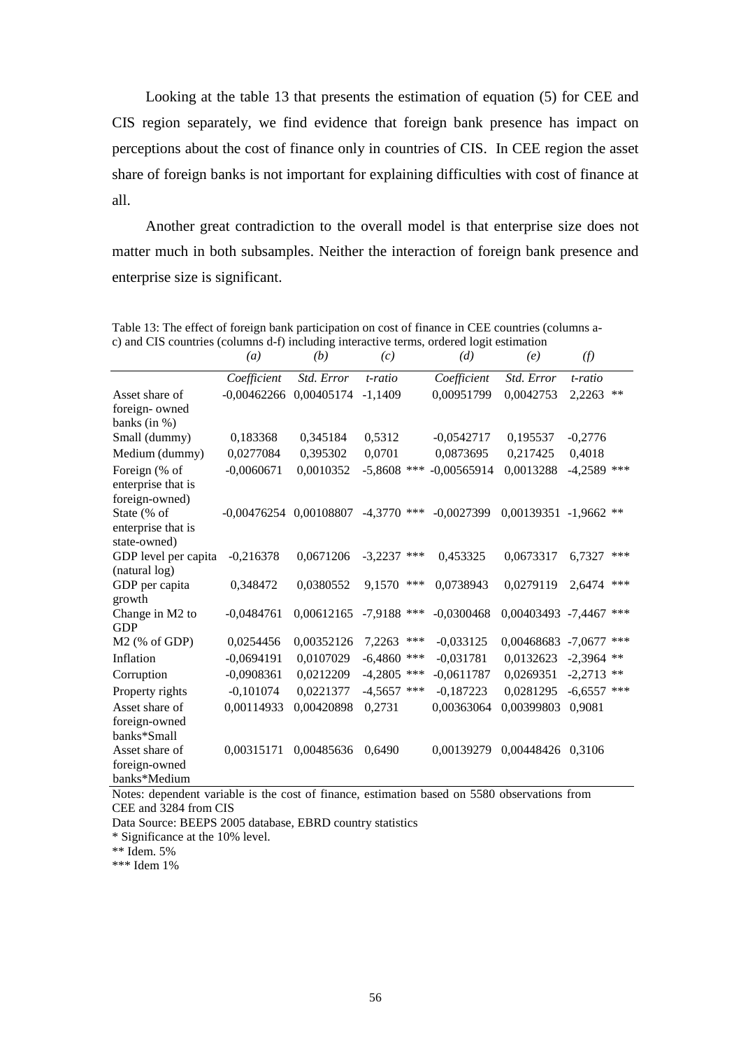Looking at the table 13 that presents the estimation of equation (5) for CEE and CIS region separately, we find evidence that foreign bank presence has impact on perceptions about the cost of finance only in countries of CIS. In CEE region the asset share of foreign banks is not important for explaining difficulties with cost of finance at all.

Another great contradiction to the overall model is that enterprise size does not matter much in both subsamples. Neither the interaction of foreign bank presence and enterprise size is significant.

Table 13: The effect of foreign bank participation on cost of finance in CEE countries (columns a-c) and CIS countries (columns d-f) including interactive terms, ordered logit estimation

| | *(a)* | *(b)* | *(c)* | *(d)* | *(e)* | *(f)* |
|---|---|---|---|---|---|---|
| | *Coefficient* | *Std. Error* | *t-ratio* | *Coefficient* | *Std. Error* | *t-ratio* |
| Asset share of foreign- owned banks (in %) | -0,00462266 | 0,00405174 | -1,1409 | 0,00951799 | 0,0042753 | 2,2263 ** |
| Small (dummy) | 0,183368 | 0,345184 | 0,5312 | -0,0542717 | 0,195537 | -0,2776 |
| Medium (dummy) | 0,0277084 | 0,395302 | 0,0701 | 0,0873695 | 0,217425 | 0,4018 |
| Foreign (% of enterprise that is foreign-owned) | -0,0060671 | 0,0010352 | -5,8608 *** | -0,00565914 | 0,0013288 | -4,2589 *** |
| State (% of enterprise that is state-owned) | -0,00476254 | 0,00108807 | -4,3770 *** | -0,0027399 | 0,00139351 | -1,9662 ** |
| GDP level per capita (natural log) | -0,216378 | 0,0671206 | -3,2237 *** | 0,453325 | 0,0673317 | 6,7327 *** |
| GDP per capita growth | 0,348472 | 0,0380552 | 9,1570 *** | 0,0738943 | 0,0279119 | 2,6474 *** |
| Change in M2 to GDP | -0,0484761 | 0,00612165 | -7,9188 *** | -0,0300468 | 0,00403493 | -7,4467 *** |
| M2 (% of GDP) | 0,0254456 | 0,00352126 | 7,2263 *** | -0,033125 | 0,00468683 | -7,0677 *** |
| Inflation | -0,0694191 | 0,0107029 | -6,4860 *** | -0,031781 | 0,0132623 | -2,3964 ** |
| Corruption | -0,0908361 | 0,0212209 | -4,2805 *** | -0,0611787 | 0,0269351 | -2,2713 ** |
| Property rights | -0,101074 | 0,0221377 | -4,5657 *** | -0,187223 | 0,0281295 | -6,6557 *** |
| Asset share of foreign-owned banks*Small | 0,00114933 | 0,00420898 | 0,2731 | 0,00363064 | 0,00399803 | 0,9081 |
| Asset share of foreign-owned banks*Medium | 0,00315171 | 0,00485636 | 0,6490 | 0,00139279 | 0,00448426 | 0,3106 |

Notes: dependent variable is the cost of finance, estimation based on 5580 observations from CEE and 3284 from CIS

Data Source: BEEPS 2005 database, EBRD country statistics

* Significance at the 10% level.

** Idem. 5%

*** Idem 1%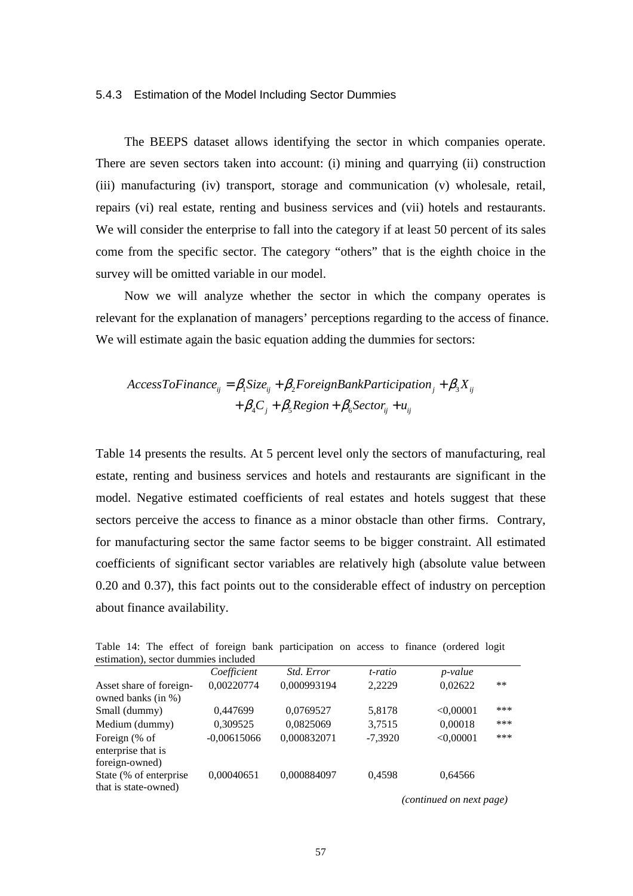#### 5.4.3 Estimation of the Model Including Sector Dummies

The BEEPS dataset allows identifying the sector in which companies operate. There are seven sectors taken into account: (i) mining and quarrying (ii) construction (iii) manufacturing (iv) transport, storage and communication (v) wholesale, retail, repairs (vi) real estate, renting and business services and (vii) hotels and restaurants. We will consider the enterprise to fall into the category if at least 50 percent of its sales come from the specific sector. The category "others" that is the eighth choice in the survey will be omitted variable in our model.

Now we will analyze whether the sector in which the company operates is relevant for the explanation of managers' perceptions regarding to the access of finance. We will estimate again the basic equation adding the dummies for sectors:

$$AccessToFinance_{ij} = \beta_1 Size_{ij} + \beta_2 ForeignBankParticipation_j + \beta_3 X_{ij} + \beta_4 C_j + \beta_5 Region + \beta_6 Sector_{ij} + u_{ij}$$

Table 14 presents the results. At 5 percent level only the sectors of manufacturing, real estate, renting and business services and hotels and restaurants are significant in the model. Negative estimated coefficients of real estates and hotels suggest that these sectors perceive the access to finance as a minor obstacle than other firms. Contrary, for manufacturing sector the same factor seems to be bigger constraint. All estimated coefficients of significant sector variables are relatively high (absolute value between 0.20 and 0.37), this fact points out to the considerable effect of industry on perception about finance availability.

Table 14: The effect of foreign bank participation on access to finance (ordered logit estimation), sector dummies included

| | *Coefficient* | *Std. Error* | *t-ratio* | *p-value* | |
|---|---|---|---|---|---|
| Asset share of foreign-owned banks (in %) | 0,00220774 | 0,000993194 | 2,2229 | 0,02622 | ** |
| Small (dummy) | 0,447699 | 0,0769527 | 5,8178 | <0,00001 | *** |
| Medium (dummy) | 0,309525 | 0,0825069 | 3,7515 | 0,00018 | *** |
| Foreign (% of enterprise that is foreign-owned) | -0,00615066 | 0,000832071 | -7,3920 | <0,00001 | *** |
| State (% of enterprise that is state-owned) | 0,00040651 | 0,000884097 | 0,4598 | 0,64566 | |

*(continued on next page)*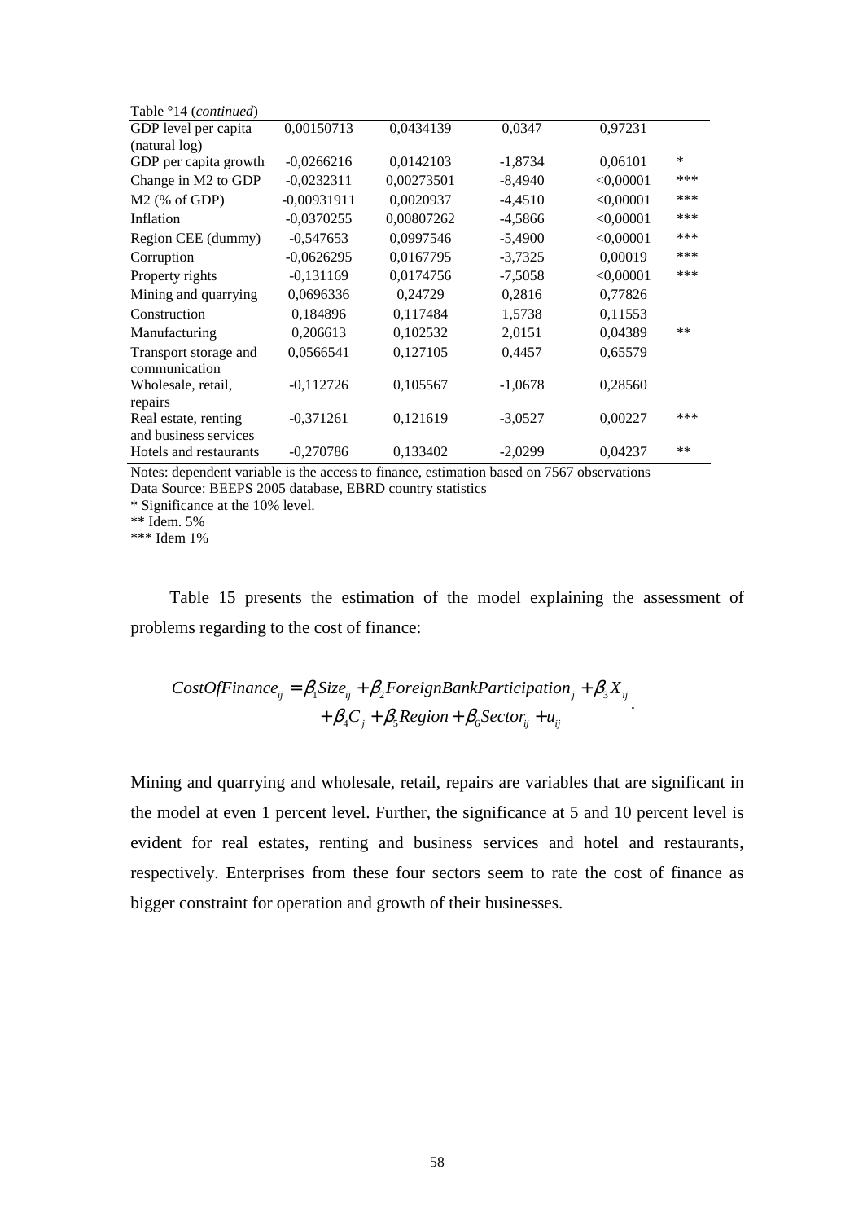Table °14 (*continued*)

| | | | | | |
|---|---|---|---|---|---|
| GDP level per capita (natural log) | 0,00150713 | 0,0434139 | 0,0347 | 0,97231 | |
| GDP per capita growth | -0,0266216 | 0,0142103 | -1,8734 | 0,06101 | * |
| Change in M2 to GDP | -0,0232311 | 0,00273501 | -8,4940 | <0,00001 | *** |
| M2 (% of GDP) | -0,00931911 | 0,0020937 | -4,4510 | <0,00001 | *** |
| Inflation | -0,0370255 | 0,00807262 | -4,5866 | <0,00001 | *** |
| Region CEE (dummy) | -0,547653 | 0,0997546 | -5,4900 | <0,00001 | *** |
| Corruption | -0,0626295 | 0,0167795 | -3,7325 | 0,00019 | *** |
| Property rights | -0,131169 | 0,0174756 | -7,5058 | <0,00001 | *** |
| Mining and quarrying | 0,0696336 | 0,24729 | 0,2816 | 0,77826 | |
| Construction | 0,184896 | 0,117484 | 1,5738 | 0,11553 | |
| Manufacturing | 0,206613 | 0,102532 | 2,0151 | 0,04389 | ** |
| Transport storage and communication | 0,0566541 | 0,127105 | 0,4457 | 0,65579 | |
| Wholesale, retail, repairs | -0,112726 | 0,105567 | -1,0678 | 0,28560 | |
| Real estate, renting and business services | -0,371261 | 0,121619 | -3,0527 | 0,00227 | *** |
| Hotels and restaurants | -0,270786 | 0,133402 | -2,0299 | 0,04237 | ** |

Notes: dependent variable is the access to finance, estimation based on 7567 observations
Data Source: BEEPS 2005 database, EBRD country statistics
* Significance at the 10% level.
** Idem. 5%
*** Idem 1%

Table 15 presents the estimation of the model explaining the assessment of problems regarding to the cost of finance:

$$CostOfFinance_{ij} = \beta_1 Size_{ij} + \beta_2 ForeignBankParticipation_j + \beta_3 X_{ij} + \beta_4 C_j + \beta_5 Region + \beta_6 Sector_{ij} + u_{ij}.$$

Mining and quarrying and wholesale, retail, repairs are variables that are significant in the model at even 1 percent level. Further, the significance at 5 and 10 percent level is evident for real estates, renting and business services and hotel and restaurants, respectively. Enterprises from these four sectors seem to rate the cost of finance as bigger constraint for operation and growth of their businesses.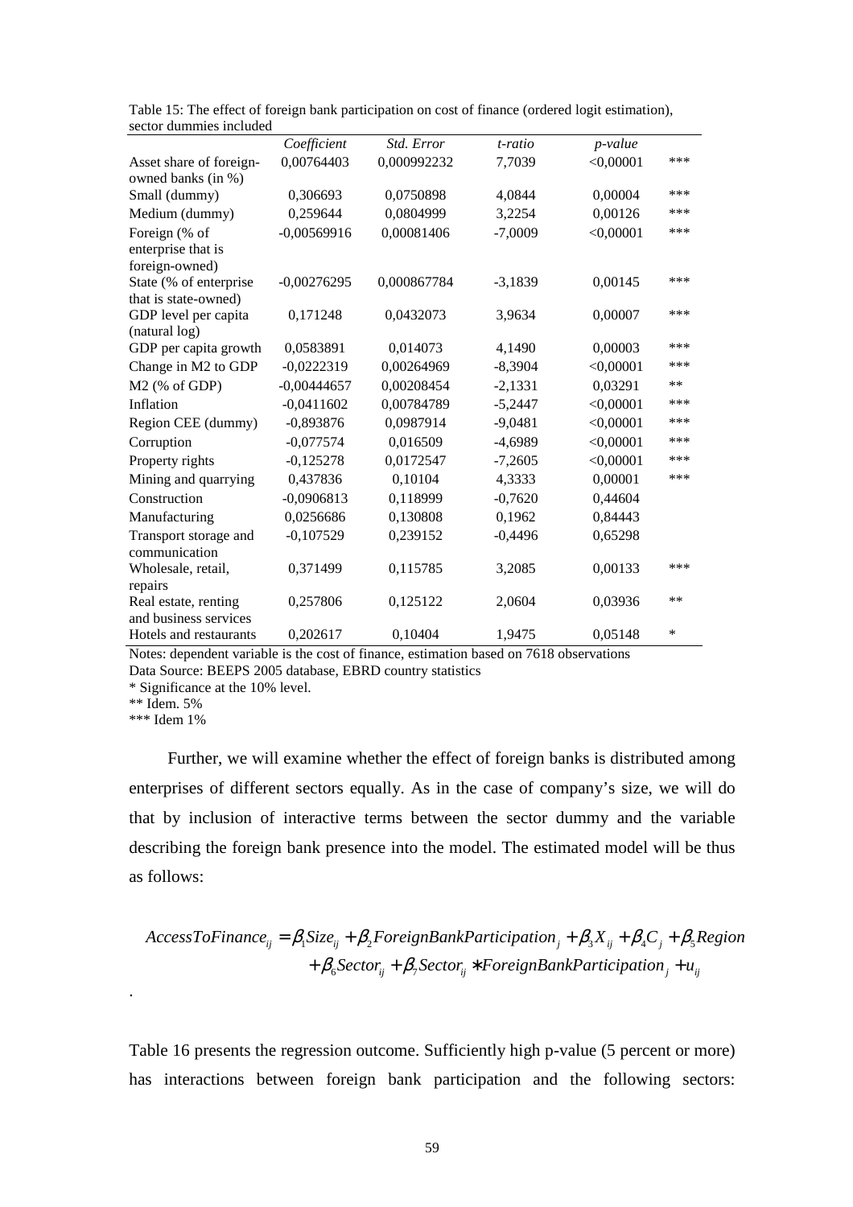Table 15: The effect of foreign bank participation on cost of finance (ordered logit estimation), sector dummies included

| | *Coefficient* | *Std. Error* | *t-ratio* | *p-value* | |
|---|---|---|---|---|---|
| Asset share of foreign-owned banks (in %) | 0,00764403 | 0,000992232 | 7,7039 | <0,00001 | *** |
| Small (dummy) | 0,306693 | 0,0750898 | 4,0844 | 0,00004 | *** |
| Medium (dummy) | 0,259644 | 0,0804999 | 3,2254 | 0,00126 | *** |
| Foreign (% of enterprise that is foreign-owned) | -0,00569916 | 0,00081406 | -7,0009 | <0,00001 | *** |
| State (% of enterprise that is state-owned) | -0,00276295 | 0,000867784 | -3,1839 | 0,00145 | *** |
| GDP level per capita (natural log) | 0,171248 | 0,0432073 | 3,9634 | 0,00007 | *** |
| GDP per capita growth | 0,0583891 | 0,014073 | 4,1490 | 0,00003 | *** |
| Change in M2 to GDP | -0,0222319 | 0,00264969 | -8,3904 | <0,00001 | *** |
| M2 (% of GDP) | -0,00444657 | 0,00208454 | -2,1331 | 0,03291 | ** |
| Inflation | -0,0411602 | 0,00784789 | -5,2447 | <0,00001 | *** |
| Region CEE (dummy) | -0,893876 | 0,0987914 | -9,0481 | <0,00001 | *** |
| Corruption | -0,077574 | 0,016509 | -4,6989 | <0,00001 | *** |
| Property rights | -0,125278 | 0,0172547 | -7,2605 | <0,00001 | *** |
| Mining and quarrying | 0,437836 | 0,10104 | 4,3333 | 0,00001 | *** |
| Construction | -0,0906813 | 0,118999 | -0,7620 | 0,44604 | |
| Manufacturing | 0,0256686 | 0,130808 | 0,1962 | 0,84443 | |
| Transport storage and communication | -0,107529 | 0,239152 | -0,4496 | 0,65298 | |
| Wholesale, retail, repairs | 0,371499 | 0,115785 | 3,2085 | 0,00133 | *** |
| Real estate, renting and business services | 0,257806 | 0,125122 | 2,0604 | 0,03936 | ** |
| Hotels and restaurants | 0,202617 | 0,10404 | 1,9475 | 0,05148 | * |

Notes: dependent variable is the cost of finance, estimation based on 7618 observations
Data Source: BEEPS 2005 database, EBRD country statistics
* Significance at the 10% level.
** Idem. 5%
*** Idem 1%

Further, we will examine whether the effect of foreign banks is distributed among enterprises of different sectors equally. As in the case of company's size, we will do that by inclusion of interactive terms between the sector dummy and the variable describing the foreign bank presence into the model. The estimated model will be thus as follows:

$$AccessToFinance_{ij} = \beta_1 Size_{ij} + \beta_2 ForeignBankParticipation_j + \beta_3 X_{ij} + \beta_4 C_j + \beta_5 Region + \beta_6 Sector_{ij} + \beta_7 Sector_{ij} * ForeignBankParticipation_j + u_{ij}$$

.

Table 16 presents the regression outcome. Sufficiently high p-value (5 percent or more) has interactions between foreign bank participation and the following sectors: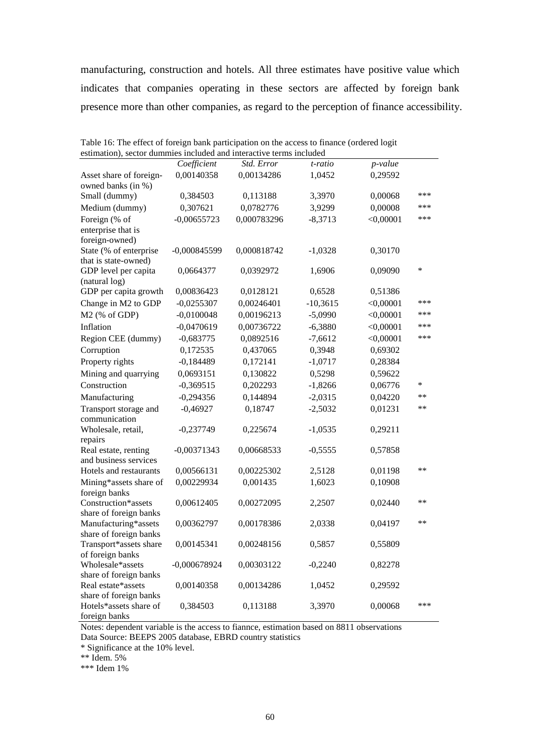manufacturing, construction and hotels. All three estimates have positive value which indicates that companies operating in these sectors are affected by foreign bank presence more than other companies, as regard to the perception of finance accessibility.

Table 16: The effect of foreign bank participation on the access to finance (ordered logit estimation), sector dummies included and interactive terms included

| | *Coefficient* | *Std. Error* | *t-ratio* | *p-value* | |
|---|---|---|---|---|---|
| Asset share of foreign-owned banks (in %) | 0,00140358 | 0,00134286 | 1,0452 | 0,29592 | |
| Small (dummy) | 0,384503 | 0,113188 | 3,3970 | 0,00068 | *** |
| Medium (dummy) | 0,307621 | 0,0782776 | 3,9299 | 0,00008 | *** |
| Foreign (% of enterprise that is foreign-owned) | -0,00655723 | 0,000783296 | -8,3713 | <0,00001 | *** |
| State (% of enterprise that is state-owned) | -0,000845599 | 0,000818742 | -1,0328 | 0,30170 | |
| GDP level per capita (natural log) | 0,0664377 | 0,0392972 | 1,6906 | 0,09090 | * |
| GDP per capita growth | 0,00836423 | 0,0128121 | 0,6528 | 0,51386 | |
| Change in M2 to GDP | -0,0255307 | 0,00246401 | -10,3615 | <0,00001 | *** |
| M2 (% of GDP) | -0,0100048 | 0,00196213 | -5,0990 | <0,00001 | *** |
| Inflation | -0,0470619 | 0,00736722 | -6,3880 | <0,00001 | *** |
| Region CEE (dummy) | -0,683775 | 0,0892516 | -7,6612 | <0,00001 | *** |
| Corruption | 0,172535 | 0,437065 | 0,3948 | 0,69302 | |
| Property rights | -0,184489 | 0,172141 | -1,0717 | 0,28384 | |
| Mining and quarrying | 0,0693151 | 0,130822 | 0,5298 | 0,59622 | |
| Construction | -0,369515 | 0,202293 | -1,8266 | 0,06776 | * |
| Manufacturing | -0,294356 | 0,144894 | -2,0315 | 0,04220 | ** |
| Transport storage and communication | -0,46927 | 0,18747 | -2,5032 | 0,01231 | ** |
| Wholesale, retail, repairs | -0,237749 | 0,225674 | -1,0535 | 0,29211 | |
| Real estate, renting and business services | -0,00371343 | 0,00668533 | -0,5555 | 0,57858 | |
| Hotels and restaurants | 0,00566131 | 0,00225302 | 2,5128 | 0,01198 | ** |
| Mining*assets share of foreign banks | 0,00229934 | 0,001435 | 1,6023 | 0,10908 | |
| Construction*assets share of foreign banks | 0,00612405 | 0,00272095 | 2,2507 | 0,02440 | ** |
| Manufacturing*assets share of foreign banks | 0,00362797 | 0,00178386 | 2,0338 | 0,04197 | ** |
| Transport*assets share of foreign banks | 0,00145341 | 0,00248156 | 0,5857 | 0,55809 | |
| Wholesale*assets share of foreign banks | -0,000678924 | 0,00303122 | -0,2240 | 0,82278 | |
| Real estate*assets share of foreign banks | 0,00140358 | 0,00134286 | 1,0452 | 0,29592 | |
| Hotels*assets share of foreign banks | 0,384503 | 0,113188 | 3,3970 | 0,00068 | *** |

Notes: dependent variable is the access to fiannce, estimation based on 8811 observations
Data Source: BEEPS 2005 database, EBRD country statistics
* Significance at the 10% level.
** Idem. 5%
*** Idem 1%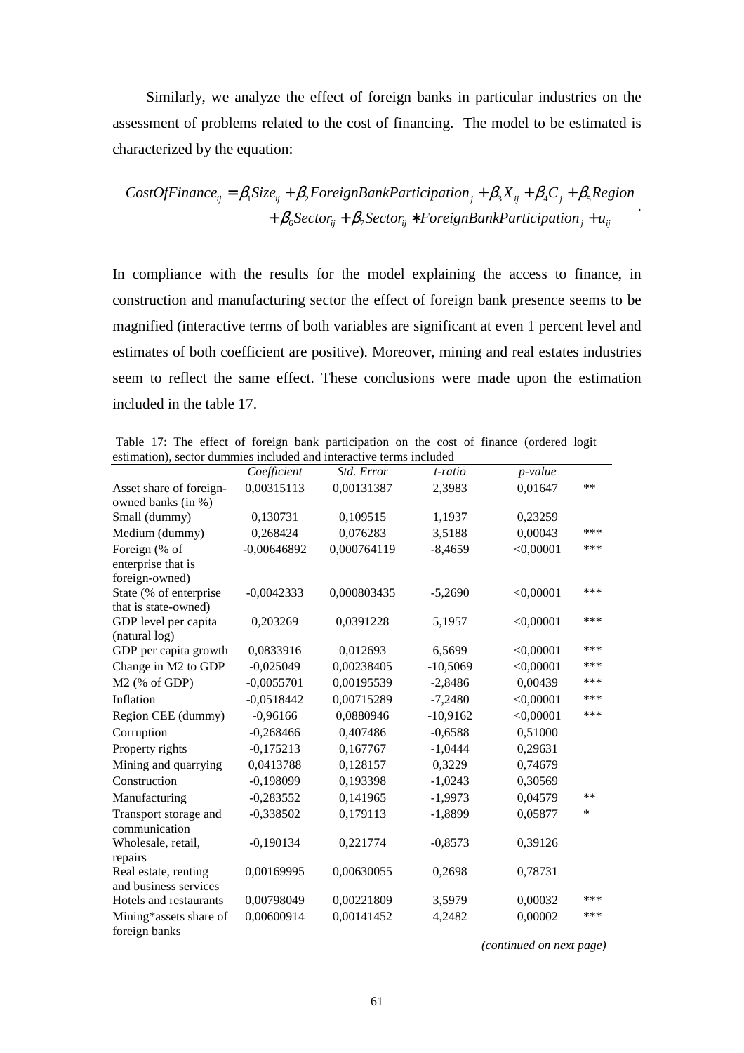Similarly, we analyze the effect of foreign banks in particular industries on the assessment of problems related to the cost of financing. The model to be estimated is characterized by the equation:

$$CostOfFinance_{ij} = \beta_1 Size_{ij} + \beta_2 ForeignBankParticipation_j + \beta_3 X_{ij} + \beta_4 C_j + \beta_5 Region + \beta_6 Sector_{ij} + \beta_7 Sector_{ij} * ForeignBankParticipation_j + u_{ij}$$

In compliance with the results for the model explaining the access to finance, in construction and manufacturing sector the effect of foreign bank presence seems to be magnified (interactive terms of both variables are significant at even 1 percent level and estimates of both coefficient are positive). Moreover, mining and real estates industries seem to reflect the same effect. These conclusions were made upon the estimation included in the table 17.

Table 17: The effect of foreign bank participation on the cost of finance (ordered logit estimation), sector dummies included and interactive terms included

| | *Coefficient* | *Std. Error* | *t-ratio* | *p-value* | |
|---|---|---|---|---|---|
| Asset share of foreign-owned banks (in %) | 0,00315113 | 0,00131387 | 2,3983 | 0,01647 | ** |
| Small (dummy) | 0,130731 | 0,109515 | 1,1937 | 0,23259 | |
| Medium (dummy) | 0,268424 | 0,076283 | 3,5188 | 0,00043 | *** |
| Foreign (% of enterprise that is foreign-owned) | -0,00646892 | 0,000764119 | -8,4659 | <0,00001 | *** |
| State (% of enterprise that is state-owned) | -0,0042333 | 0,000803435 | -5,2690 | <0,00001 | *** |
| GDP level per capita (natural log) | 0,203269 | 0,0391228 | 5,1957 | <0,00001 | *** |
| GDP per capita growth | 0,0833916 | 0,012693 | 6,5699 | <0,00001 | *** |
| Change in M2 to GDP | -0,025049 | 0,00238405 | -10,5069 | <0,00001 | *** |
| M2 (% of GDP) | -0,0055701 | 0,00195539 | -2,8486 | 0,00439 | *** |
| Inflation | -0,0518442 | 0,00715289 | -7,2480 | <0,00001 | *** |
| Region CEE (dummy) | -0,96166 | 0,0880946 | -10,9162 | <0,00001 | *** |
| Corruption | -0,268466 | 0,407486 | -0,6588 | 0,51000 | |
| Property rights | -0,175213 | 0,167767 | -1,0444 | 0,29631 | |
| Mining and quarrying | 0,0413788 | 0,128157 | 0,3229 | 0,74679 | |
| Construction | -0,198099 | 0,193398 | -1,0243 | 0,30569 | |
| Manufacturing | -0,283552 | 0,141965 | -1,9973 | 0,04579 | ** |
| Transport storage and communication | -0,338502 | 0,179113 | -1,8899 | 0,05877 | * |
| Wholesale, retail, repairs | -0,190134 | 0,221774 | -0,8573 | 0,39126 | |
| Real estate, renting and business services | 0,00169995 | 0,00630055 | 0,2698 | 0,78731 | |
| Hotels and restaurants | 0,00798049 | 0,00221809 | 3,5979 | 0,00032 | *** |
| Mining*assets share of foreign banks | 0,00600914 | 0,00141452 | 4,2482 | 0,00002 | *** |

*(continued on next page)*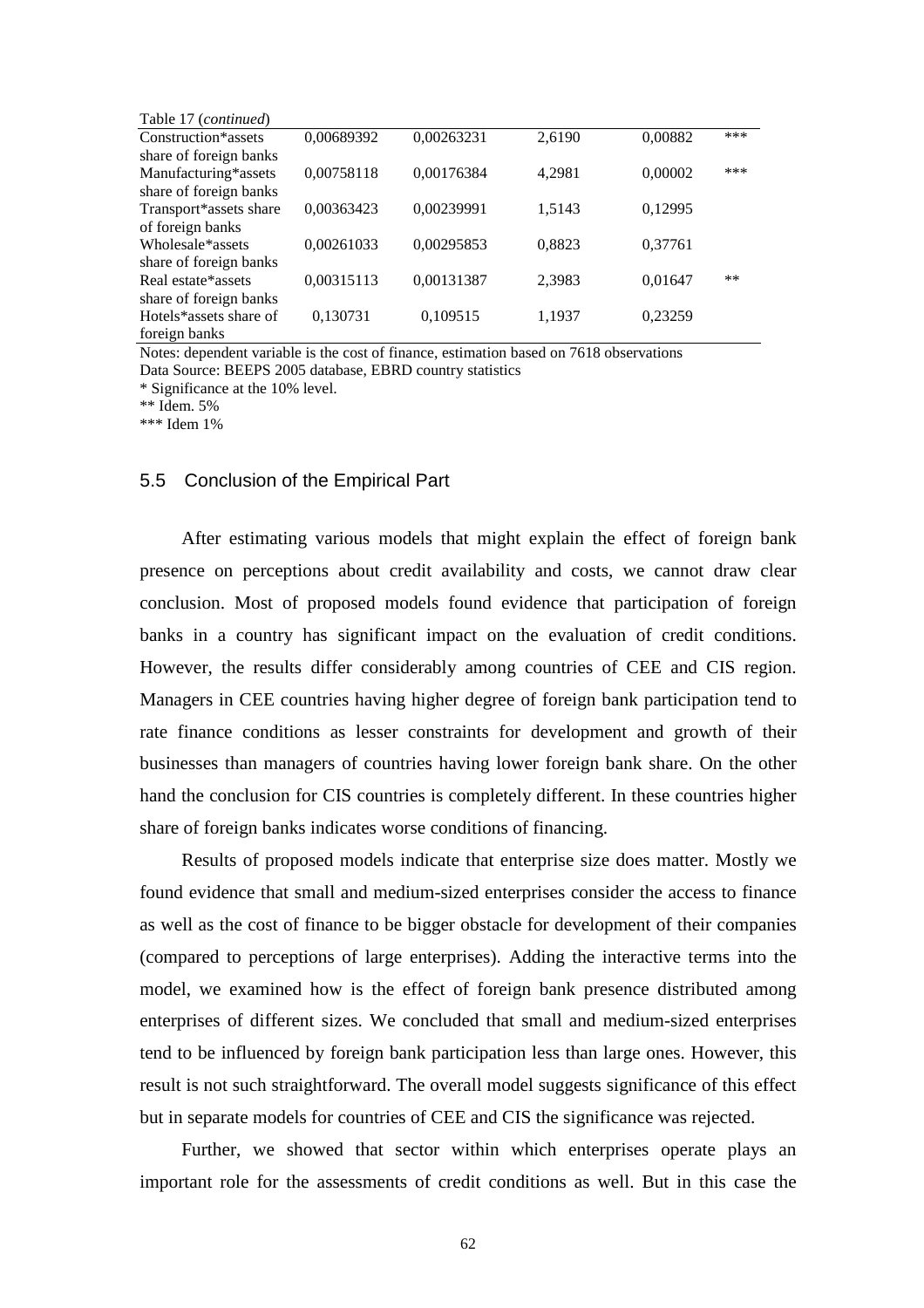Table 17 (*continued*)

| | | | | | |
|---|---|---|---|---|---|
| Construction*assets share of foreign banks | 0,00689392 | 0,00263231 | 2,6190 | 0,00882 | *** |
| Manufacturing*assets share of foreign banks | 0,00758118 | 0,00176384 | 4,2981 | 0,00002 | *** |
| Transport*assets share of foreign banks | 0,00363423 | 0,00239991 | 1,5143 | 0,12995 | |
| Wholesale*assets share of foreign banks | 0,00261033 | 0,00295853 | 0,8823 | 0,37761 | |
| Real estate*assets share of foreign banks | 0,00315113 | 0,00131387 | 2,3983 | 0,01647 | ** |
| Hotels*assets share of foreign banks | 0,130731 | 0,109515 | 1,1937 | 0,23259 | |

Notes: dependent variable is the cost of finance, estimation based on 7618 observations
Data Source: BEEPS 2005 database, EBRD country statistics
* Significance at the 10% level.
** Idem. 5%
*** Idem 1%

## 5.5 Conclusion of the Empirical Part

After estimating various models that might explain the effect of foreign bank presence on perceptions about credit availability and costs, we cannot draw clear conclusion. Most of proposed models found evidence that participation of foreign banks in a country has significant impact on the evaluation of credit conditions. However, the results differ considerably among countries of CEE and CIS region. Managers in CEE countries having higher degree of foreign bank participation tend to rate finance conditions as lesser constraints for development and growth of their businesses than managers of countries having lower foreign bank share. On the other hand the conclusion for CIS countries is completely different. In these countries higher share of foreign banks indicates worse conditions of financing.

Results of proposed models indicate that enterprise size does matter. Mostly we found evidence that small and medium-sized enterprises consider the access to finance as well as the cost of finance to be bigger obstacle for development of their companies (compared to perceptions of large enterprises). Adding the interactive terms into the model, we examined how is the effect of foreign bank presence distributed among enterprises of different sizes. We concluded that small and medium-sized enterprises tend to be influenced by foreign bank participation less than large ones. However, this result is not such straightforward. The overall model suggests significance of this effect but in separate models for countries of CEE and CIS the significance was rejected.

Further, we showed that sector within which enterprises operate plays an important role for the assessments of credit conditions as well. But in this case the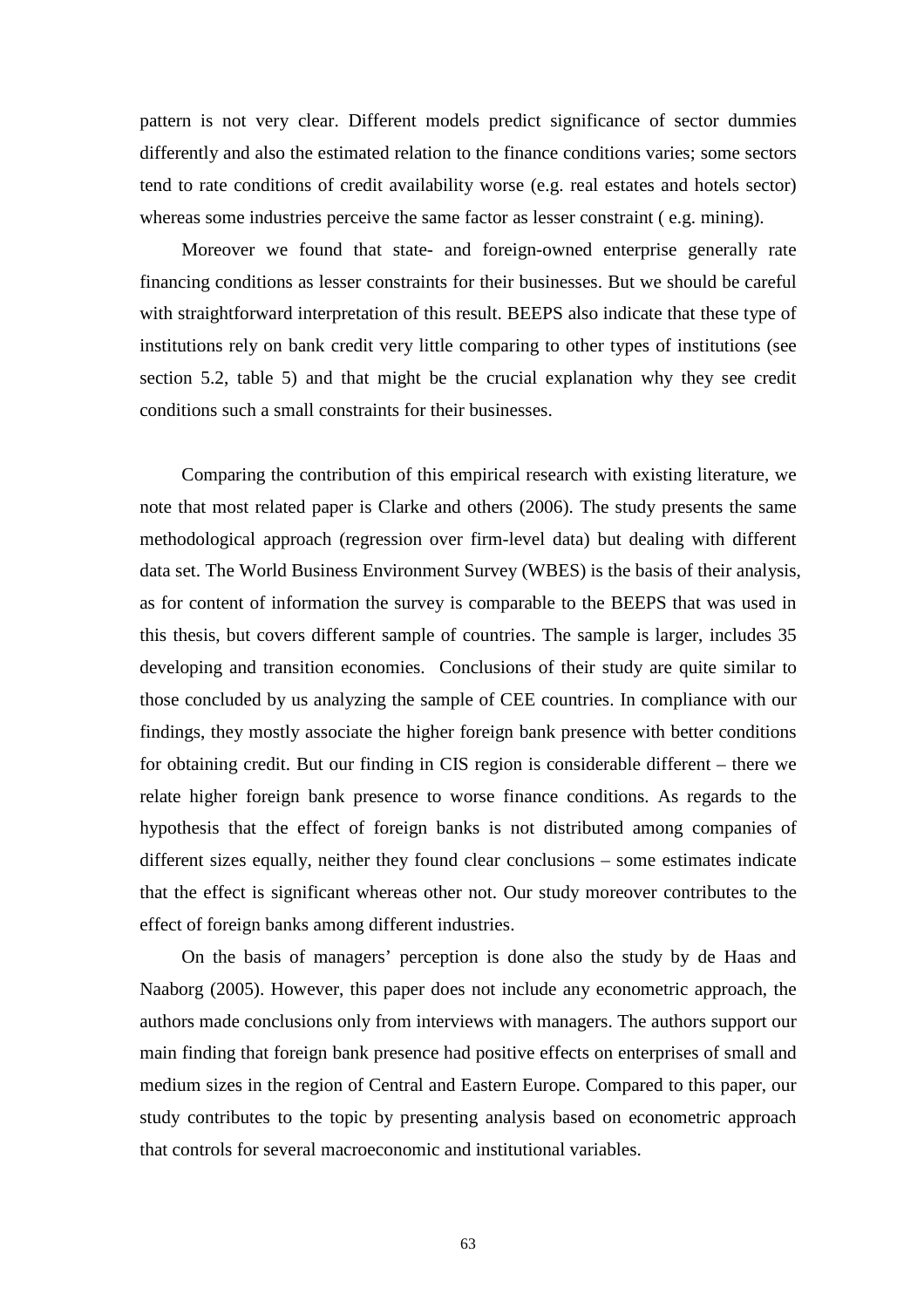pattern is not very clear. Different models predict significance of sector dummies differently and also the estimated relation to the finance conditions varies; some sectors tend to rate conditions of credit availability worse (e.g. real estates and hotels sector) whereas some industries perceive the same factor as lesser constraint ( e.g. mining).

Moreover we found that state- and foreign-owned enterprise generally rate financing conditions as lesser constraints for their businesses. But we should be careful with straightforward interpretation of this result. BEEPS also indicate that these type of institutions rely on bank credit very little comparing to other types of institutions (see section 5.2, table 5) and that might be the crucial explanation why they see credit conditions such a small constraints for their businesses.

Comparing the contribution of this empirical research with existing literature, we note that most related paper is Clarke and others (2006). The study presents the same methodological approach (regression over firm-level data) but dealing with different data set. The World Business Environment Survey (WBES) is the basis of their analysis, as for content of information the survey is comparable to the BEEPS that was used in this thesis, but covers different sample of countries. The sample is larger, includes 35 developing and transition economies. Conclusions of their study are quite similar to those concluded by us analyzing the sample of CEE countries. In compliance with our findings, they mostly associate the higher foreign bank presence with better conditions for obtaining credit. But our finding in CIS region is considerable different – there we relate higher foreign bank presence to worse finance conditions. As regards to the hypothesis that the effect of foreign banks is not distributed among companies of different sizes equally, neither they found clear conclusions – some estimates indicate that the effect is significant whereas other not. Our study moreover contributes to the effect of foreign banks among different industries.

On the basis of managers' perception is done also the study by de Haas and Naaborg (2005). However, this paper does not include any econometric approach, the authors made conclusions only from interviews with managers. The authors support our main finding that foreign bank presence had positive effects on enterprises of small and medium sizes in the region of Central and Eastern Europe. Compared to this paper, our study contributes to the topic by presenting analysis based on econometric approach that controls for several macroeconomic and institutional variables.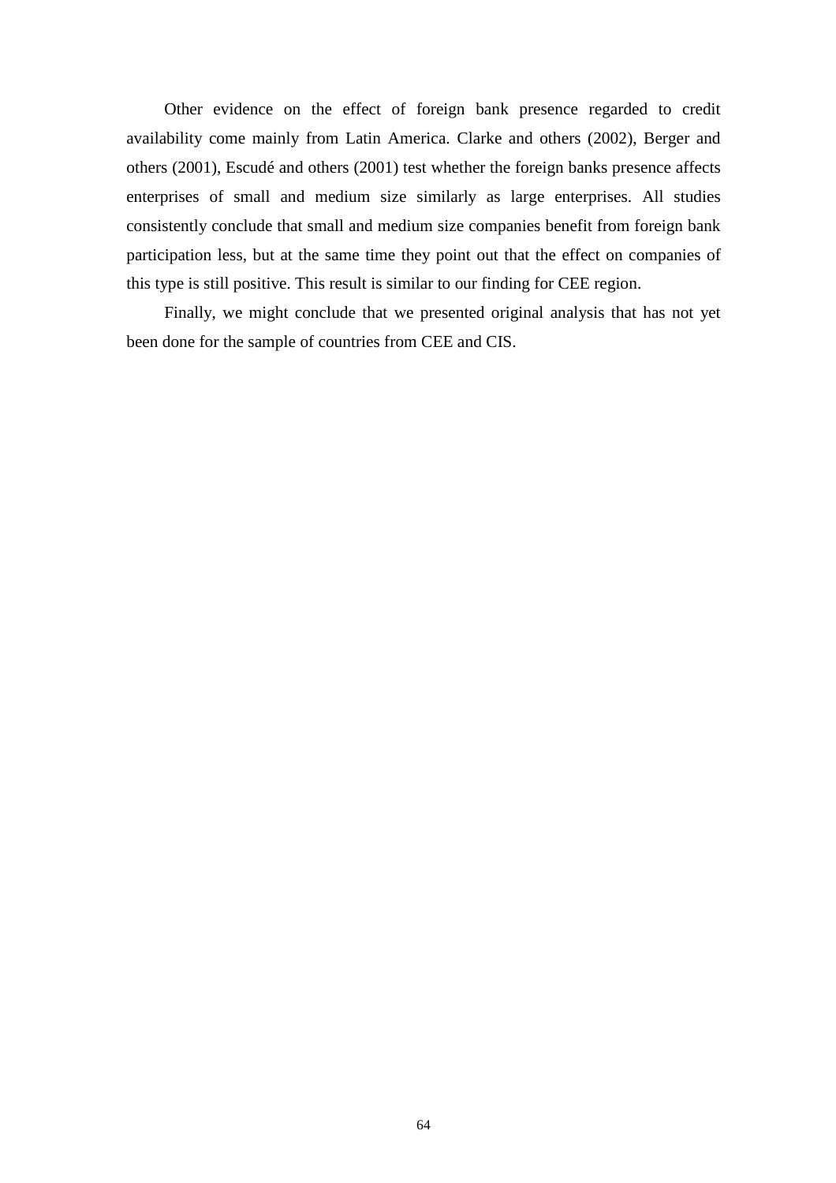Other evidence on the effect of foreign bank presence regarded to credit availability come mainly from Latin America. Clarke and others (2002), Berger and others (2001), Escudé and others (2001) test whether the foreign banks presence affects enterprises of small and medium size similarly as large enterprises. All studies consistently conclude that small and medium size companies benefit from foreign bank participation less, but at the same time they point out that the effect on companies of this type is still positive. This result is similar to our finding for CEE region.

Finally, we might conclude that we presented original analysis that has not yet been done for the sample of countries from CEE and CIS.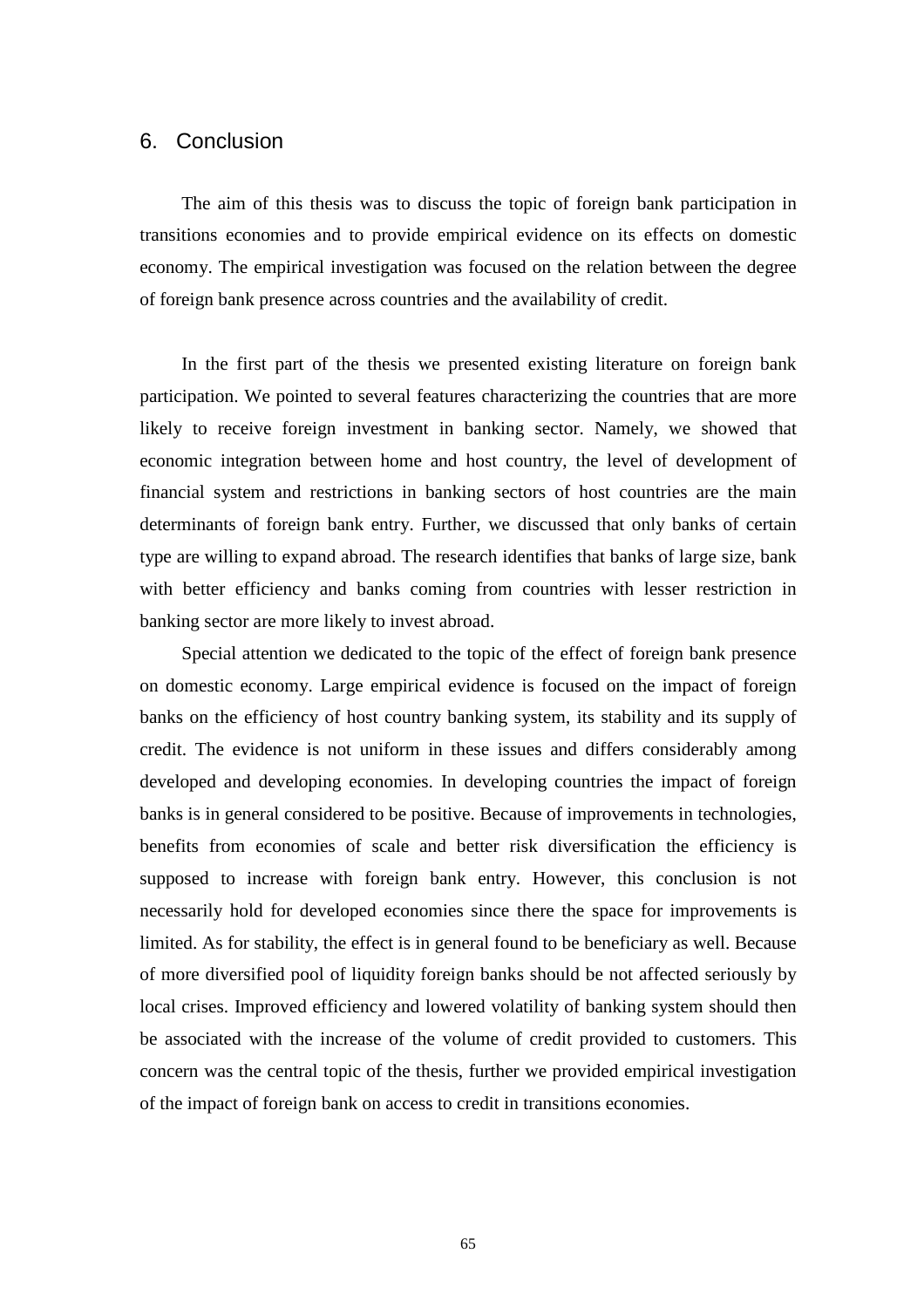# 6. Conclusion

The aim of this thesis was to discuss the topic of foreign bank participation in transitions economies and to provide empirical evidence on its effects on domestic economy. The empirical investigation was focused on the relation between the degree of foreign bank presence across countries and the availability of credit.

In the first part of the thesis we presented existing literature on foreign bank participation. We pointed to several features characterizing the countries that are more likely to receive foreign investment in banking sector. Namely, we showed that economic integration between home and host country, the level of development of financial system and restrictions in banking sectors of host countries are the main determinants of foreign bank entry. Further, we discussed that only banks of certain type are willing to expand abroad. The research identifies that banks of large size, bank with better efficiency and banks coming from countries with lesser restriction in banking sector are more likely to invest abroad.

Special attention we dedicated to the topic of the effect of foreign bank presence on domestic economy. Large empirical evidence is focused on the impact of foreign banks on the efficiency of host country banking system, its stability and its supply of credit. The evidence is not uniform in these issues and differs considerably among developed and developing economies. In developing countries the impact of foreign banks is in general considered to be positive. Because of improvements in technologies, benefits from economies of scale and better risk diversification the efficiency is supposed to increase with foreign bank entry. However, this conclusion is not necessarily hold for developed economies since there the space for improvements is limited. As for stability, the effect is in general found to be beneficiary as well. Because of more diversified pool of liquidity foreign banks should be not affected seriously by local crises. Improved efficiency and lowered volatility of banking system should then be associated with the increase of the volume of credit provided to customers. This concern was the central topic of the thesis, further we provided empirical investigation of the impact of foreign bank on access to credit in transitions economies.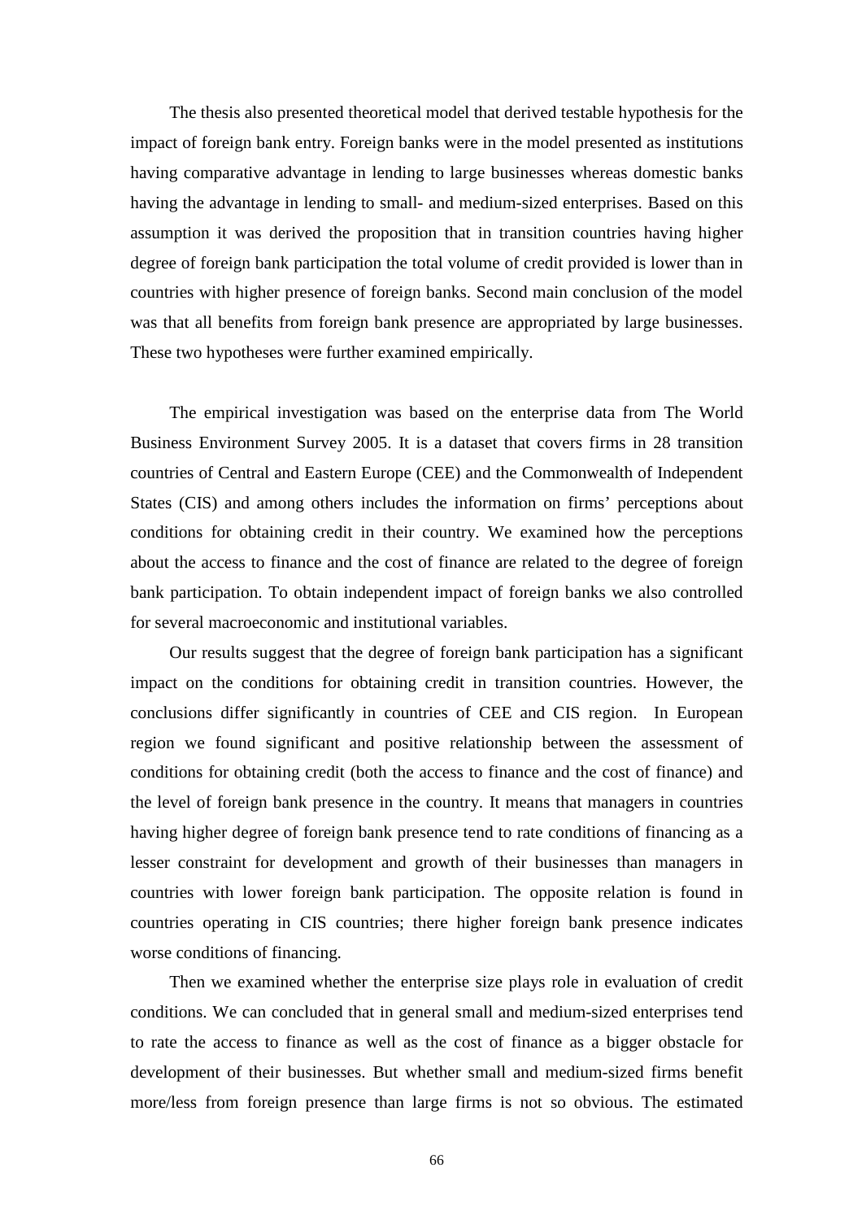The thesis also presented theoretical model that derived testable hypothesis for the impact of foreign bank entry. Foreign banks were in the model presented as institutions having comparative advantage in lending to large businesses whereas domestic banks having the advantage in lending to small- and medium-sized enterprises. Based on this assumption it was derived the proposition that in transition countries having higher degree of foreign bank participation the total volume of credit provided is lower than in countries with higher presence of foreign banks. Second main conclusion of the model was that all benefits from foreign bank presence are appropriated by large businesses. These two hypotheses were further examined empirically.

The empirical investigation was based on the enterprise data from The World Business Environment Survey 2005. It is a dataset that covers firms in 28 transition countries of Central and Eastern Europe (CEE) and the Commonwealth of Independent States (CIS) and among others includes the information on firms' perceptions about conditions for obtaining credit in their country. We examined how the perceptions about the access to finance and the cost of finance are related to the degree of foreign bank participation. To obtain independent impact of foreign banks we also controlled for several macroeconomic and institutional variables.

Our results suggest that the degree of foreign bank participation has a significant impact on the conditions for obtaining credit in transition countries. However, the conclusions differ significantly in countries of CEE and CIS region. In European region we found significant and positive relationship between the assessment of conditions for obtaining credit (both the access to finance and the cost of finance) and the level of foreign bank presence in the country. It means that managers in countries having higher degree of foreign bank presence tend to rate conditions of financing as a lesser constraint for development and growth of their businesses than managers in countries with lower foreign bank participation. The opposite relation is found in countries operating in CIS countries; there higher foreign bank presence indicates worse conditions of financing.

Then we examined whether the enterprise size plays role in evaluation of credit conditions. We can concluded that in general small and medium-sized enterprises tend to rate the access to finance as well as the cost of finance as a bigger obstacle for development of their businesses. But whether small and medium-sized firms benefit more/less from foreign presence than large firms is not so obvious. The estimated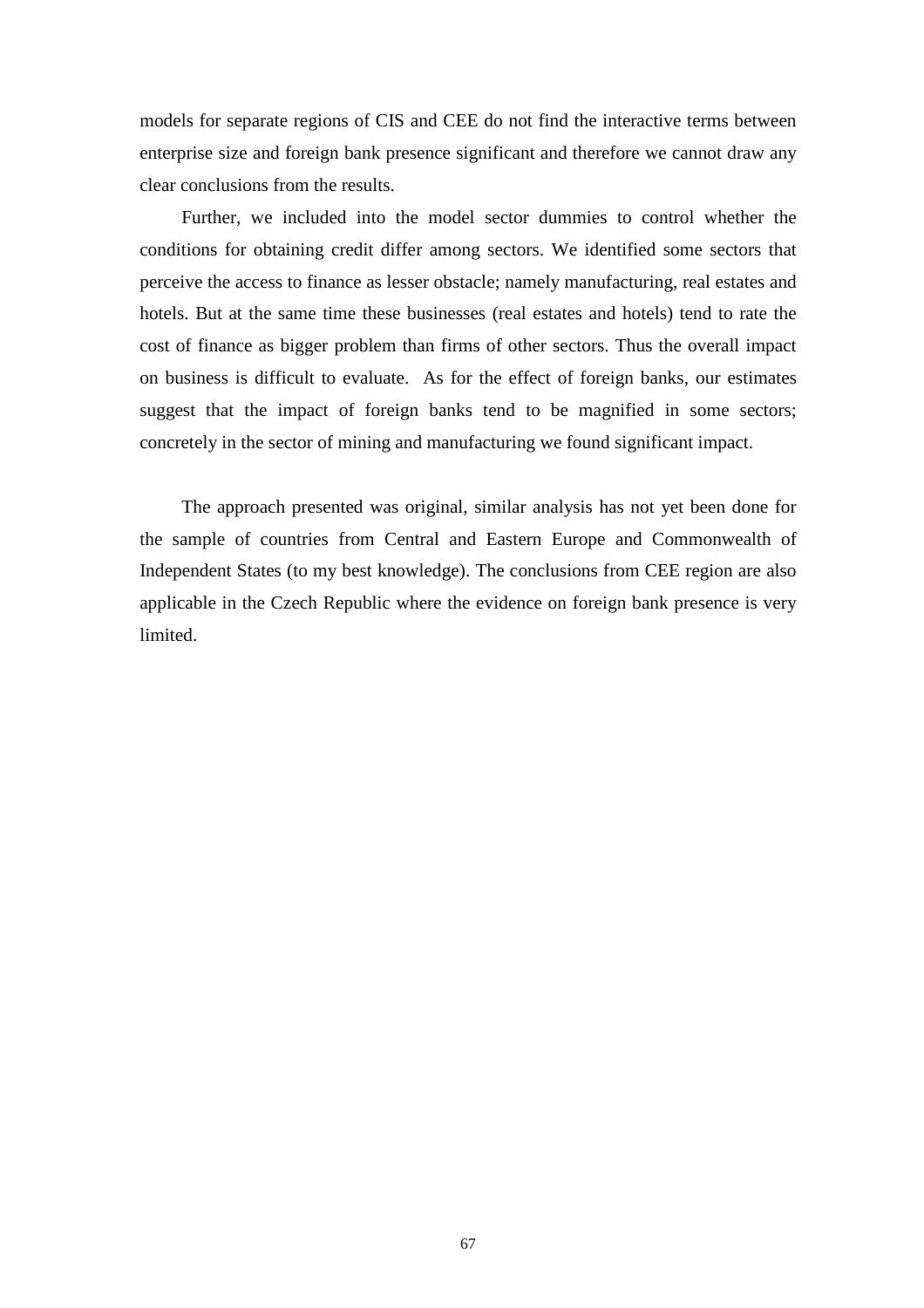models for separate regions of CIS and CEE do not find the interactive terms between enterprise size and foreign bank presence significant and therefore we cannot draw any clear conclusions from the results.

Further, we included into the model sector dummies to control whether the conditions for obtaining credit differ among sectors. We identified some sectors that perceive the access to finance as lesser obstacle; namely manufacturing, real estates and hotels. But at the same time these businesses (real estates and hotels) tend to rate the cost of finance as bigger problem than firms of other sectors. Thus the overall impact on business is difficult to evaluate. As for the effect of foreign banks, our estimates suggest that the impact of foreign banks tend to be magnified in some sectors; concretely in the sector of mining and manufacturing we found significant impact.

The approach presented was original, similar analysis has not yet been done for the sample of countries from Central and Eastern Europe and Commonwealth of Independent States (to my best knowledge). The conclusions from CEE region are also applicable in the Czech Republic where the evidence on foreign bank presence is very limited.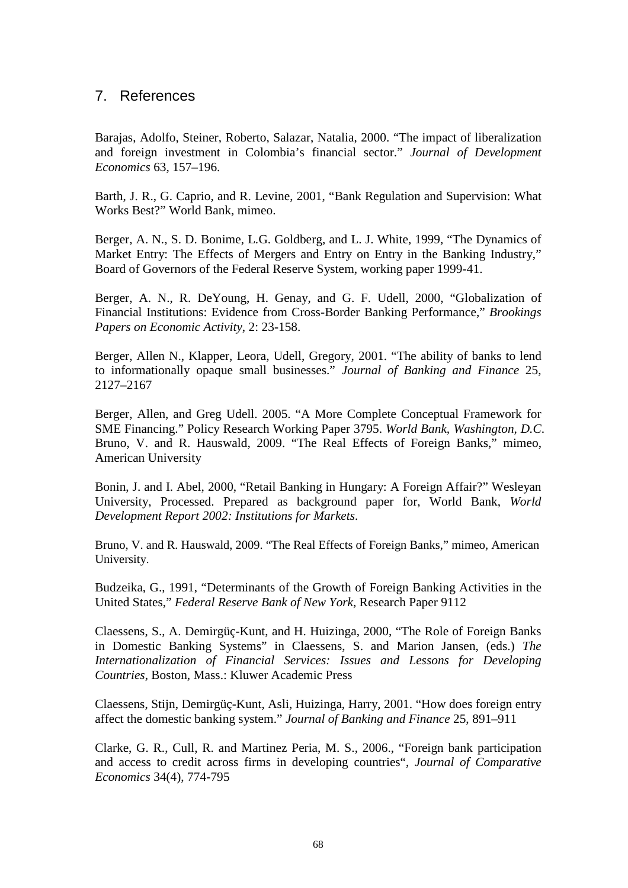## 7. References

Barajas, Adolfo, Steiner, Roberto, Salazar, Natalia, 2000. "The impact of liberalization and foreign investment in Colombia's financial sector." *Journal of Development Economics* 63, 157–196.

Barth, J. R., G. Caprio, and R. Levine, 2001, "Bank Regulation and Supervision: What Works Best?" World Bank, mimeo.

Berger, A. N., S. D. Bonime, L.G. Goldberg, and L. J. White, 1999, "The Dynamics of Market Entry: The Effects of Mergers and Entry on Entry in the Banking Industry," Board of Governors of the Federal Reserve System, working paper 1999-41.

Berger, A. N., R. DeYoung, H. Genay, and G. F. Udell, 2000, "Globalization of Financial Institutions: Evidence from Cross-Border Banking Performance," *Brookings Papers on Economic Activity*, 2: 23-158.

Berger, Allen N., Klapper, Leora, Udell, Gregory, 2001. "The ability of banks to lend to informationally opaque small businesses." *Journal of Banking and Finance* 25, 2127–2167

Berger, Allen, and Greg Udell. 2005. "A More Complete Conceptual Framework for SME Financing." Policy Research Working Paper 3795. *World Bank, Washington, D.C*. Bruno, V. and R. Hauswald, 2009. "The Real Effects of Foreign Banks," mimeo, American University

Bonin, J. and I. Abel, 2000, "Retail Banking in Hungary: A Foreign Affair?" Wesleyan University, Processed. Prepared as background paper for, World Bank, *World Development Report 2002: Institutions for Markets*.

Bruno, V. and R. Hauswald, 2009. "The Real Effects of Foreign Banks," mimeo, American University.

Budzeika, G., 1991, "Determinants of the Growth of Foreign Banking Activities in the United States," *Federal Reserve Bank of New York*, Research Paper 9112

Claessens, S., A. Demirgüç-Kunt, and H. Huizinga, 2000, "The Role of Foreign Banks in Domestic Banking Systems" in Claessens, S. and Marion Jansen, (eds.) *The Internationalization of Financial Services: Issues and Lessons for Developing Countries*, Boston, Mass.: Kluwer Academic Press

Claessens, Stijn, Demirgüç-Kunt, Asli, Huizinga, Harry, 2001. "How does foreign entry affect the domestic banking system." *Journal of Banking and Finance* 25, 891–911

Clarke, G. R., Cull, R. and Martinez Peria, M. S., 2006., "Foreign bank participation and access to credit across firms in developing countries", *Journal of Comparative Economics* 34(4), 774-795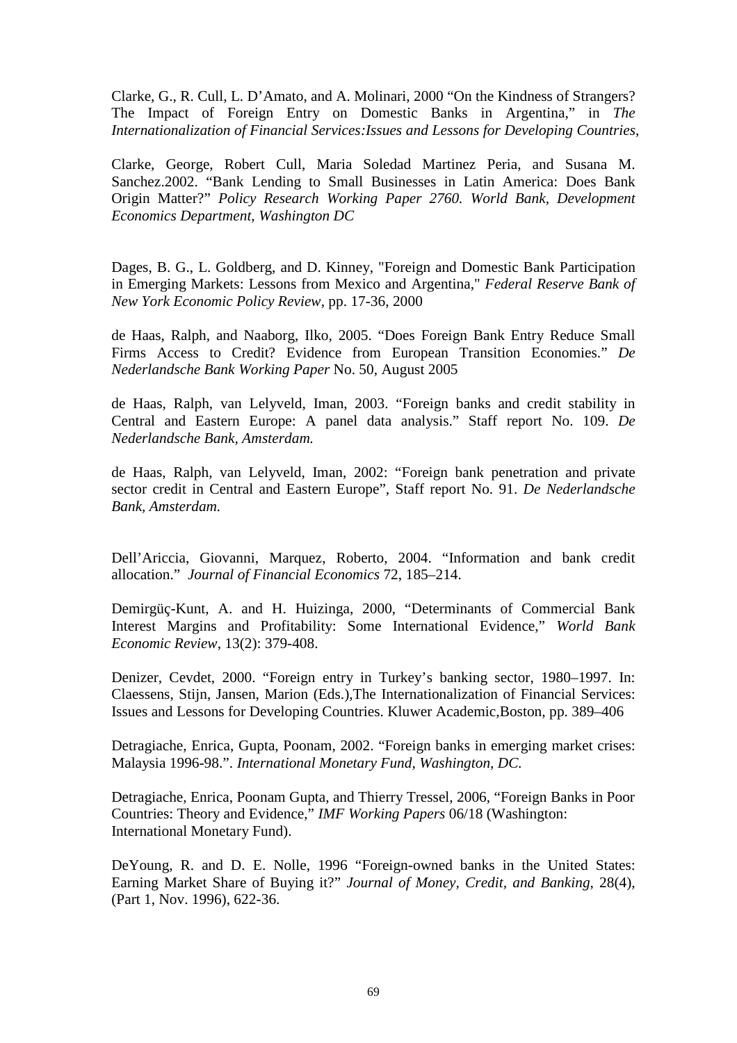Clarke, G., R. Cull, L. D'Amato, and A. Molinari, 2000 "On the Kindness of Strangers? The Impact of Foreign Entry on Domestic Banks in Argentina," in *The Internationalization of Financial Services:Issues and Lessons for Developing Countries*,

Clarke, George, Robert Cull, Maria Soledad Martinez Peria, and Susana M. Sanchez.2002. "Bank Lending to Small Businesses in Latin America: Does Bank Origin Matter?" *Policy Research Working Paper 2760. World Bank, Development Economics Department, Washington DC*

Dages, B. G., L. Goldberg, and D. Kinney, "Foreign and Domestic Bank Participation in Emerging Markets: Lessons from Mexico and Argentina," *Federal Reserve Bank of New York Economic Policy Review*, pp. 17-36, 2000

de Haas, Ralph, and Naaborg, Ilko, 2005. "Does Foreign Bank Entry Reduce Small Firms Access to Credit? Evidence from European Transition Economies." *De Nederlandsche Bank Working Paper* No. 50, August 2005

de Haas, Ralph, van Lelyveld, Iman, 2003. "Foreign banks and credit stability in Central and Eastern Europe: A panel data analysis." Staff report No. 109. *De Nederlandsche Bank, Amsterdam.*

de Haas, Ralph, van Lelyveld, Iman, 2002: "Foreign bank penetration and private sector credit in Central and Eastern Europe", Staff report No. 91. *De Nederlandsche Bank, Amsterdam.*

Dell'Ariccia, Giovanni, Marquez, Roberto, 2004. "Information and bank credit allocation." *Journal of Financial Economics* 72, 185–214.

Demirgüç-Kunt, A. and H. Huizinga, 2000, "Determinants of Commercial Bank Interest Margins and Profitability: Some International Evidence," *World Bank Economic Review*, 13(2): 379-408.

Denizer, Cevdet, 2000. "Foreign entry in Turkey's banking sector, 1980–1997. In: Claessens, Stijn, Jansen, Marion (Eds.),The Internationalization of Financial Services: Issues and Lessons for Developing Countries. Kluwer Academic,Boston, pp. 389–406

Detragiache, Enrica, Gupta, Poonam, 2002. "Foreign banks in emerging market crises: Malaysia 1996-98.". *International Monetary Fund, Washington, DC.*

Detragiache, Enrica, Poonam Gupta, and Thierry Tressel, 2006, "Foreign Banks in Poor Countries: Theory and Evidence," *IMF Working Papers* 06/18 (Washington: International Monetary Fund).

DeYoung, R. and D. E. Nolle, 1996 "Foreign-owned banks in the United States: Earning Market Share of Buying it?" *Journal of Money, Credit, and Banking*, 28(4), (Part 1, Nov. 1996), 622-36.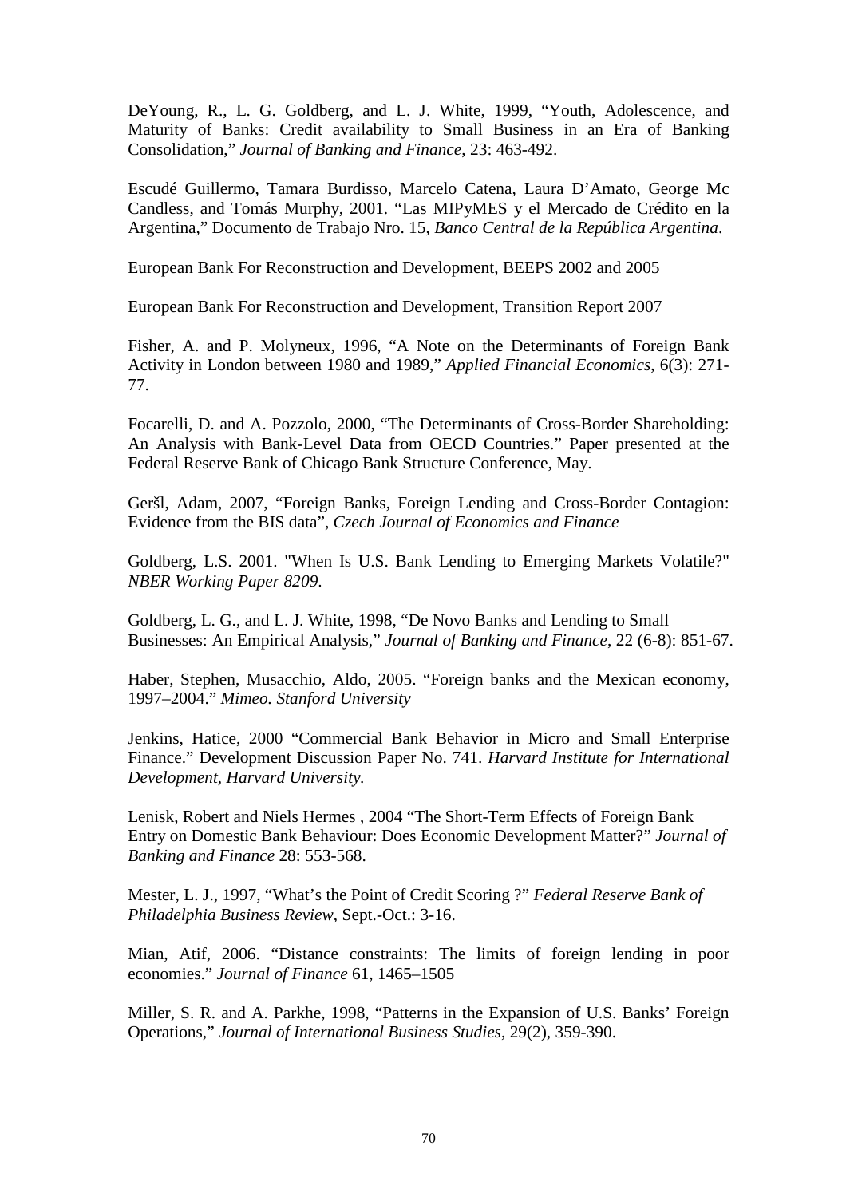DeYoung, R., L. G. Goldberg, and L. J. White, 1999, "Youth, Adolescence, and Maturity of Banks: Credit availability to Small Business in an Era of Banking Consolidation," *Journal of Banking and Finance*, 23: 463-492.

Escudé Guillermo, Tamara Burdisso, Marcelo Catena, Laura D'Amato, George Mc Candless, and Tomás Murphy, 2001. "Las MIPyMES y el Mercado de Crédito en la Argentina," Documento de Trabajo Nro. 15, *Banco Central de la República Argentina*.

European Bank For Reconstruction and Development, BEEPS 2002 and 2005

European Bank For Reconstruction and Development, Transition Report 2007

Fisher, A. and P. Molyneux, 1996, "A Note on the Determinants of Foreign Bank Activity in London between 1980 and 1989," *Applied Financial Economics*, 6(3): 271-77.

Focarelli, D. and A. Pozzolo, 2000, "The Determinants of Cross-Border Shareholding: An Analysis with Bank-Level Data from OECD Countries." Paper presented at the Federal Reserve Bank of Chicago Bank Structure Conference, May.

Geršl, Adam, 2007, "Foreign Banks, Foreign Lending and Cross-Border Contagion: Evidence from the BIS data", *Czech Journal of Economics and Finance*

Goldberg, L.S. 2001. "When Is U.S. Bank Lending to Emerging Markets Volatile?" *NBER Working Paper 8209*.

Goldberg, L. G., and L. J. White, 1998, "De Novo Banks and Lending to Small Businesses: An Empirical Analysis," *Journal of Banking and Finance*, 22 (6-8): 851-67.

Haber, Stephen, Musacchio, Aldo, 2005. "Foreign banks and the Mexican economy, 1997–2004." *Mimeo. Stanford University*

Jenkins, Hatice, 2000 "Commercial Bank Behavior in Micro and Small Enterprise Finance." Development Discussion Paper No. 741. *Harvard Institute for International Development, Harvard University.*

Lenisk, Robert and Niels Hermes , 2004 "The Short-Term Effects of Foreign Bank Entry on Domestic Bank Behaviour: Does Economic Development Matter?" *Journal of Banking and Finance* 28: 553-568.

Mester, L. J., 1997, "What's the Point of Credit Scoring ?" *Federal Reserve Bank of Philadelphia Business Review*, Sept.-Oct.: 3-16.

Mian, Atif, 2006. "Distance constraints: The limits of foreign lending in poor economies." *Journal of Finance* 61, 1465–1505

Miller, S. R. and A. Parkhe, 1998, "Patterns in the Expansion of U.S. Banks' Foreign Operations," *Journal of International Business Studies*, 29(2), 359-390.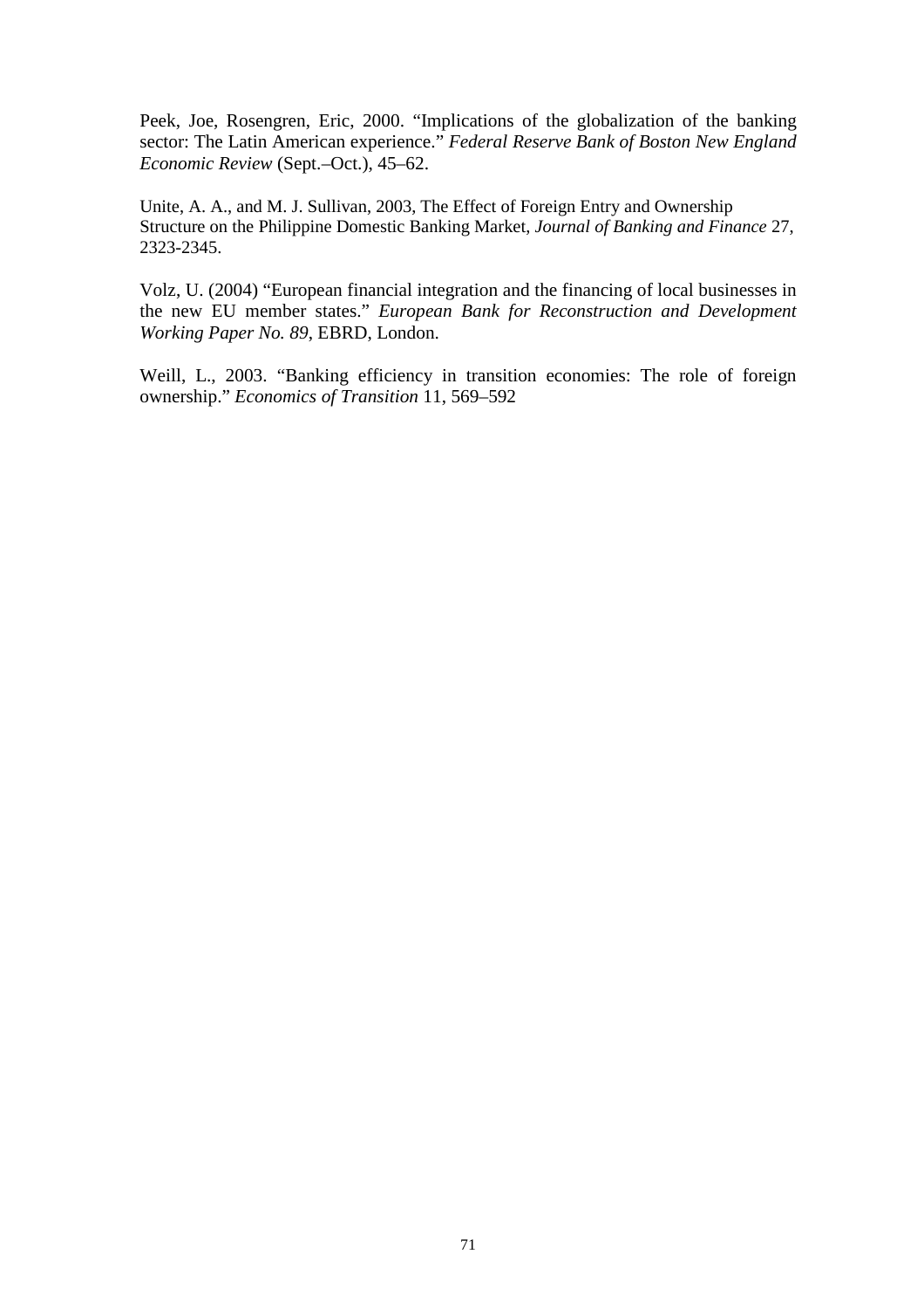Peek, Joe, Rosengren, Eric, 2000. "Implications of the globalization of the banking sector: The Latin American experience." *Federal Reserve Bank of Boston New England Economic Review* (Sept.–Oct.), 45–62.

Unite, A. A., and M. J. Sullivan, 2003, The Effect of Foreign Entry and Ownership Structure on the Philippine Domestic Banking Market, *Journal of Banking and Finance* 27, 2323-2345.

Volz, U. (2004) "European financial integration and the financing of local businesses in the new EU member states." *European Bank for Reconstruction and Development Working Paper No. 89*, EBRD, London.

Weill, L., 2003. "Banking efficiency in transition economies: The role of foreign ownership." *Economics of Transition* 11, 569–592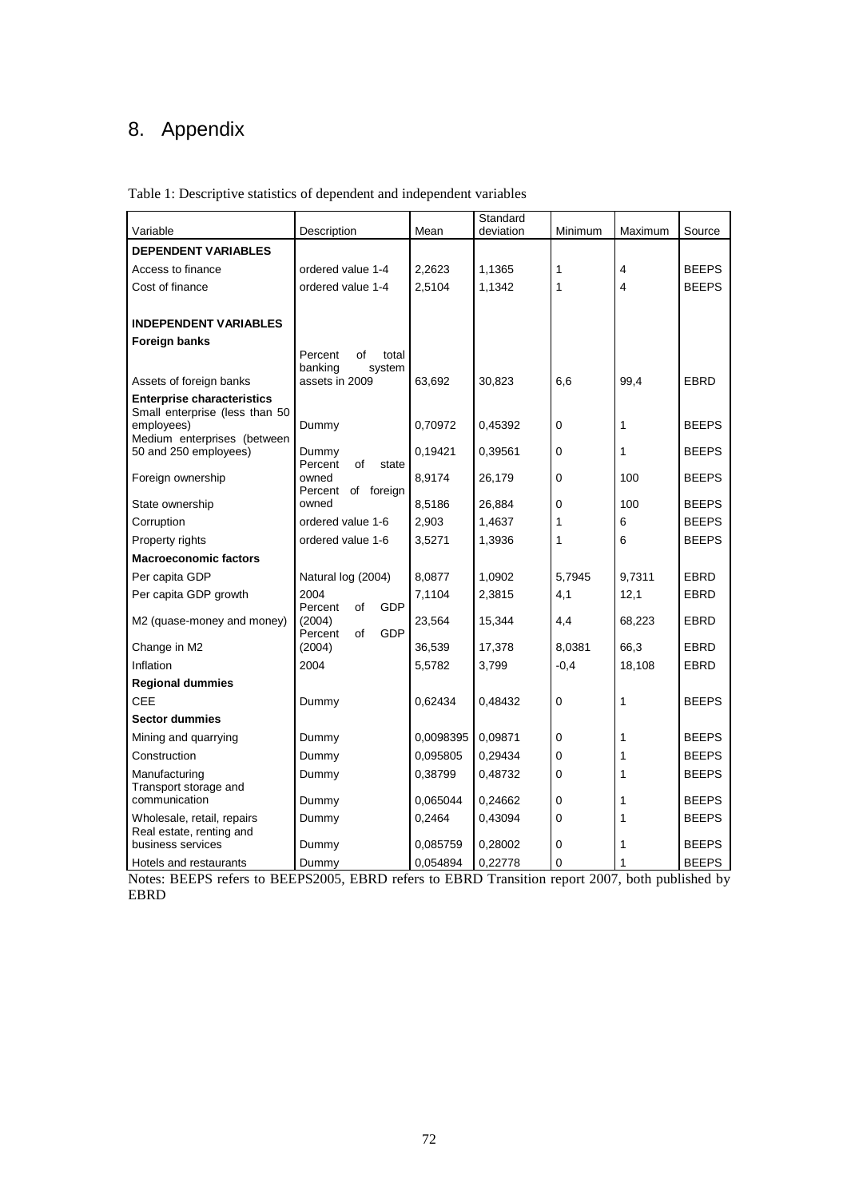# 8. Appendix

Table 1: Descriptive statistics of dependent and independent variables

| Variable | Description | Mean | Standard deviation | Minimum | Maximum | Source |
|---|---|---|---|---|---|---|
| **DEPENDENT VARIABLES** | | | | | | |
| Access to finance | ordered value 1-4 | 2,2623 | 1,1365 | 1 | 4 | BEEPS |
| Cost of finance | ordered value 1-4 | 2,5104 | 1,1342 | 1 | 4 | BEEPS |
| | | | | | | |
| **INDEPENDENT VARIABLES** | | | | | | |
| **Foreign banks** | | | | | | |
| Assets of foreign banks | Percent of total banking system assets in 2009 | 63,692 | 30,823 | 6,6 | 99,4 | EBRD |
| **Enterprise characteristics** | | | | | | |
| Small enterprise (less than 50 employees) | Dummy | 0,70972 | 0,45392 | 0 | 1 | BEEPS |
| Medium enterprises (between 50 and 250 employees) | Dummy | 0,19421 | 0,39561 | 0 | 1 | BEEPS |
| Foreign ownership | Percent of state owned | 8,9174 | 26,179 | 0 | 100 | BEEPS |
| State ownership | Percent of foreign owned | 8,5186 | 26,884 | 0 | 100 | BEEPS |
| Corruption | ordered value 1-6 | 2,903 | 1,4637 | 1 | 6 | BEEPS |
| Property rights | ordered value 1-6 | 3,5271 | 1,3936 | 1 | 6 | BEEPS |
| **Macroeconomic factors** | | | | | | |
| Per capita GDP | Natural log (2004) | 8,0877 | 1,0902 | 5,7945 | 9,7311 | EBRD |
| Per capita GDP growth | 2004 | 7,1104 | 2,3815 | 4,1 | 12,1 | EBRD |
| M2 (quase-money and money) | Percent of GDP (2004) | 23,564 | 15,344 | 4,4 | 68,223 | EBRD |
| Change in M2 | Percent of GDP (2004) | 36,539 | 17,378 | 8,0381 | 66,3 | EBRD |
| Inflation | 2004 | 5,5782 | 3,799 | -0,4 | 18,108 | EBRD |
| **Regional dummies** | | | | | | |
| CEE | Dummy | 0,62434 | 0,48432 | 0 | 1 | BEEPS |
| **Sector dummies** | | | | | | |
| Mining and quarrying | Dummy | 0,0098395 | 0,09871 | 0 | 1 | BEEPS |
| Construction | Dummy | 0,095805 | 0,29434 | 0 | 1 | BEEPS |
| Manufacturing | Dummy | 0,38799 | 0,48732 | 0 | 1 | BEEPS |
| Transport storage and communication | Dummy | 0,065044 | 0,24662 | 0 | 1 | BEEPS |
| Wholesale, retail, repairs | Dummy | 0,2464 | 0,43094 | 0 | 1 | BEEPS |
| Real estate, renting and business services | Dummy | 0,085759 | 0,28002 | 0 | 1 | BEEPS |
| Hotels and restaurants | Dummy | 0,054894 | 0,22778 | 0 | 1 | BEEPS |

Notes: BEEPS refers to BEEPS2005, EBRD refers to EBRD Transition report 2007, both published by EBRD